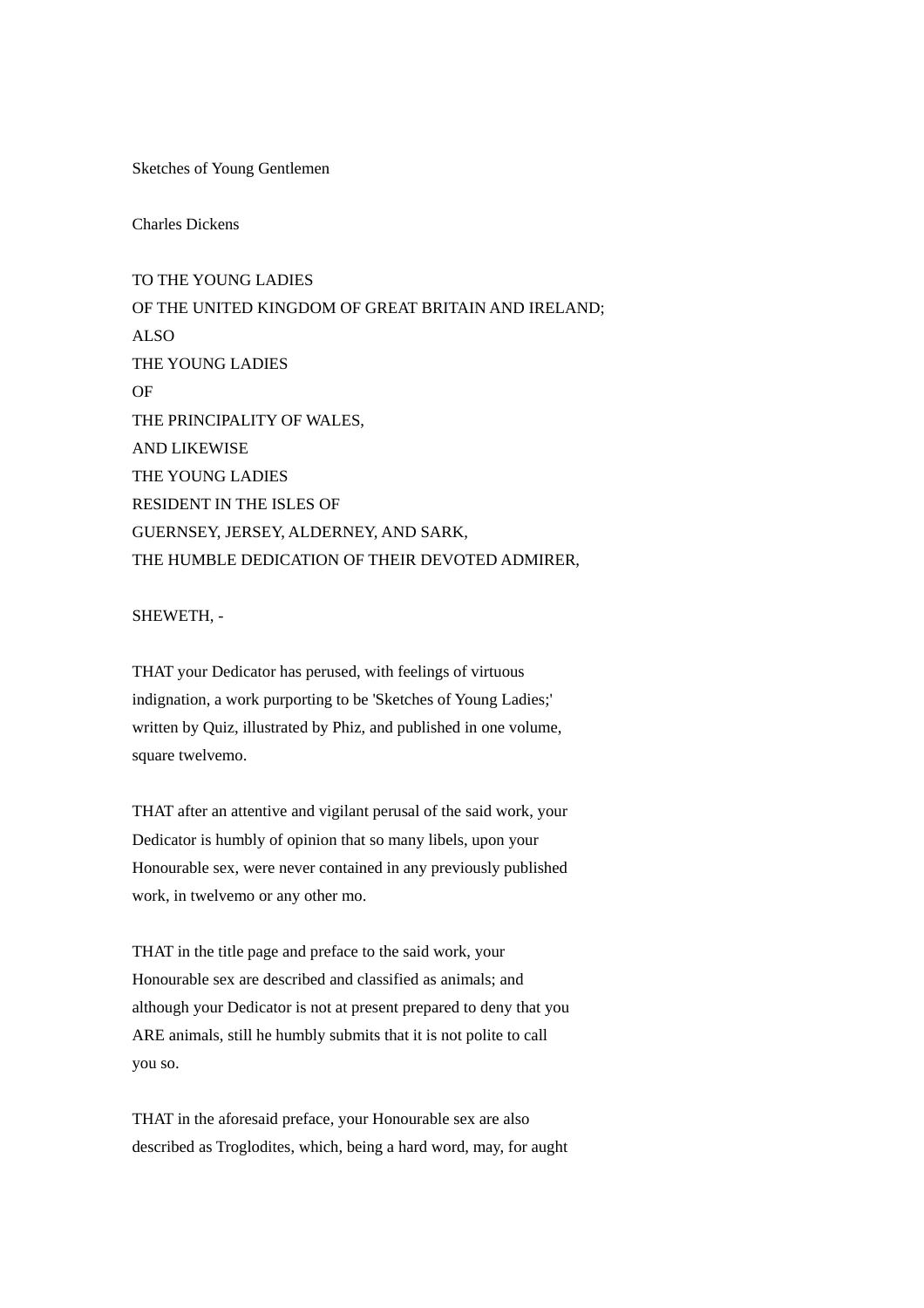# Sketches of Young Gentlemen

Charles Dickens

TO THE YOUNG LADIES
OF THE UNITED KINGDOM OF GREAT BRITAIN AND IRELAND;
ALSO
THE YOUNG LADIES
OF
THE PRINCIPALITY OF WALES,
AND LIKEWISE
THE YOUNG LADIES
RESIDENT IN THE ISLES OF
GUERNSEY, JERSEY, ALDERNEY, AND SARK,
THE HUMBLE DEDICATION OF THEIR DEVOTED ADMIRER,

SHEWETH, -

THAT your Dedicator has perused, with feelings of virtuous indignation, a work purporting to be 'Sketches of Young Ladies;' written by Quiz, illustrated by Phiz, and published in one volume, square twelvemo.

THAT after an attentive and vigilant perusal of the said work, your Dedicator is humbly of opinion that so many libels, upon your Honourable sex, were never contained in any previously published work, in twelvemo or any other mo.

THAT in the title page and preface to the said work, your Honourable sex are described and classified as animals; and although your Dedicator is not at present prepared to deny that you ARE animals, still he humbly submits that it is not polite to call you so.

THAT in the aforesaid preface, your Honourable sex are also described as Troglodites, which, being a hard word, may, for aught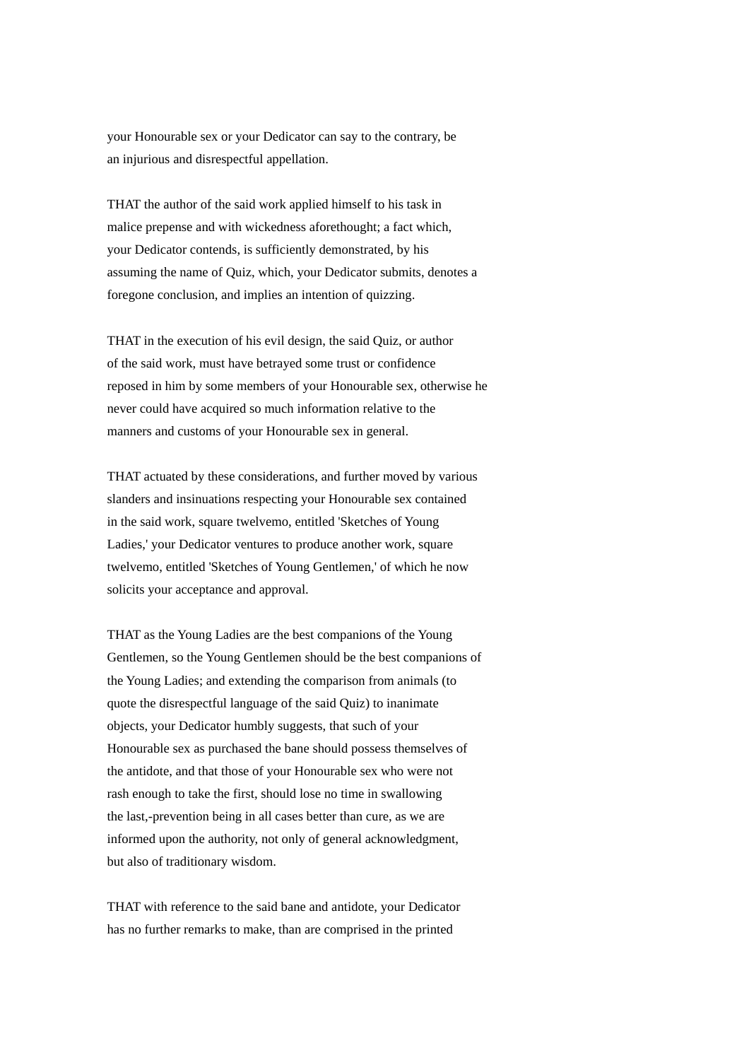your Honourable sex or your Dedicator can say to the contrary, be an injurious and disrespectful appellation.

THAT the author of the said work applied himself to his task in malice prepense and with wickedness aforethought; a fact which, your Dedicator contends, is sufficiently demonstrated, by his assuming the name of Quiz, which, your Dedicator submits, denotes a foregone conclusion, and implies an intention of quizzing.

THAT in the execution of his evil design, the said Quiz, or author of the said work, must have betrayed some trust or confidence reposed in him by some members of your Honourable sex, otherwise he never could have acquired so much information relative to the manners and customs of your Honourable sex in general.

THAT actuated by these considerations, and further moved by various slanders and insinuations respecting your Honourable sex contained in the said work, square twelvemo, entitled 'Sketches of Young Ladies,' your Dedicator ventures to produce another work, square twelvemo, entitled 'Sketches of Young Gentlemen,' of which he now solicits your acceptance and approval.

THAT as the Young Ladies are the best companions of the Young Gentlemen, so the Young Gentlemen should be the best companions of the Young Ladies; and extending the comparison from animals (to quote the disrespectful language of the said Quiz) to inanimate objects, your Dedicator humbly suggests, that such of your Honourable sex as purchased the bane should possess themselves of the antidote, and that those of your Honourable sex who were not rash enough to take the first, should lose no time in swallowing the last,-prevention being in all cases better than cure, as we are informed upon the authority, not only of general acknowledgment, but also of traditionary wisdom.

THAT with reference to the said bane and antidote, your Dedicator has no further remarks to make, than are comprised in the printed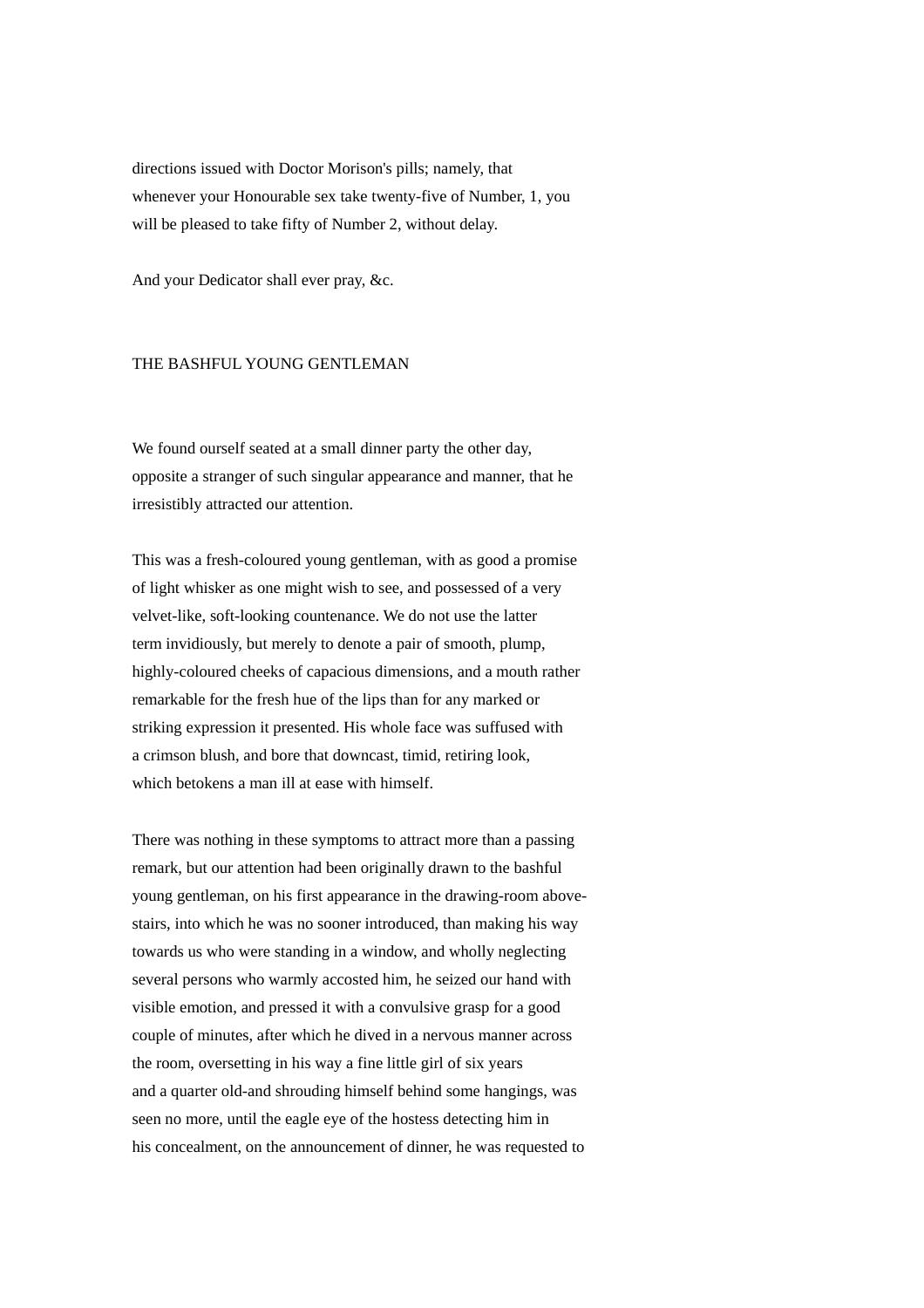directions issued with Doctor Morison's pills; namely, that whenever your Honourable sex take twenty-five of Number, 1, you will be pleased to take fifty of Number 2, without delay.

And your Dedicator shall ever pray, &c.

## THE BASHFUL YOUNG GENTLEMAN

We found ourself seated at a small dinner party the other day, opposite a stranger of such singular appearance and manner, that he irresistibly attracted our attention.

This was a fresh-coloured young gentleman, with as good a promise of light whisker as one might wish to see, and possessed of a very velvet-like, soft-looking countenance. We do not use the latter term invidiously, but merely to denote a pair of smooth, plump, highly-coloured cheeks of capacious dimensions, and a mouth rather remarkable for the fresh hue of the lips than for any marked or striking expression it presented. His whole face was suffused with a crimson blush, and bore that downcast, timid, retiring look, which betokens a man ill at ease with himself.

There was nothing in these symptoms to attract more than a passing remark, but our attention had been originally drawn to the bashful young gentleman, on his first appearance in the drawing-room above-stairs, into which he was no sooner introduced, than making his way towards us who were standing in a window, and wholly neglecting several persons who warmly accosted him, he seized our hand with visible emotion, and pressed it with a convulsive grasp for a good couple of minutes, after which he dived in a nervous manner across the room, oversetting in his way a fine little girl of six years and a quarter old-and shrouding himself behind some hangings, was seen no more, until the eagle eye of the hostess detecting him in his concealment, on the announcement of dinner, he was requested to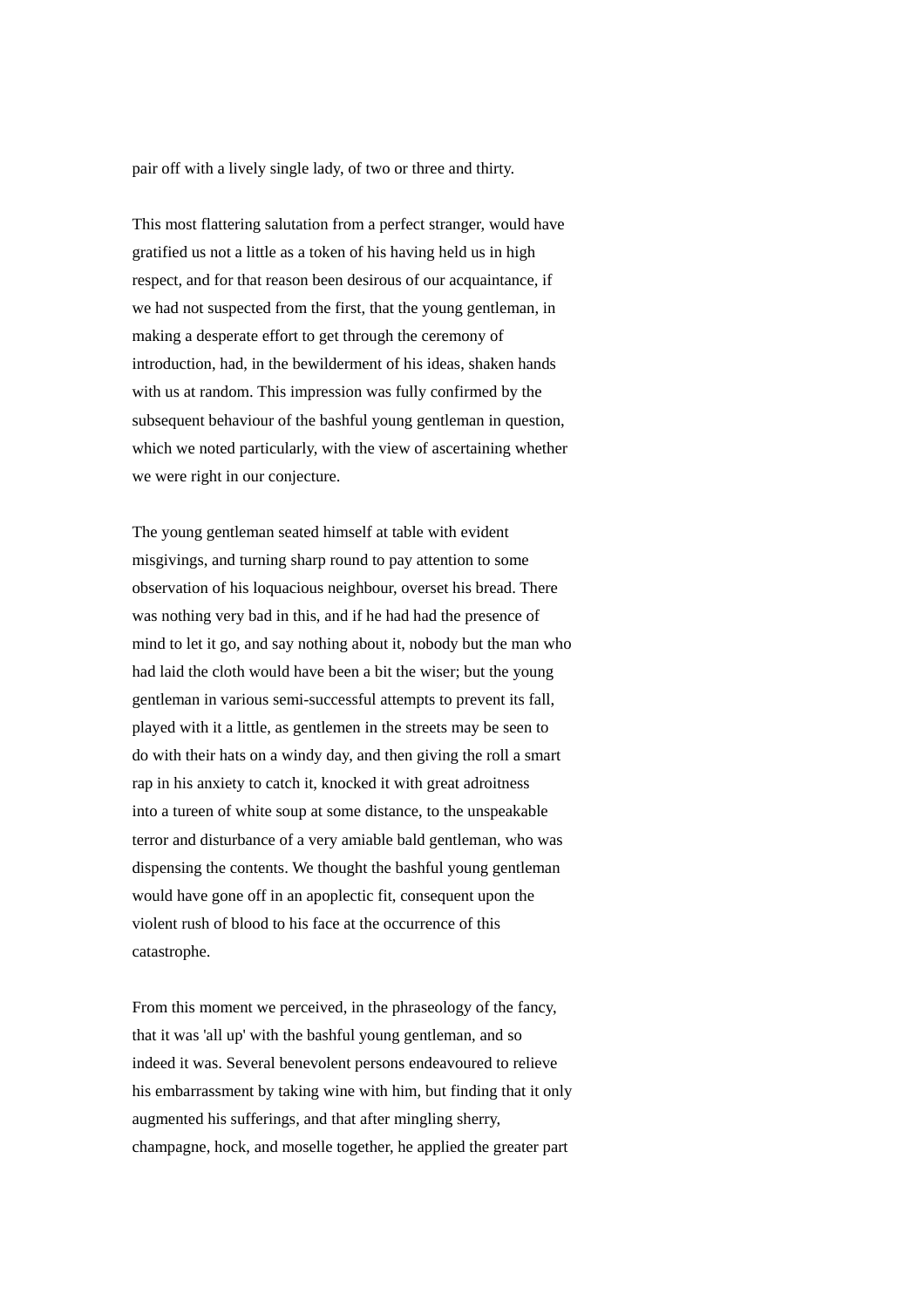pair off with a lively single lady, of two or three and thirty.

This most flattering salutation from a perfect stranger, would have gratified us not a little as a token of his having held us in high respect, and for that reason been desirous of our acquaintance, if we had not suspected from the first, that the young gentleman, in making a desperate effort to get through the ceremony of introduction, had, in the bewilderment of his ideas, shaken hands with us at random. This impression was fully confirmed by the subsequent behaviour of the bashful young gentleman in question, which we noted particularly, with the view of ascertaining whether we were right in our conjecture.

The young gentleman seated himself at table with evident misgivings, and turning sharp round to pay attention to some observation of his loquacious neighbour, overset his bread. There was nothing very bad in this, and if he had had the presence of mind to let it go, and say nothing about it, nobody but the man who had laid the cloth would have been a bit the wiser; but the young gentleman in various semi-successful attempts to prevent its fall, played with it a little, as gentlemen in the streets may be seen to do with their hats on a windy day, and then giving the roll a smart rap in his anxiety to catch it, knocked it with great adroitness into a tureen of white soup at some distance, to the unspeakable terror and disturbance of a very amiable bald gentleman, who was dispensing the contents. We thought the bashful young gentleman would have gone off in an apoplectic fit, consequent upon the violent rush of blood to his face at the occurrence of this catastrophe.

From this moment we perceived, in the phraseology of the fancy, that it was 'all up' with the bashful young gentleman, and so indeed it was. Several benevolent persons endeavoured to relieve his embarrassment by taking wine with him, but finding that it only augmented his sufferings, and that after mingling sherry, champagne, hock, and moselle together, he applied the greater part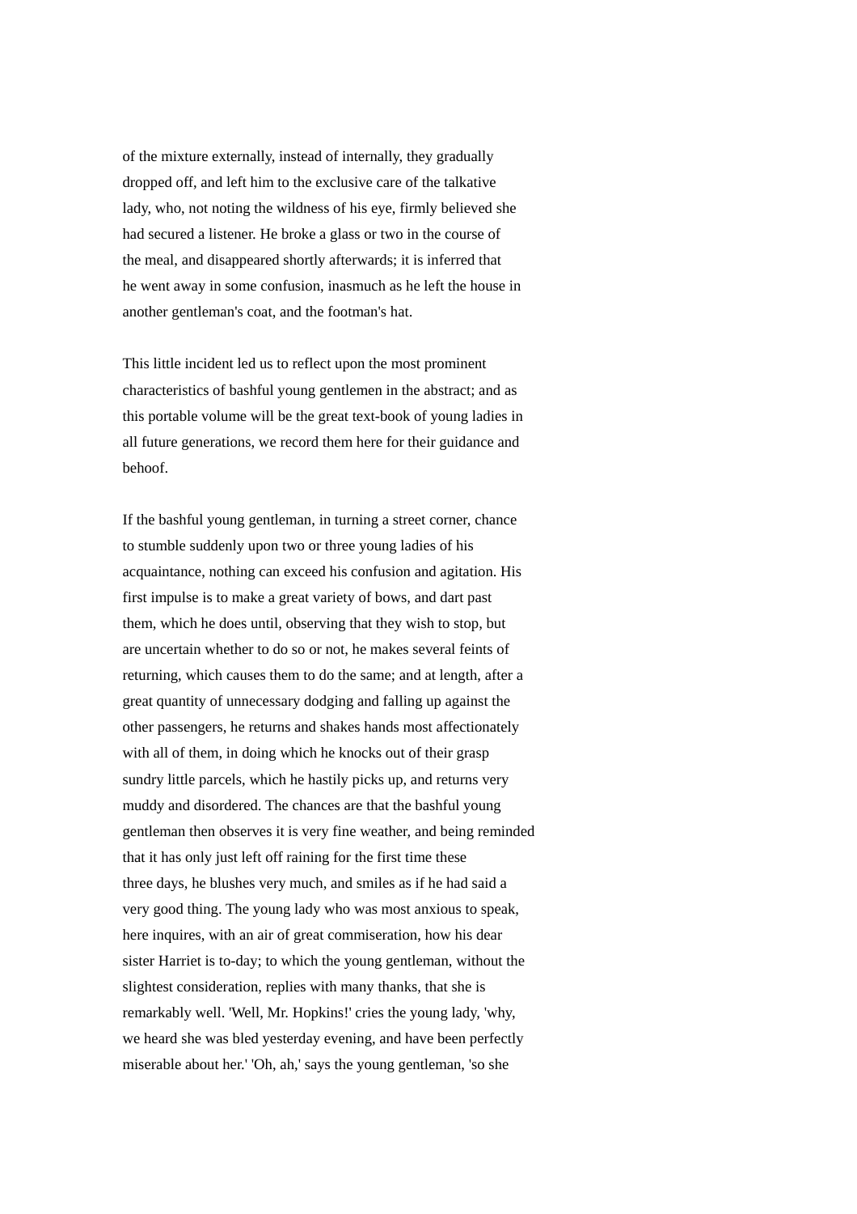of the mixture externally, instead of internally, they gradually dropped off, and left him to the exclusive care of the talkative lady, who, not noting the wildness of his eye, firmly believed she had secured a listener. He broke a glass or two in the course of the meal, and disappeared shortly afterwards; it is inferred that he went away in some confusion, inasmuch as he left the house in another gentleman's coat, and the footman's hat.

This little incident led us to reflect upon the most prominent characteristics of bashful young gentlemen in the abstract; and as this portable volume will be the great text-book of young ladies in all future generations, we record them here for their guidance and behoof.

If the bashful young gentleman, in turning a street corner, chance to stumble suddenly upon two or three young ladies of his acquaintance, nothing can exceed his confusion and agitation. His first impulse is to make a great variety of bows, and dart past them, which he does until, observing that they wish to stop, but are uncertain whether to do so or not, he makes several feints of returning, which causes them to do the same; and at length, after a great quantity of unnecessary dodging and falling up against the other passengers, he returns and shakes hands most affectionately with all of them, in doing which he knocks out of their grasp sundry little parcels, which he hastily picks up, and returns very muddy and disordered. The chances are that the bashful young gentleman then observes it is very fine weather, and being reminded that it has only just left off raining for the first time these three days, he blushes very much, and smiles as if he had said a very good thing. The young lady who was most anxious to speak, here inquires, with an air of great commiseration, how his dear sister Harriet is to-day; to which the young gentleman, without the slightest consideration, replies with many thanks, that she is remarkably well. 'Well, Mr. Hopkins!' cries the young lady, 'why, we heard she was bled yesterday evening, and have been perfectly miserable about her.' 'Oh, ah,' says the young gentleman, 'so she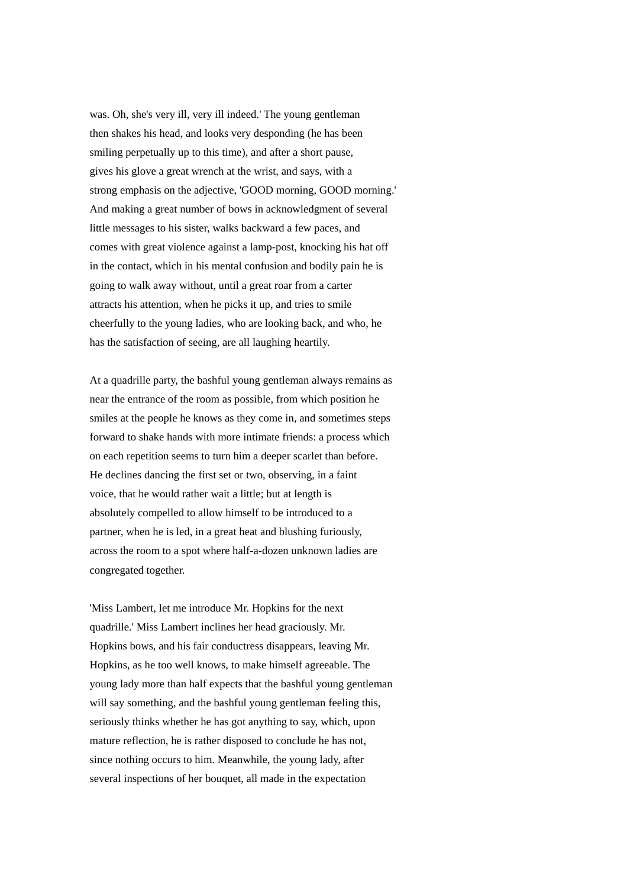was. Oh, she's very ill, very ill indeed.' The young gentleman then shakes his head, and looks very desponding (he has been smiling perpetually up to this time), and after a short pause, gives his glove a great wrench at the wrist, and says, with a strong emphasis on the adjective, 'GOOD morning, GOOD morning.' And making a great number of bows in acknowledgment of several little messages to his sister, walks backward a few paces, and comes with great violence against a lamp-post, knocking his hat off in the contact, which in his mental confusion and bodily pain he is going to walk away without, until a great roar from a carter attracts his attention, when he picks it up, and tries to smile cheerfully to the young ladies, who are looking back, and who, he has the satisfaction of seeing, are all laughing heartily.

At a quadrille party, the bashful young gentleman always remains as near the entrance of the room as possible, from which position he smiles at the people he knows as they come in, and sometimes steps forward to shake hands with more intimate friends: a process which on each repetition seems to turn him a deeper scarlet than before. He declines dancing the first set or two, observing, in a faint voice, that he would rather wait a little; but at length is absolutely compelled to allow himself to be introduced to a partner, when he is led, in a great heat and blushing furiously, across the room to a spot where half-a-dozen unknown ladies are congregated together.

'Miss Lambert, let me introduce Mr. Hopkins for the next quadrille.' Miss Lambert inclines her head graciously. Mr. Hopkins bows, and his fair conductress disappears, leaving Mr. Hopkins, as he too well knows, to make himself agreeable. The young lady more than half expects that the bashful young gentleman will say something, and the bashful young gentleman feeling this, seriously thinks whether he has got anything to say, which, upon mature reflection, he is rather disposed to conclude he has not, since nothing occurs to him. Meanwhile, the young lady, after several inspections of her bouquet, all made in the expectation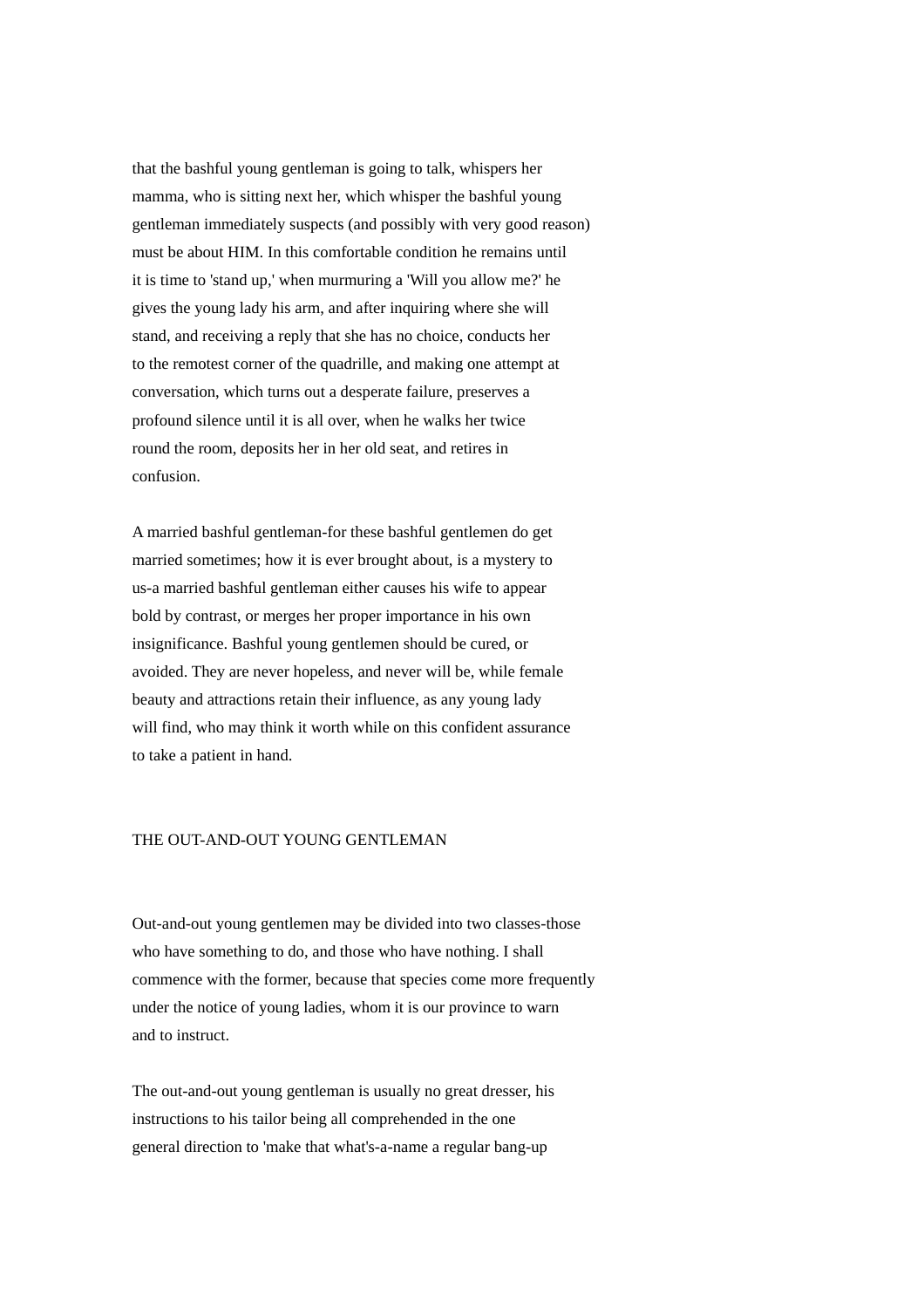that the bashful young gentleman is going to talk, whispers her mamma, who is sitting next her, which whisper the bashful young gentleman immediately suspects (and possibly with very good reason) must be about HIM. In this comfortable condition he remains until it is time to 'stand up,' when murmuring a 'Will you allow me?' he gives the young lady his arm, and after inquiring where she will stand, and receiving a reply that she has no choice, conducts her to the remotest corner of the quadrille, and making one attempt at conversation, which turns out a desperate failure, preserves a profound silence until it is all over, when he walks her twice round the room, deposits her in her old seat, and retires in confusion.

A married bashful gentleman-for these bashful gentlemen do get married sometimes; how it is ever brought about, is a mystery to us-a married bashful gentleman either causes his wife to appear bold by contrast, or merges her proper importance in his own insignificance. Bashful young gentlemen should be cured, or avoided. They are never hopeless, and never will be, while female beauty and attractions retain their influence, as any young lady will find, who may think it worth while on this confident assurance to take a patient in hand.

## THE OUT-AND-OUT YOUNG GENTLEMAN

Out-and-out young gentlemen may be divided into two classes-those who have something to do, and those who have nothing. I shall commence with the former, because that species come more frequently under the notice of young ladies, whom it is our province to warn and to instruct.

The out-and-out young gentleman is usually no great dresser, his instructions to his tailor being all comprehended in the one general direction to 'make that what's-a-name a regular bang-up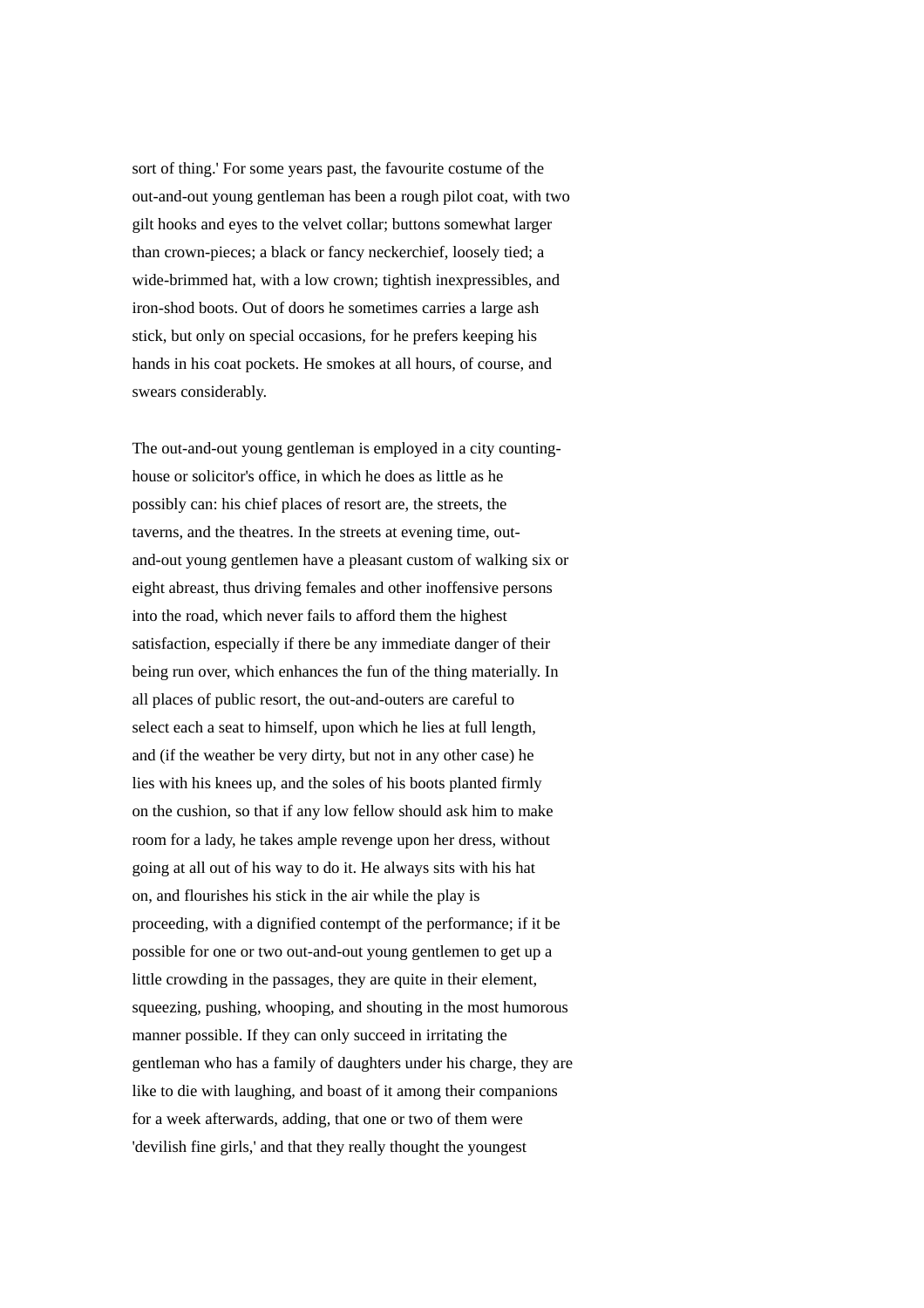sort of thing.' For some years past, the favourite costume of the out-and-out young gentleman has been a rough pilot coat, with two gilt hooks and eyes to the velvet collar; buttons somewhat larger than crown-pieces; a black or fancy neckerchief, loosely tied; a wide-brimmed hat, with a low crown; tightish inexpressibles, and iron-shod boots. Out of doors he sometimes carries a large ash stick, but only on special occasions, for he prefers keeping his hands in his coat pockets. He smokes at all hours, of course, and swears considerably.

The out-and-out young gentleman is employed in a city counting-house or solicitor's office, in which he does as little as he possibly can: his chief places of resort are, the streets, the taverns, and the theatres. In the streets at evening time, out-and-out young gentlemen have a pleasant custom of walking six or eight abreast, thus driving females and other inoffensive persons into the road, which never fails to afford them the highest satisfaction, especially if there be any immediate danger of their being run over, which enhances the fun of the thing materially. In all places of public resort, the out-and-outers are careful to select each a seat to himself, upon which he lies at full length, and (if the weather be very dirty, but not in any other case) he lies with his knees up, and the soles of his boots planted firmly on the cushion, so that if any low fellow should ask him to make room for a lady, he takes ample revenge upon her dress, without going at all out of his way to do it. He always sits with his hat on, and flourishes his stick in the air while the play is proceeding, with a dignified contempt of the performance; if it be possible for one or two out-and-out young gentlemen to get up a little crowding in the passages, they are quite in their element, squeezing, pushing, whooping, and shouting in the most humorous manner possible. If they can only succeed in irritating the gentleman who has a family of daughters under his charge, they are like to die with laughing, and boast of it among their companions for a week afterwards, adding, that one or two of them were 'devilish fine girls,' and that they really thought the youngest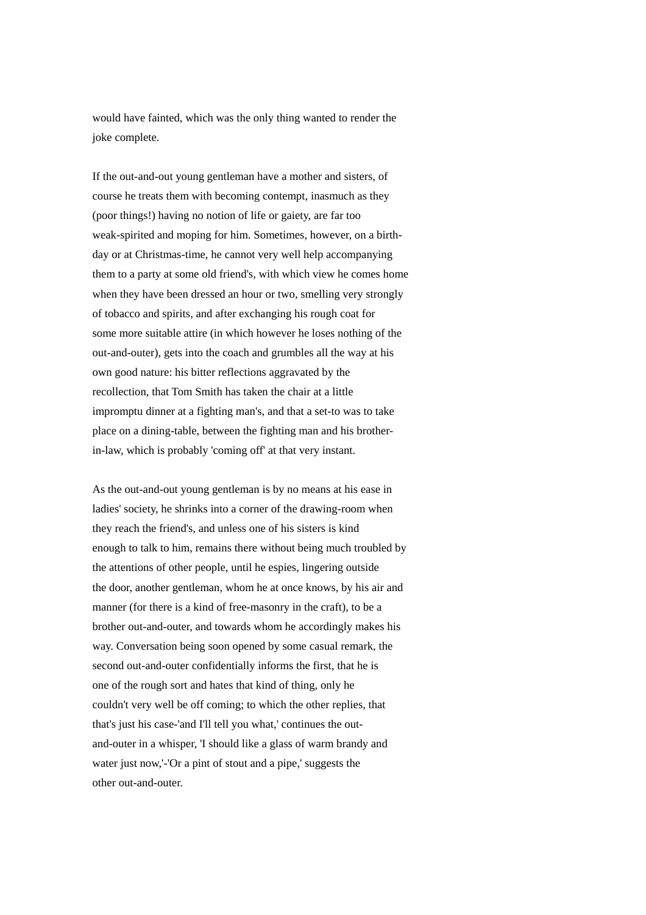would have fainted, which was the only thing wanted to render the joke complete.

If the out-and-out young gentleman have a mother and sisters, of course he treats them with becoming contempt, inasmuch as they (poor things!) having no notion of life or gaiety, are far too weak-spirited and moping for him. Sometimes, however, on a birth-day or at Christmas-time, he cannot very well help accompanying them to a party at some old friend's, with which view he comes home when they have been dressed an hour or two, smelling very strongly of tobacco and spirits, and after exchanging his rough coat for some more suitable attire (in which however he loses nothing of the out-and-outer), gets into the coach and grumbles all the way at his own good nature: his bitter reflections aggravated by the recollection, that Tom Smith has taken the chair at a little impromptu dinner at a fighting man's, and that a set-to was to take place on a dining-table, between the fighting man and his brother-in-law, which is probably 'coming off' at that very instant.

As the out-and-out young gentleman is by no means at his ease in ladies' society, he shrinks into a corner of the drawing-room when they reach the friend's, and unless one of his sisters is kind enough to talk to him, remains there without being much troubled by the attentions of other people, until he espies, lingering outside the door, another gentleman, whom he at once knows, by his air and manner (for there is a kind of free-masonry in the craft), to be a brother out-and-outer, and towards whom he accordingly makes his way. Conversation being soon opened by some casual remark, the second out-and-outer confidentially informs the first, that he is one of the rough sort and hates that kind of thing, only he couldn't very well be off coming; to which the other replies, that that's just his case-'and I'll tell you what,' continues the out-and-outer in a whisper, 'I should like a glass of warm brandy and water just now,'-'Or a pint of stout and a pipe,' suggests the other out-and-outer.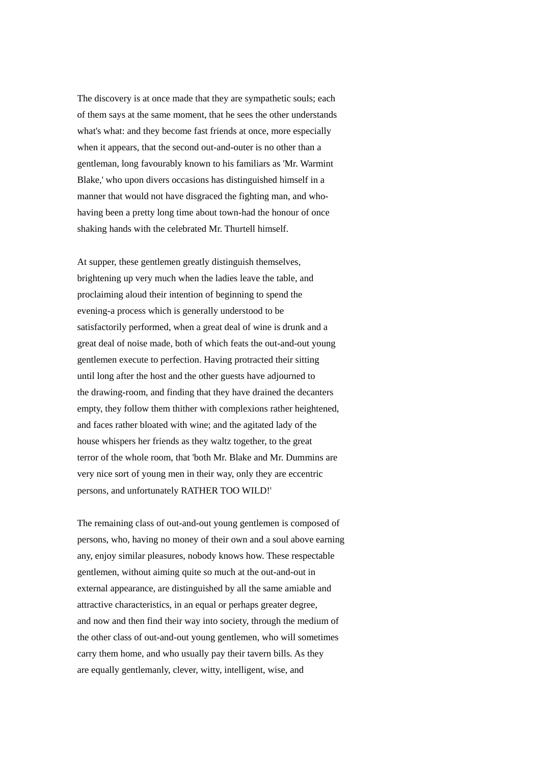The discovery is at once made that they are sympathetic souls; each of them says at the same moment, that he sees the other understands what's what: and they become fast friends at once, more especially when it appears, that the second out-and-outer is no other than a gentleman, long favourably known to his familiars as 'Mr. Warmint Blake,' who upon divers occasions has distinguished himself in a manner that would not have disgraced the fighting man, and who-having been a pretty long time about town-had the honour of once shaking hands with the celebrated Mr. Thurtell himself.

At supper, these gentlemen greatly distinguish themselves, brightening up very much when the ladies leave the table, and proclaiming aloud their intention of beginning to spend the evening-a process which is generally understood to be satisfactorily performed, when a great deal of wine is drunk and a great deal of noise made, both of which feats the out-and-out young gentlemen execute to perfection. Having protracted their sitting until long after the host and the other guests have adjourned to the drawing-room, and finding that they have drained the decanters empty, they follow them thither with complexions rather heightened, and faces rather bloated with wine; and the agitated lady of the house whispers her friends as they waltz together, to the great terror of the whole room, that 'both Mr. Blake and Mr. Dummins are very nice sort of young men in their way, only they are eccentric persons, and unfortunately RATHER TOO WILD!'

The remaining class of out-and-out young gentlemen is composed of persons, who, having no money of their own and a soul above earning any, enjoy similar pleasures, nobody knows how. These respectable gentlemen, without aiming quite so much at the out-and-out in external appearance, are distinguished by all the same amiable and attractive characteristics, in an equal or perhaps greater degree, and now and then find their way into society, through the medium of the other class of out-and-out young gentlemen, who will sometimes carry them home, and who usually pay their tavern bills. As they are equally gentlemanly, clever, witty, intelligent, wise, and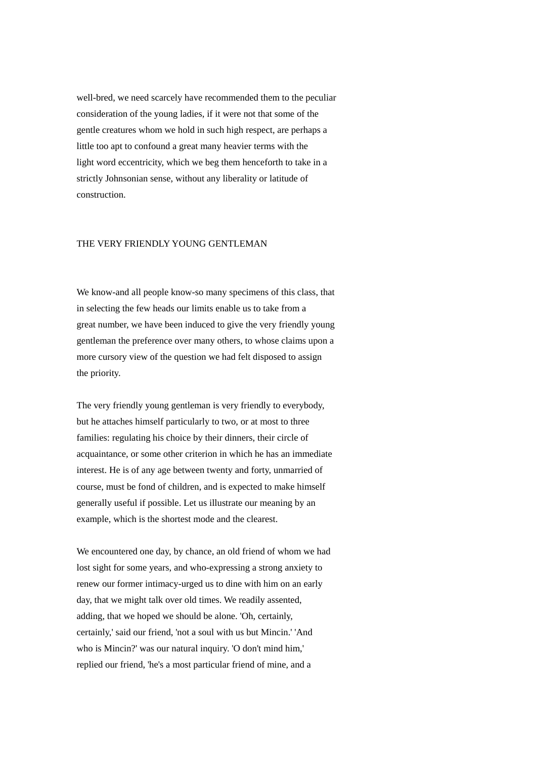well-bred, we need scarcely have recommended them to the peculiar consideration of the young ladies, if it were not that some of the gentle creatures whom we hold in such high respect, are perhaps a little too apt to confound a great many heavier terms with the light word eccentricity, which we beg them henceforth to take in a strictly Johnsonian sense, without any liberality or latitude of construction.

## THE VERY FRIENDLY YOUNG GENTLEMAN

We know-and all people know-so many specimens of this class, that in selecting the few heads our limits enable us to take from a great number, we have been induced to give the very friendly young gentleman the preference over many others, to whose claims upon a more cursory view of the question we had felt disposed to assign the priority.

The very friendly young gentleman is very friendly to everybody, but he attaches himself particularly to two, or at most to three families: regulating his choice by their dinners, their circle of acquaintance, or some other criterion in which he has an immediate interest. He is of any age between twenty and forty, unmarried of course, must be fond of children, and is expected to make himself generally useful if possible. Let us illustrate our meaning by an example, which is the shortest mode and the clearest.

We encountered one day, by chance, an old friend of whom we had lost sight for some years, and who-expressing a strong anxiety to renew our former intimacy-urged us to dine with him on an early day, that we might talk over old times. We readily assented, adding, that we hoped we should be alone. 'Oh, certainly, certainly,' said our friend, 'not a soul with us but Mincin.' 'And who is Mincin?' was our natural inquiry. 'O don't mind him,' replied our friend, 'he's a most particular friend of mine, and a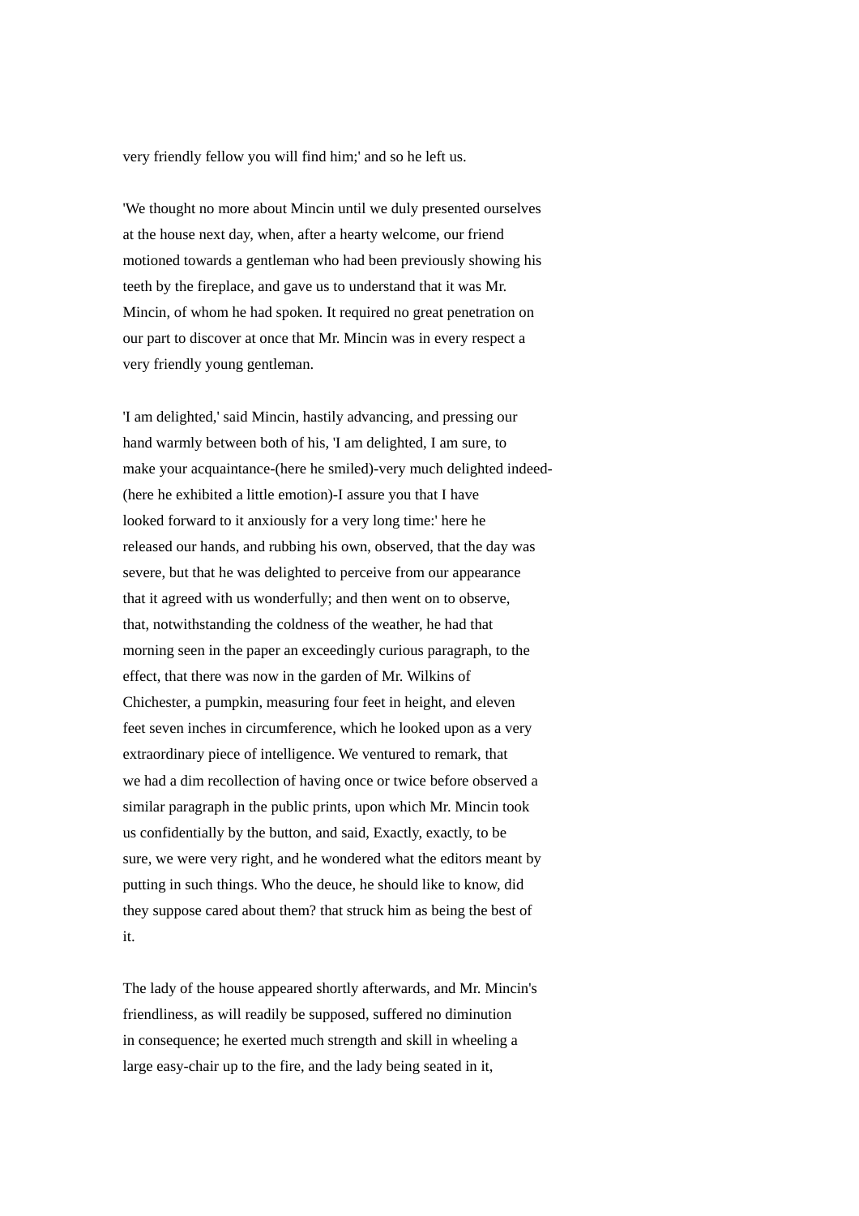very friendly fellow you will find him;' and so he left us.

'We thought no more about Mincin until we duly presented ourselves at the house next day, when, after a hearty welcome, our friend motioned towards a gentleman who had been previously showing his teeth by the fireplace, and gave us to understand that it was Mr. Mincin, of whom he had spoken. It required no great penetration on our part to discover at once that Mr. Mincin was in every respect a very friendly young gentleman.

'I am delighted,' said Mincin, hastily advancing, and pressing our hand warmly between both of his, 'I am delighted, I am sure, to make your acquaintance-(here he smiled)-very much delighted indeed-(here he exhibited a little emotion)-I assure you that I have looked forward to it anxiously for a very long time:' here he released our hands, and rubbing his own, observed, that the day was severe, but that he was delighted to perceive from our appearance that it agreed with us wonderfully; and then went on to observe, that, notwithstanding the coldness of the weather, he had that morning seen in the paper an exceedingly curious paragraph, to the effect, that there was now in the garden of Mr. Wilkins of Chichester, a pumpkin, measuring four feet in height, and eleven feet seven inches in circumference, which he looked upon as a very extraordinary piece of intelligence. We ventured to remark, that we had a dim recollection of having once or twice before observed a similar paragraph in the public prints, upon which Mr. Mincin took us confidentially by the button, and said, Exactly, exactly, to be sure, we were very right, and he wondered what the editors meant by putting in such things. Who the deuce, he should like to know, did they suppose cared about them? that struck him as being the best of it.

The lady of the house appeared shortly afterwards, and Mr. Mincin's friendliness, as will readily be supposed, suffered no diminution in consequence; he exerted much strength and skill in wheeling a large easy-chair up to the fire, and the lady being seated in it,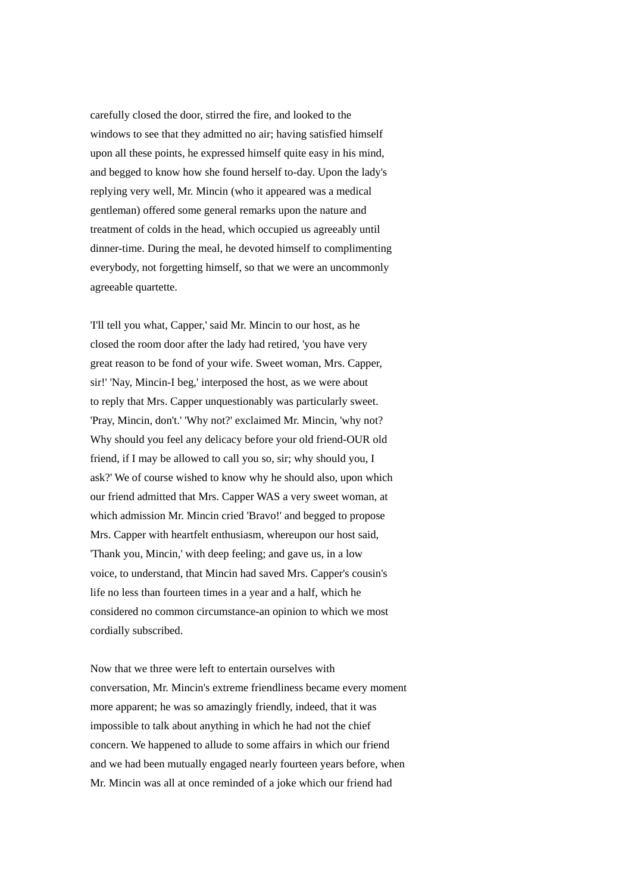carefully closed the door, stirred the fire, and looked to the windows to see that they admitted no air; having satisfied himself upon all these points, he expressed himself quite easy in his mind, and begged to know how she found herself to-day. Upon the lady's replying very well, Mr. Mincin (who it appeared was a medical gentleman) offered some general remarks upon the nature and treatment of colds in the head, which occupied us agreeably until dinner-time. During the meal, he devoted himself to complimenting everybody, not forgetting himself, so that we were an uncommonly agreeable quartette.

'I'll tell you what, Capper,' said Mr. Mincin to our host, as he closed the room door after the lady had retired, 'you have very great reason to be fond of your wife. Sweet woman, Mrs. Capper, sir!' 'Nay, Mincin-I beg,' interposed the host, as we were about to reply that Mrs. Capper unquestionably was particularly sweet. 'Pray, Mincin, don't.' 'Why not?' exclaimed Mr. Mincin, 'why not? Why should you feel any delicacy before your old friend-OUR old friend, if I may be allowed to call you so, sir; why should you, I ask?' We of course wished to know why he should also, upon which our friend admitted that Mrs. Capper WAS a very sweet woman, at which admission Mr. Mincin cried 'Bravo!' and begged to propose Mrs. Capper with heartfelt enthusiasm, whereupon our host said, 'Thank you, Mincin,' with deep feeling; and gave us, in a low voice, to understand, that Mincin had saved Mrs. Capper's cousin's life no less than fourteen times in a year and a half, which he considered no common circumstance-an opinion to which we most cordially subscribed.

Now that we three were left to entertain ourselves with conversation, Mr. Mincin's extreme friendliness became every moment more apparent; he was so amazingly friendly, indeed, that it was impossible to talk about anything in which he had not the chief concern. We happened to allude to some affairs in which our friend and we had been mutually engaged nearly fourteen years before, when Mr. Mincin was all at once reminded of a joke which our friend had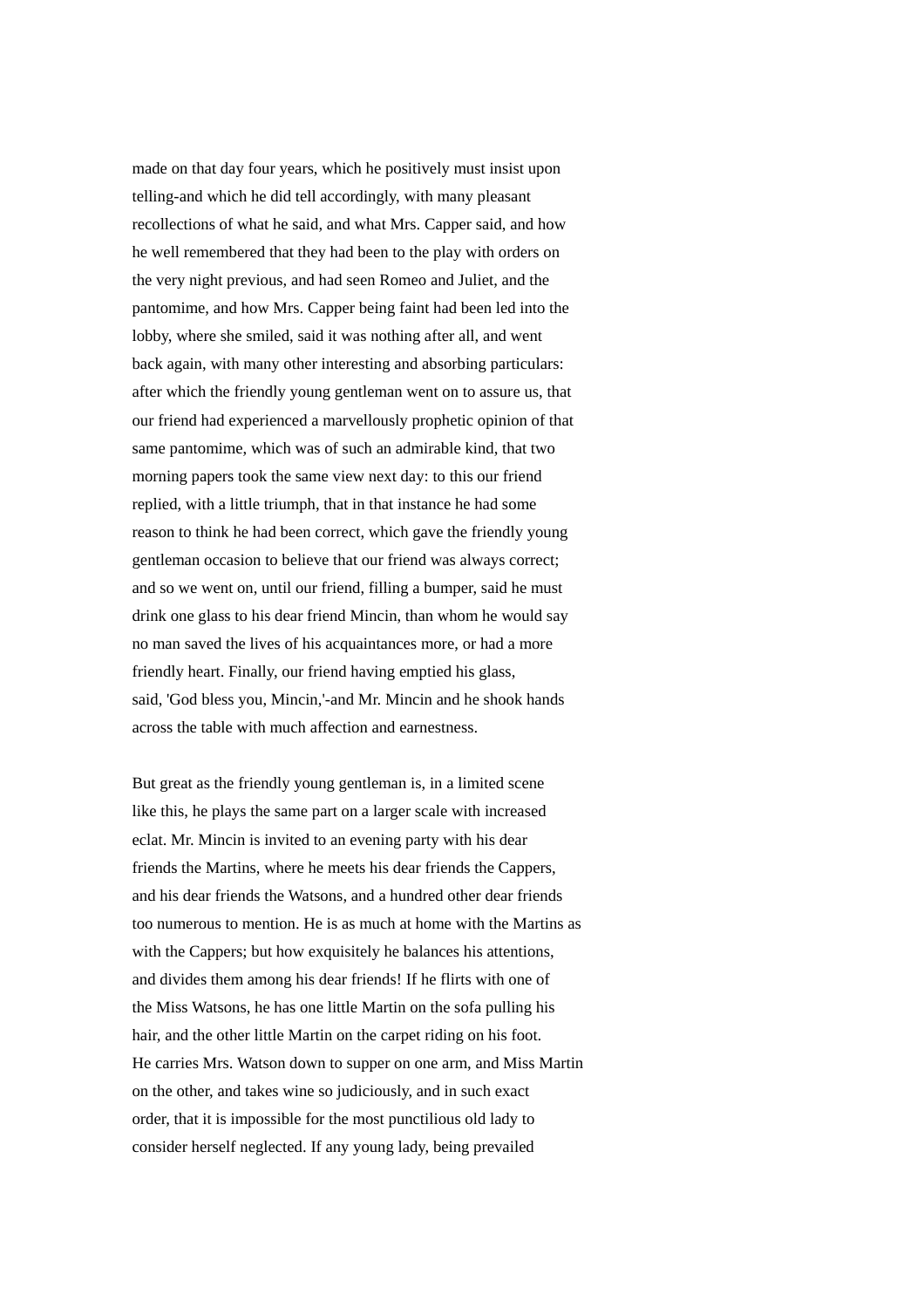made on that day four years, which he positively must insist upon telling-and which he did tell accordingly, with many pleasant recollections of what he said, and what Mrs. Capper said, and how he well remembered that they had been to the play with orders on the very night previous, and had seen Romeo and Juliet, and the pantomime, and how Mrs. Capper being faint had been led into the lobby, where she smiled, said it was nothing after all, and went back again, with many other interesting and absorbing particulars: after which the friendly young gentleman went on to assure us, that our friend had experienced a marvellously prophetic opinion of that same pantomime, which was of such an admirable kind, that two morning papers took the same view next day: to this our friend replied, with a little triumph, that in that instance he had some reason to think he had been correct, which gave the friendly young gentleman occasion to believe that our friend was always correct; and so we went on, until our friend, filling a bumper, said he must drink one glass to his dear friend Mincin, than whom he would say no man saved the lives of his acquaintances more, or had a more friendly heart. Finally, our friend having emptied his glass, said, 'God bless you, Mincin,'-and Mr. Mincin and he shook hands across the table with much affection and earnestness.

But great as the friendly young gentleman is, in a limited scene like this, he plays the same part on a larger scale with increased eclat. Mr. Mincin is invited to an evening party with his dear friends the Martins, where he meets his dear friends the Cappers, and his dear friends the Watsons, and a hundred other dear friends too numerous to mention. He is as much at home with the Martins as with the Cappers; but how exquisitely he balances his attentions, and divides them among his dear friends! If he flirts with one of the Miss Watsons, he has one little Martin on the sofa pulling his hair, and the other little Martin on the carpet riding on his foot. He carries Mrs. Watson down to supper on one arm, and Miss Martin on the other, and takes wine so judiciously, and in such exact order, that it is impossible for the most punctilious old lady to consider herself neglected. If any young lady, being prevailed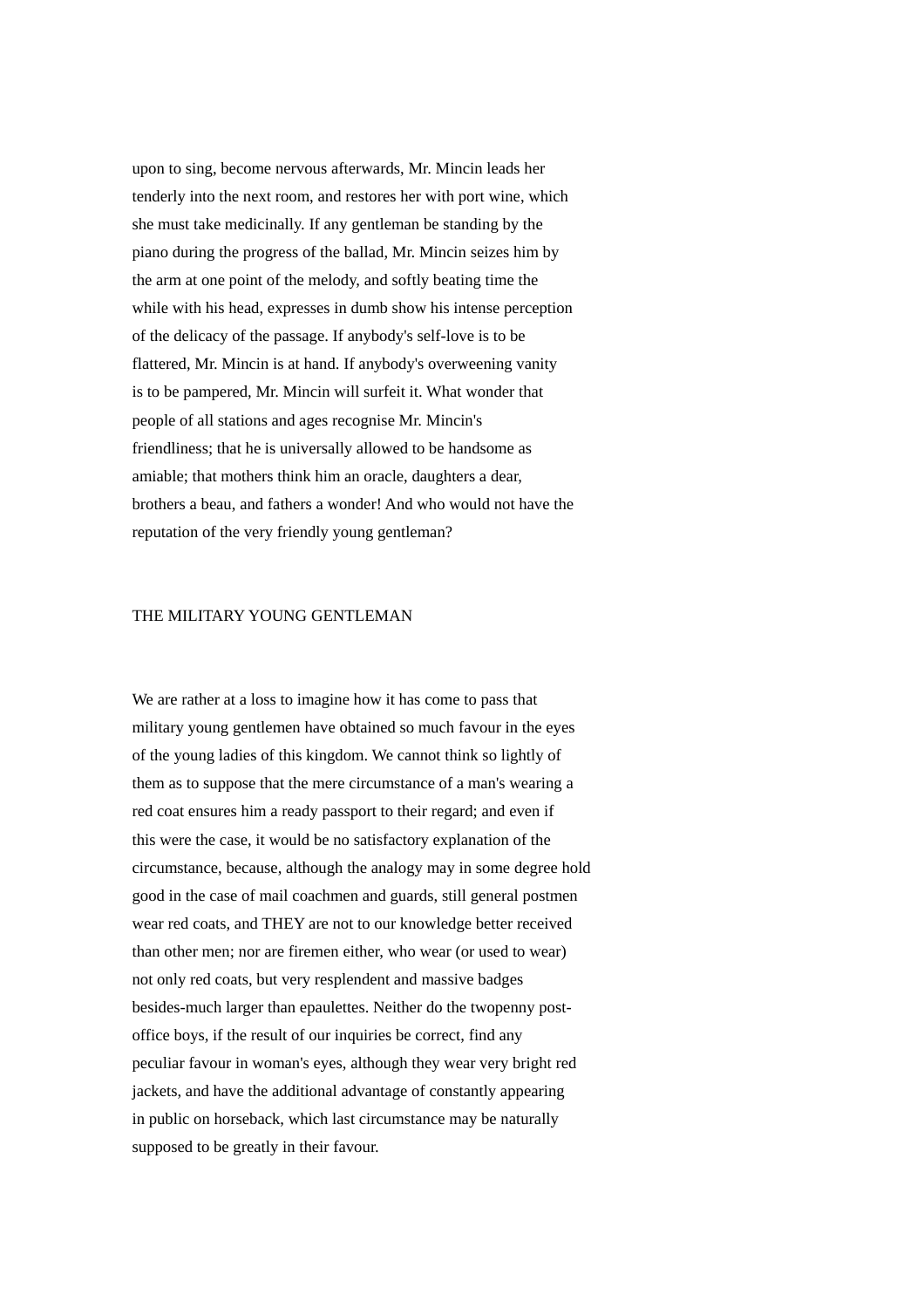upon to sing, become nervous afterwards, Mr. Mincin leads her tenderly into the next room, and restores her with port wine, which she must take medicinally. If any gentleman be standing by the piano during the progress of the ballad, Mr. Mincin seizes him by the arm at one point of the melody, and softly beating time the while with his head, expresses in dumb show his intense perception of the delicacy of the passage. If anybody's self-love is to be flattered, Mr. Mincin is at hand. If anybody's overweening vanity is to be pampered, Mr. Mincin will surfeit it. What wonder that people of all stations and ages recognise Mr. Mincin's friendliness; that he is universally allowed to be handsome as amiable; that mothers think him an oracle, daughters a dear, brothers a beau, and fathers a wonder! And who would not have the reputation of the very friendly young gentleman?

## THE MILITARY YOUNG GENTLEMAN

We are rather at a loss to imagine how it has come to pass that military young gentlemen have obtained so much favour in the eyes of the young ladies of this kingdom. We cannot think so lightly of them as to suppose that the mere circumstance of a man's wearing a red coat ensures him a ready passport to their regard; and even if this were the case, it would be no satisfactory explanation of the circumstance, because, although the analogy may in some degree hold good in the case of mail coachmen and guards, still general postmen wear red coats, and THEY are not to our knowledge better received than other men; nor are firemen either, who wear (or used to wear) not only red coats, but very resplendent and massive badges besides-much larger than epaulettes. Neither do the twopenny post-office boys, if the result of our inquiries be correct, find any peculiar favour in woman's eyes, although they wear very bright red jackets, and have the additional advantage of constantly appearing in public on horseback, which last circumstance may be naturally supposed to be greatly in their favour.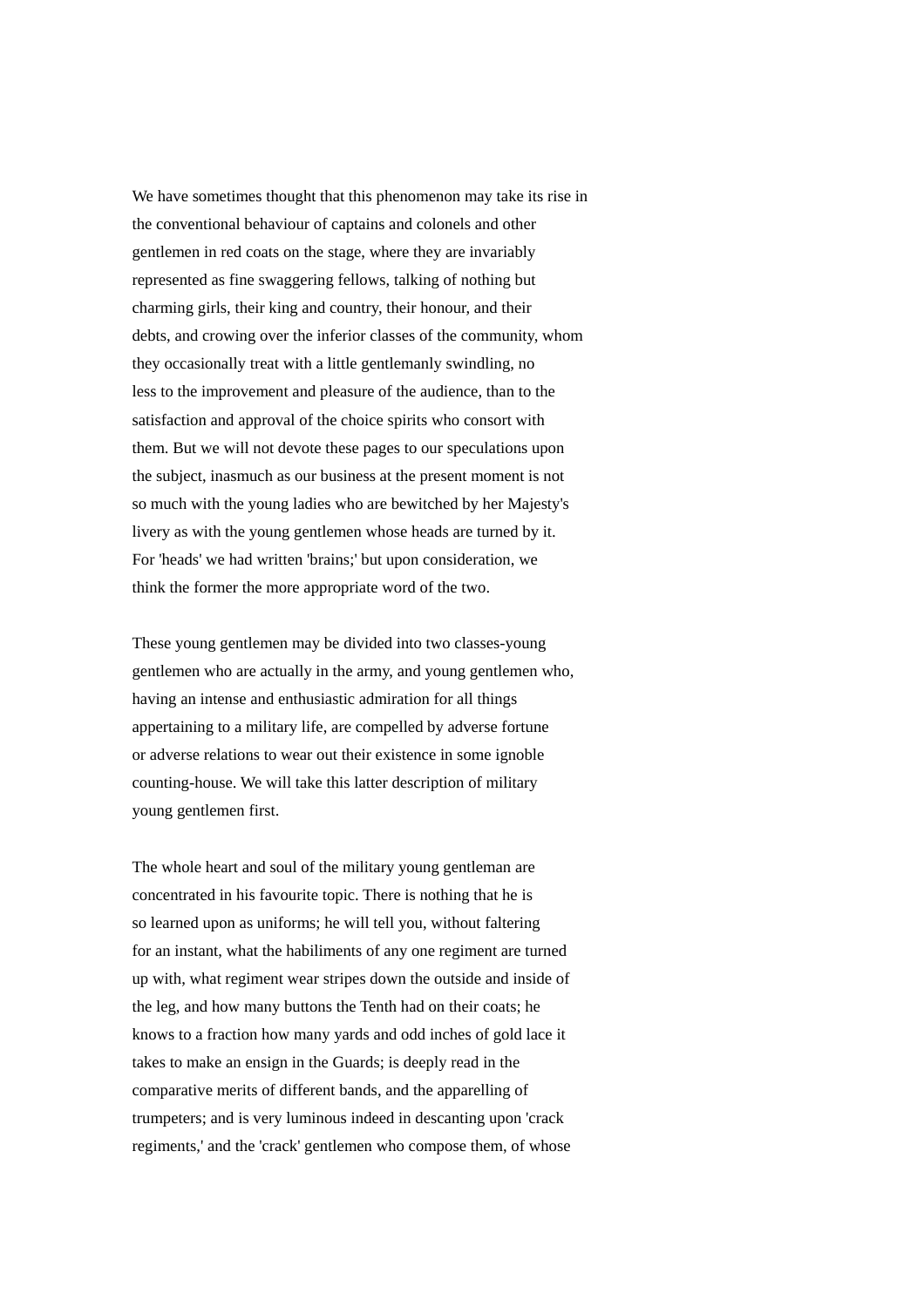We have sometimes thought that this phenomenon may take its rise in the conventional behaviour of captains and colonels and other gentlemen in red coats on the stage, where they are invariably represented as fine swaggering fellows, talking of nothing but charming girls, their king and country, their honour, and their debts, and crowing over the inferior classes of the community, whom they occasionally treat with a little gentlemanly swindling, no less to the improvement and pleasure of the audience, than to the satisfaction and approval of the choice spirits who consort with them. But we will not devote these pages to our speculations upon the subject, inasmuch as our business at the present moment is not so much with the young ladies who are bewitched by her Majesty's livery as with the young gentlemen whose heads are turned by it. For 'heads' we had written 'brains;' but upon consideration, we think the former the more appropriate word of the two.

These young gentlemen may be divided into two classes-young gentlemen who are actually in the army, and young gentlemen who, having an intense and enthusiastic admiration for all things appertaining to a military life, are compelled by adverse fortune or adverse relations to wear out their existence in some ignoble counting-house. We will take this latter description of military young gentlemen first.

The whole heart and soul of the military young gentleman are concentrated in his favourite topic. There is nothing that he is so learned upon as uniforms; he will tell you, without faltering for an instant, what the habiliments of any one regiment are turned up with, what regiment wear stripes down the outside and inside of the leg, and how many buttons the Tenth had on their coats; he knows to a fraction how many yards and odd inches of gold lace it takes to make an ensign in the Guards; is deeply read in the comparative merits of different bands, and the apparelling of trumpeters; and is very luminous indeed in descanting upon 'crack regiments,' and the 'crack' gentlemen who compose them, of whose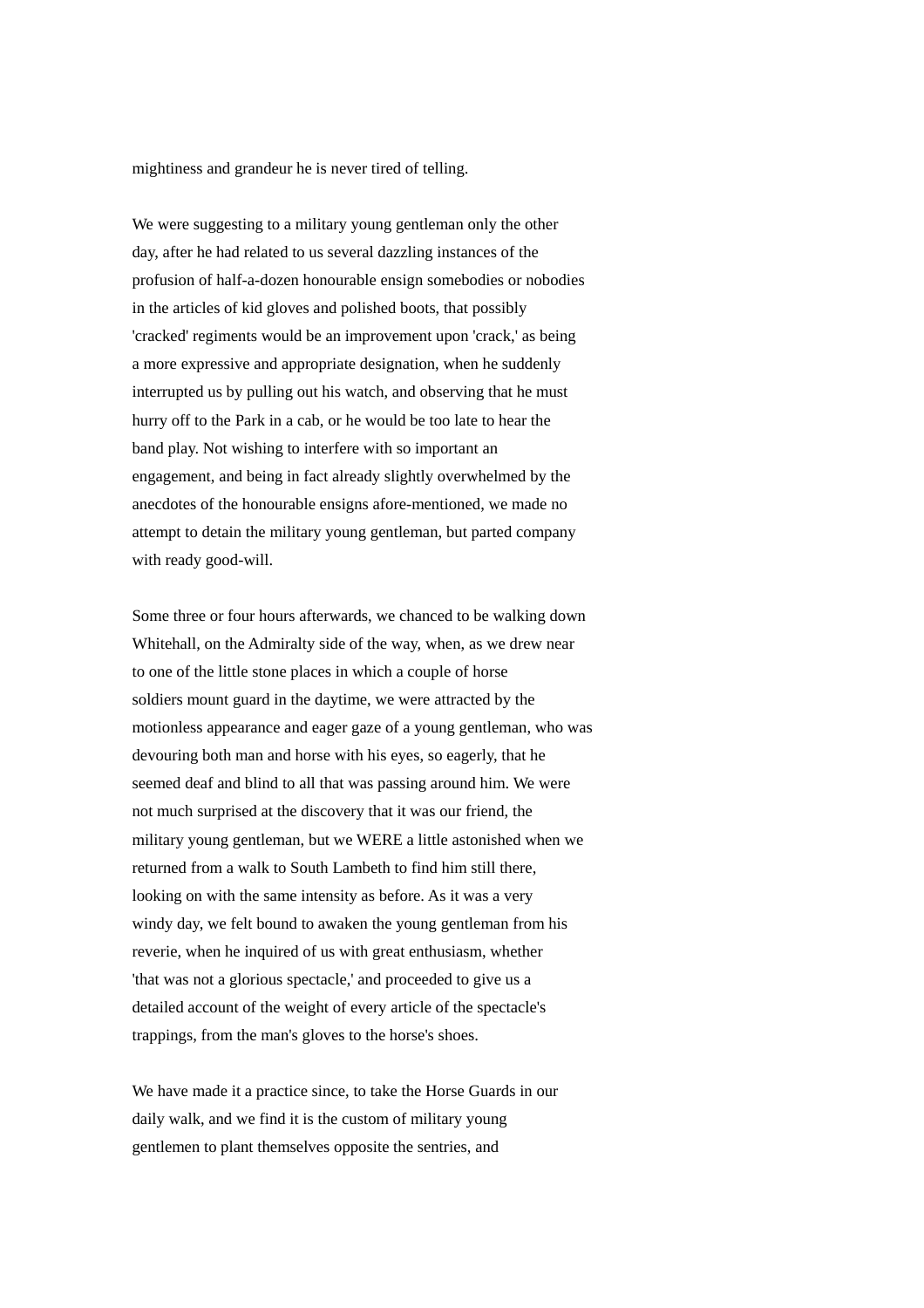mightiness and grandeur he is never tired of telling.

We were suggesting to a military young gentleman only the other day, after he had related to us several dazzling instances of the profusion of half-a-dozen honourable ensign somebodies or nobodies in the articles of kid gloves and polished boots, that possibly 'cracked' regiments would be an improvement upon 'crack,' as being a more expressive and appropriate designation, when he suddenly interrupted us by pulling out his watch, and observing that he must hurry off to the Park in a cab, or he would be too late to hear the band play. Not wishing to interfere with so important an engagement, and being in fact already slightly overwhelmed by the anecdotes of the honourable ensigns afore-mentioned, we made no attempt to detain the military young gentleman, but parted company with ready good-will.

Some three or four hours afterwards, we chanced to be walking down Whitehall, on the Admiralty side of the way, when, as we drew near to one of the little stone places in which a couple of horse soldiers mount guard in the daytime, we were attracted by the motionless appearance and eager gaze of a young gentleman, who was devouring both man and horse with his eyes, so eagerly, that he seemed deaf and blind to all that was passing around him. We were not much surprised at the discovery that it was our friend, the military young gentleman, but we WERE a little astonished when we returned from a walk to South Lambeth to find him still there, looking on with the same intensity as before. As it was a very windy day, we felt bound to awaken the young gentleman from his reverie, when he inquired of us with great enthusiasm, whether 'that was not a glorious spectacle,' and proceeded to give us a detailed account of the weight of every article of the spectacle's trappings, from the man's gloves to the horse's shoes.

We have made it a practice since, to take the Horse Guards in our daily walk, and we find it is the custom of military young gentlemen to plant themselves opposite the sentries, and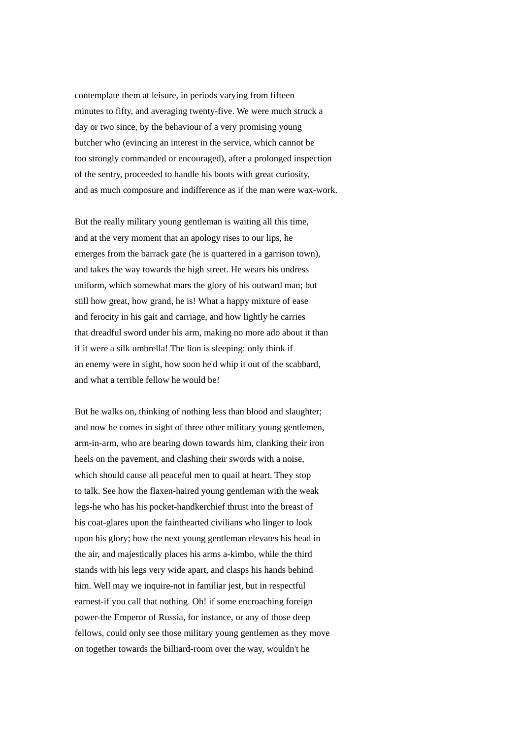contemplate them at leisure, in periods varying from fifteen minutes to fifty, and averaging twenty-five. We were much struck a day or two since, by the behaviour of a very promising young butcher who (evincing an interest in the service, which cannot be too strongly commanded or encouraged), after a prolonged inspection of the sentry, proceeded to handle his boots with great curiosity, and as much composure and indifference as if the man were wax-work.

But the really military young gentleman is waiting all this time, and at the very moment that an apology rises to our lips, he emerges from the barrack gate (he is quartered in a garrison town), and takes the way towards the high street. He wears his undress uniform, which somewhat mars the glory of his outward man; but still how great, how grand, he is! What a happy mixture of ease and ferocity in his gait and carriage, and how lightly he carries that dreadful sword under his arm, making no more ado about it than if it were a silk umbrella! The lion is sleeping: only think if an enemy were in sight, how soon he'd whip it out of the scabbard, and what a terrible fellow he would be!

But he walks on, thinking of nothing less than blood and slaughter; and now he comes in sight of three other military young gentlemen, arm-in-arm, who are bearing down towards him, clanking their iron heels on the pavement, and clashing their swords with a noise, which should cause all peaceful men to quail at heart. They stop to talk. See how the flaxen-haired young gentleman with the weak legs-he who has his pocket-handkerchief thrust into the breast of his coat-glares upon the fainthearted civilians who linger to look upon his glory; how the next young gentleman elevates his head in the air, and majestically places his arms a-kimbo, while the third stands with his legs very wide apart, and clasps his hands behind him. Well may we inquire-not in familiar jest, but in respectful earnest-if you call that nothing. Oh! if some encroaching foreign power-the Emperor of Russia, for instance, or any of those deep fellows, could only see those military young gentlemen as they move on together towards the billiard-room over the way, wouldn't he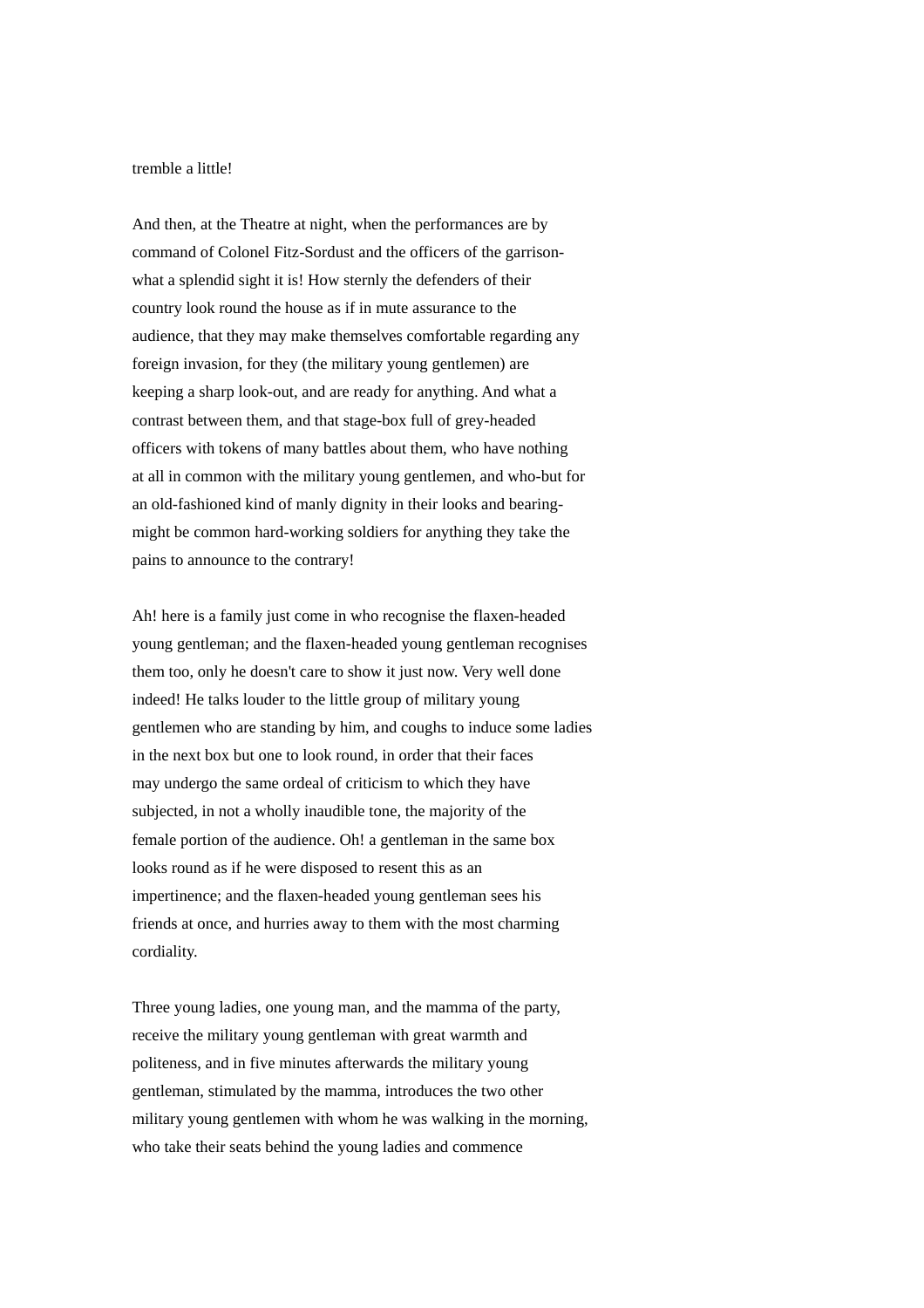tremble a little!

And then, at the Theatre at night, when the performances are by command of Colonel Fitz-Sordust and the officers of the garrison-what a splendid sight it is! How sternly the defenders of their country look round the house as if in mute assurance to the audience, that they may make themselves comfortable regarding any foreign invasion, for they (the military young gentlemen) are keeping a sharp look-out, and are ready for anything. And what a contrast between them, and that stage-box full of grey-headed officers with tokens of many battles about them, who have nothing at all in common with the military young gentlemen, and who-but for an old-fashioned kind of manly dignity in their looks and bearing-might be common hard-working soldiers for anything they take the pains to announce to the contrary!

Ah! here is a family just come in who recognise the flaxen-headed young gentleman; and the flaxen-headed young gentleman recognises them too, only he doesn't care to show it just now. Very well done indeed! He talks louder to the little group of military young gentlemen who are standing by him, and coughs to induce some ladies in the next box but one to look round, in order that their faces may undergo the same ordeal of criticism to which they have subjected, in not a wholly inaudible tone, the majority of the female portion of the audience. Oh! a gentleman in the same box looks round as if he were disposed to resent this as an impertinence; and the flaxen-headed young gentleman sees his friends at once, and hurries away to them with the most charming cordiality.

Three young ladies, one young man, and the mamma of the party, receive the military young gentleman with great warmth and politeness, and in five minutes afterwards the military young gentleman, stimulated by the mamma, introduces the two other military young gentlemen with whom he was walking in the morning, who take their seats behind the young ladies and commence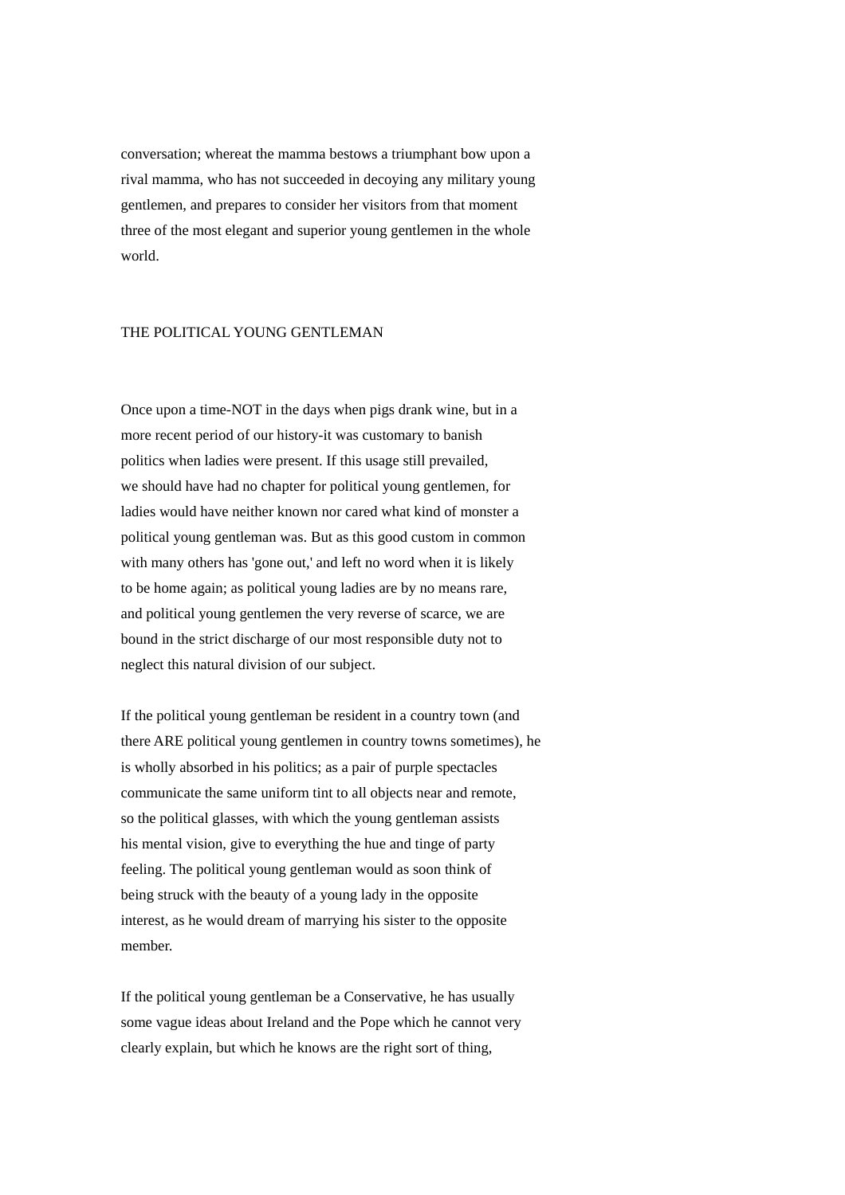conversation; whereat the mamma bestows a triumphant bow upon a rival mamma, who has not succeeded in decoying any military young gentlemen, and prepares to consider her visitors from that moment three of the most elegant and superior young gentlemen in the whole world.

## THE POLITICAL YOUNG GENTLEMAN

Once upon a time-NOT in the days when pigs drank wine, but in a more recent period of our history-it was customary to banish politics when ladies were present. If this usage still prevailed, we should have had no chapter for political young gentlemen, for ladies would have neither known nor cared what kind of monster a political young gentleman was. But as this good custom in common with many others has 'gone out,' and left no word when it is likely to be home again; as political young ladies are by no means rare, and political young gentlemen the very reverse of scarce, we are bound in the strict discharge of our most responsible duty not to neglect this natural division of our subject.

If the political young gentleman be resident in a country town (and there ARE political young gentlemen in country towns sometimes), he is wholly absorbed in his politics; as a pair of purple spectacles communicate the same uniform tint to all objects near and remote, so the political glasses, with which the young gentleman assists his mental vision, give to everything the hue and tinge of party feeling. The political young gentleman would as soon think of being struck with the beauty of a young lady in the opposite interest, as he would dream of marrying his sister to the opposite member.

If the political young gentleman be a Conservative, he has usually some vague ideas about Ireland and the Pope which he cannot very clearly explain, but which he knows are the right sort of thing,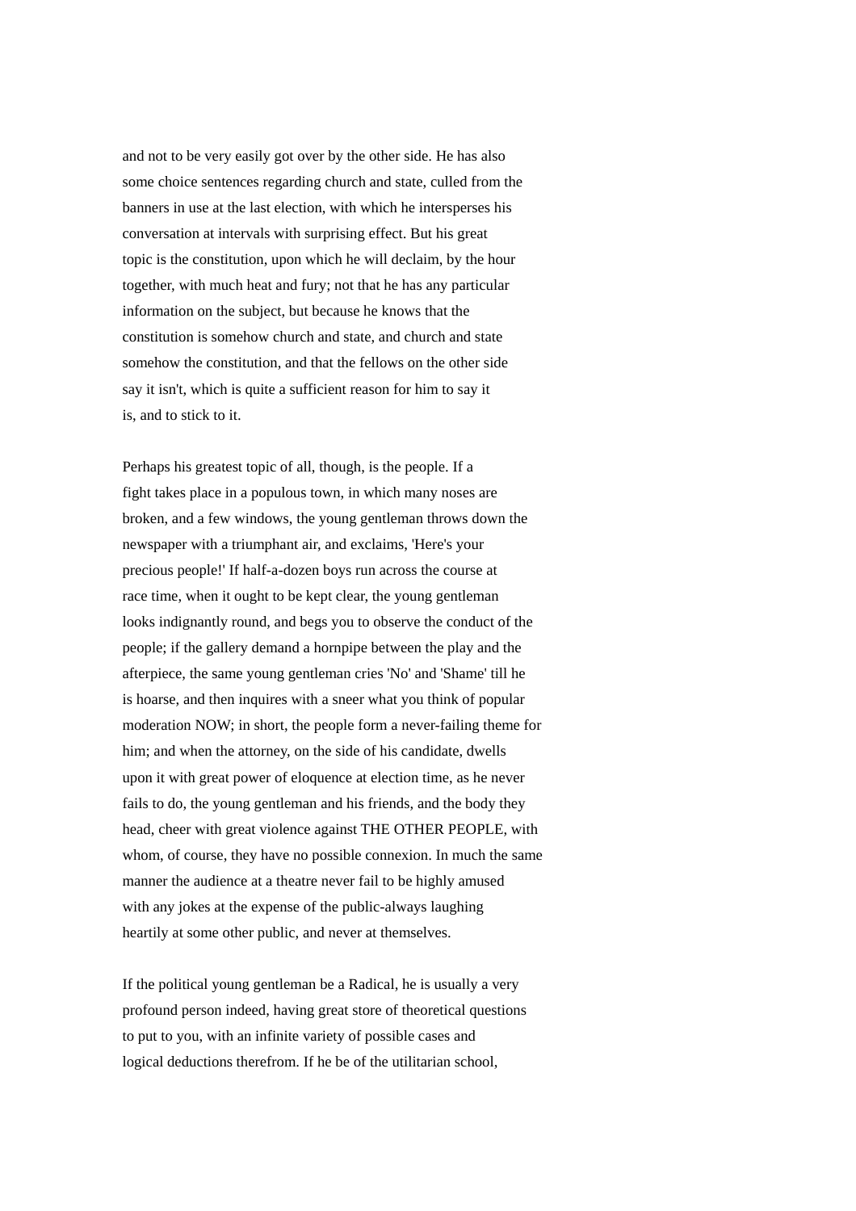and not to be very easily got over by the other side. He has also some choice sentences regarding church and state, culled from the banners in use at the last election, with which he intersperses his conversation at intervals with surprising effect. But his great topic is the constitution, upon which he will declaim, by the hour together, with much heat and fury; not that he has any particular information on the subject, but because he knows that the constitution is somehow church and state, and church and state somehow the constitution, and that the fellows on the other side say it isn't, which is quite a sufficient reason for him to say it is, and to stick to it.

Perhaps his greatest topic of all, though, is the people. If a fight takes place in a populous town, in which many noses are broken, and a few windows, the young gentleman throws down the newspaper with a triumphant air, and exclaims, 'Here's your precious people!' If half-a-dozen boys run across the course at race time, when it ought to be kept clear, the young gentleman looks indignantly round, and begs you to observe the conduct of the people; if the gallery demand a hornpipe between the play and the afterpiece, the same young gentleman cries 'No' and 'Shame' till he is hoarse, and then inquires with a sneer what you think of popular moderation NOW; in short, the people form a never-failing theme for him; and when the attorney, on the side of his candidate, dwells upon it with great power of eloquence at election time, as he never fails to do, the young gentleman and his friends, and the body they head, cheer with great violence against THE OTHER PEOPLE, with whom, of course, they have no possible connexion. In much the same manner the audience at a theatre never fail to be highly amused with any jokes at the expense of the public-always laughing heartily at some other public, and never at themselves.

If the political young gentleman be a Radical, he is usually a very profound person indeed, having great store of theoretical questions to put to you, with an infinite variety of possible cases and logical deductions therefrom. If he be of the utilitarian school,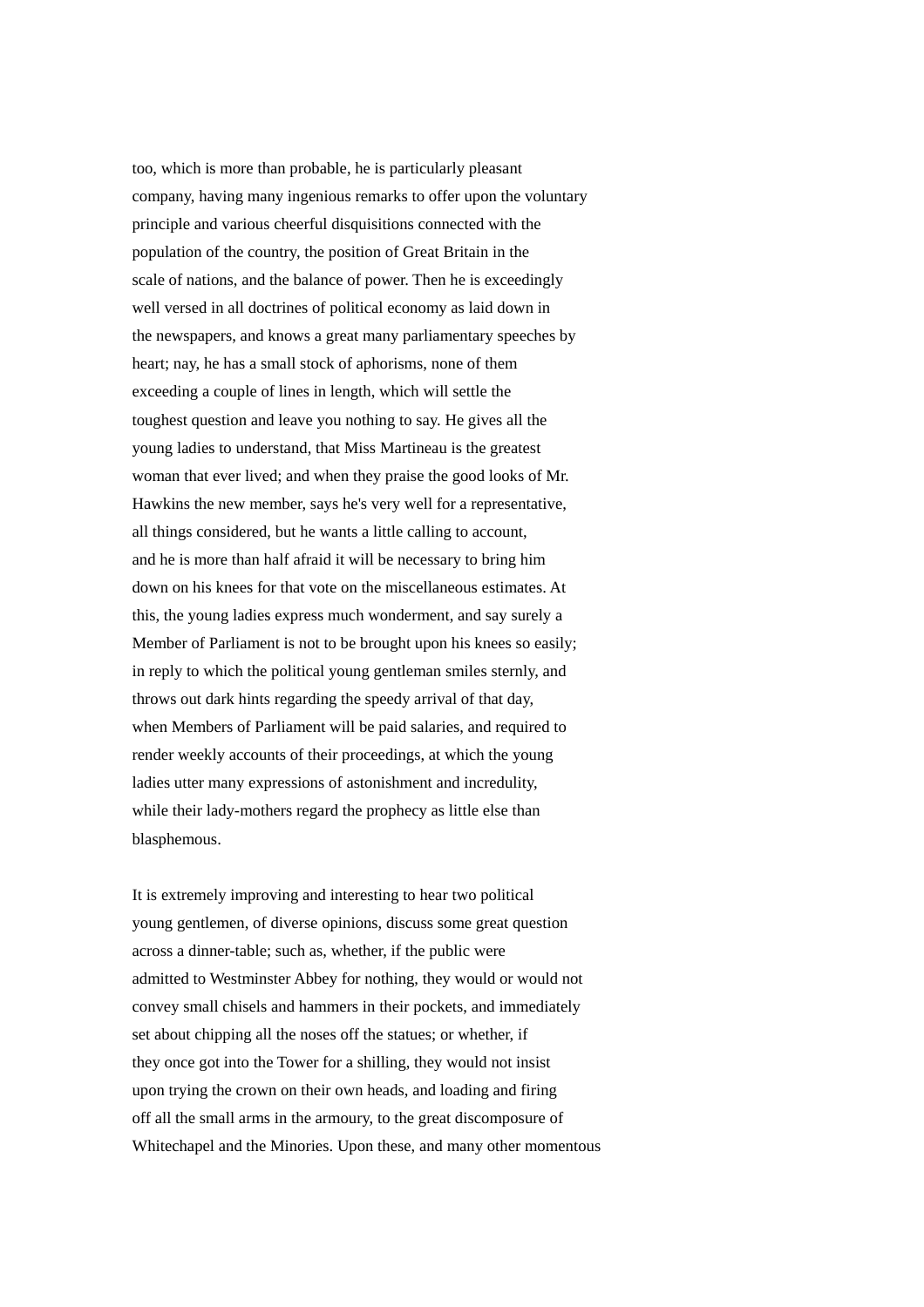too, which is more than probable, he is particularly pleasant company, having many ingenious remarks to offer upon the voluntary principle and various cheerful disquisitions connected with the population of the country, the position of Great Britain in the scale of nations, and the balance of power. Then he is exceedingly well versed in all doctrines of political economy as laid down in the newspapers, and knows a great many parliamentary speeches by heart; nay, he has a small stock of aphorisms, none of them exceeding a couple of lines in length, which will settle the toughest question and leave you nothing to say. He gives all the young ladies to understand, that Miss Martineau is the greatest woman that ever lived; and when they praise the good looks of Mr. Hawkins the new member, says he's very well for a representative, all things considered, but he wants a little calling to account, and he is more than half afraid it will be necessary to bring him down on his knees for that vote on the miscellaneous estimates. At this, the young ladies express much wonderment, and say surely a Member of Parliament is not to be brought upon his knees so easily; in reply to which the political young gentleman smiles sternly, and throws out dark hints regarding the speedy arrival of that day, when Members of Parliament will be paid salaries, and required to render weekly accounts of their proceedings, at which the young ladies utter many expressions of astonishment and incredulity, while their lady-mothers regard the prophecy as little else than blasphemous.

It is extremely improving and interesting to hear two political young gentlemen, of diverse opinions, discuss some great question across a dinner-table; such as, whether, if the public were admitted to Westminster Abbey for nothing, they would or would not convey small chisels and hammers in their pockets, and immediately set about chipping all the noses off the statues; or whether, if they once got into the Tower for a shilling, they would not insist upon trying the crown on their own heads, and loading and firing off all the small arms in the armoury, to the great discomposure of Whitechapel and the Minories. Upon these, and many other momentous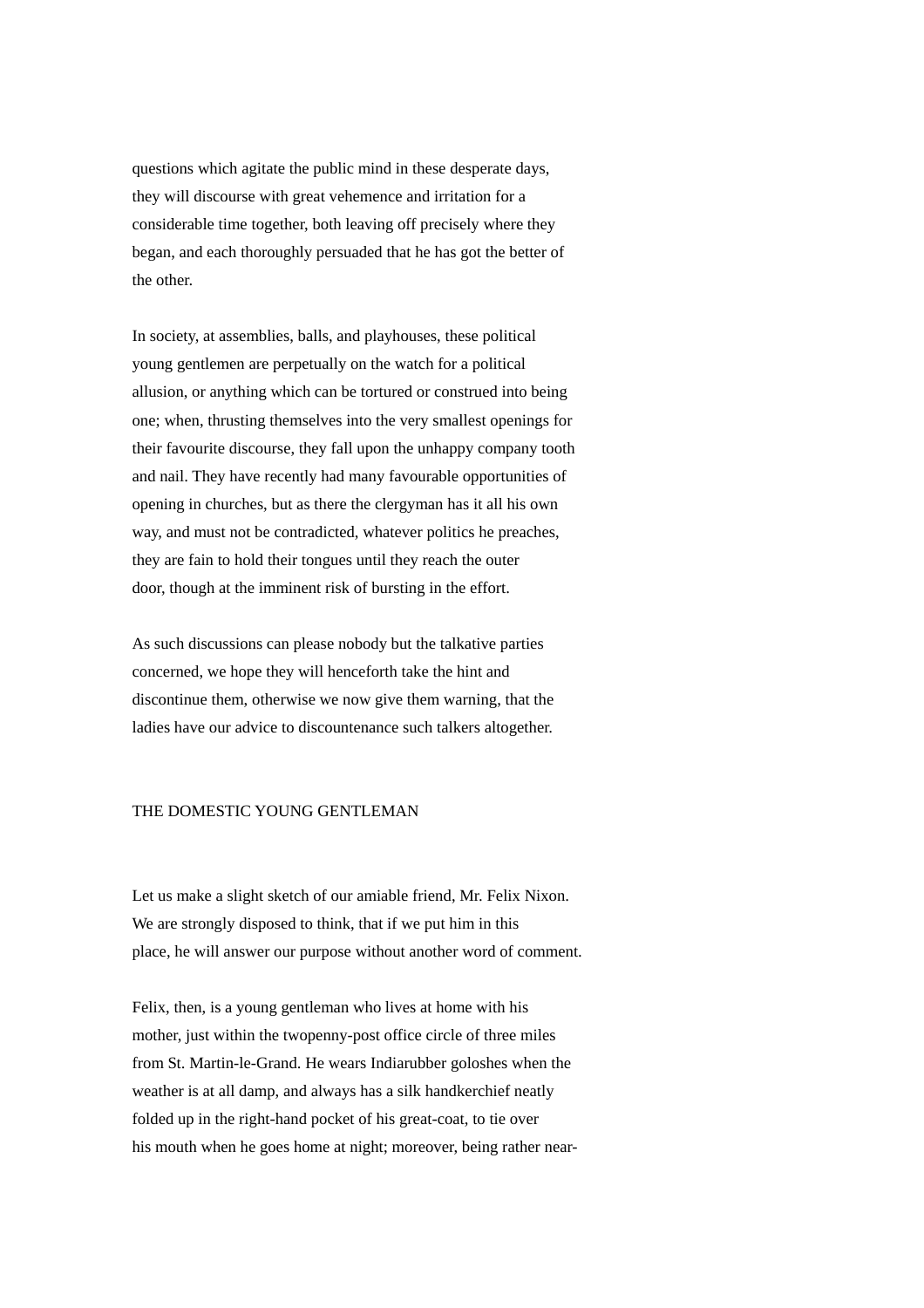questions which agitate the public mind in these desperate days, they will discourse with great vehemence and irritation for a considerable time together, both leaving off precisely where they began, and each thoroughly persuaded that he has got the better of the other.

In society, at assemblies, balls, and playhouses, these political young gentlemen are perpetually on the watch for a political allusion, or anything which can be tortured or construed into being one; when, thrusting themselves into the very smallest openings for their favourite discourse, they fall upon the unhappy company tooth and nail. They have recently had many favourable opportunities of opening in churches, but as there the clergyman has it all his own way, and must not be contradicted, whatever politics he preaches, they are fain to hold their tongues until they reach the outer door, though at the imminent risk of bursting in the effort.

As such discussions can please nobody but the talkative parties concerned, we hope they will henceforth take the hint and discontinue them, otherwise we now give them warning, that the ladies have our advice to discountenance such talkers altogether.

## THE DOMESTIC YOUNG GENTLEMAN

Let us make a slight sketch of our amiable friend, Mr. Felix Nixon. We are strongly disposed to think, that if we put him in this place, he will answer our purpose without another word of comment.

Felix, then, is a young gentleman who lives at home with his mother, just within the twopenny-post office circle of three miles from St. Martin-le-Grand. He wears Indiarubber goloshes when the weather is at all damp, and always has a silk handkerchief neatly folded up in the right-hand pocket of his great-coat, to tie over his mouth when he goes home at night; moreover, being rather near-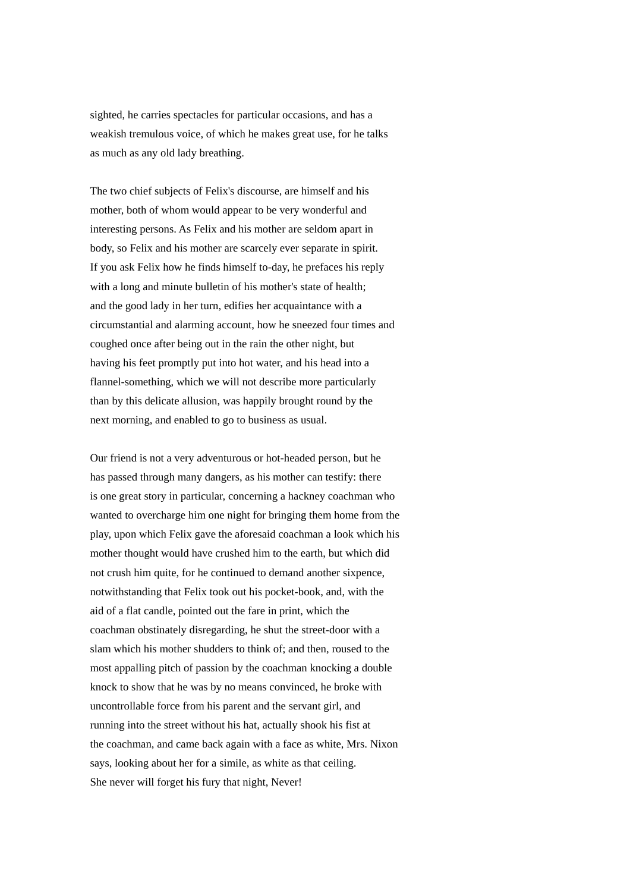sighted, he carries spectacles for particular occasions, and has a weakish tremulous voice, of which he makes great use, for he talks as much as any old lady breathing.

The two chief subjects of Felix's discourse, are himself and his mother, both of whom would appear to be very wonderful and interesting persons. As Felix and his mother are seldom apart in body, so Felix and his mother are scarcely ever separate in spirit. If you ask Felix how he finds himself to-day, he prefaces his reply with a long and minute bulletin of his mother's state of health; and the good lady in her turn, edifies her acquaintance with a circumstantial and alarming account, how he sneezed four times and coughed once after being out in the rain the other night, but having his feet promptly put into hot water, and his head into a flannel-something, which we will not describe more particularly than by this delicate allusion, was happily brought round by the next morning, and enabled to go to business as usual.

Our friend is not a very adventurous or hot-headed person, but he has passed through many dangers, as his mother can testify: there is one great story in particular, concerning a hackney coachman who wanted to overcharge him one night for bringing them home from the play, upon which Felix gave the aforesaid coachman a look which his mother thought would have crushed him to the earth, but which did not crush him quite, for he continued to demand another sixpence, notwithstanding that Felix took out his pocket-book, and, with the aid of a flat candle, pointed out the fare in print, which the coachman obstinately disregarding, he shut the street-door with a slam which his mother shudders to think of; and then, roused to the most appalling pitch of passion by the coachman knocking a double knock to show that he was by no means convinced, he broke with uncontrollable force from his parent and the servant girl, and running into the street without his hat, actually shook his fist at the coachman, and came back again with a face as white, Mrs. Nixon says, looking about her for a simile, as white as that ceiling. She never will forget his fury that night, Never!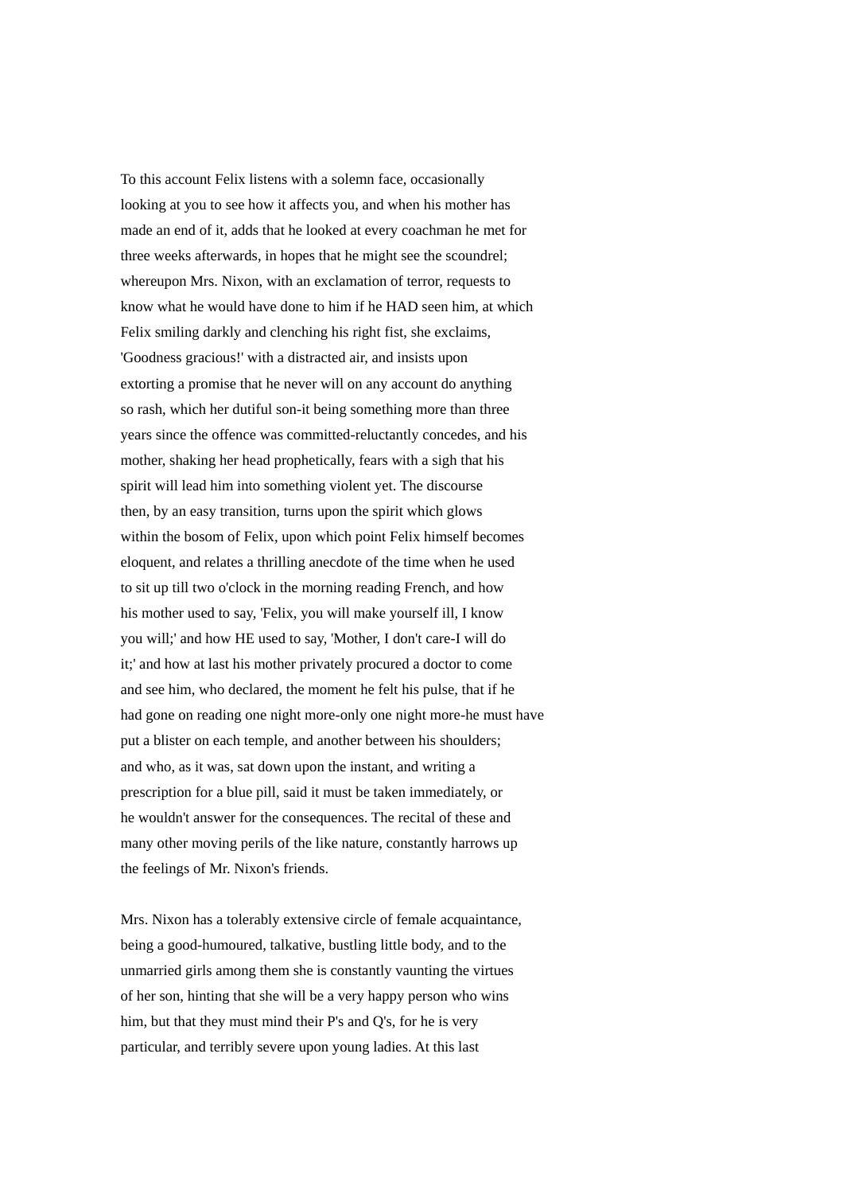To this account Felix listens with a solemn face, occasionally looking at you to see how it affects you, and when his mother has made an end of it, adds that he looked at every coachman he met for three weeks afterwards, in hopes that he might see the scoundrel; whereupon Mrs. Nixon, with an exclamation of terror, requests to know what he would have done to him if he HAD seen him, at which Felix smiling darkly and clenching his right fist, she exclaims, 'Goodness gracious!' with a distracted air, and insists upon extorting a promise that he never will on any account do anything so rash, which her dutiful son-it being something more than three years since the offence was committed-reluctantly concedes, and his mother, shaking her head prophetically, fears with a sigh that his spirit will lead him into something violent yet. The discourse then, by an easy transition, turns upon the spirit which glows within the bosom of Felix, upon which point Felix himself becomes eloquent, and relates a thrilling anecdote of the time when he used to sit up till two o'clock in the morning reading French, and how his mother used to say, 'Felix, you will make yourself ill, I know you will;' and how HE used to say, 'Mother, I don't care-I will do it;' and how at last his mother privately procured a doctor to come and see him, who declared, the moment he felt his pulse, that if he had gone on reading one night more-only one night more-he must have put a blister on each temple, and another between his shoulders; and who, as it was, sat down upon the instant, and writing a prescription for a blue pill, said it must be taken immediately, or he wouldn't answer for the consequences. The recital of these and many other moving perils of the like nature, constantly harrows up the feelings of Mr. Nixon's friends.

Mrs. Nixon has a tolerably extensive circle of female acquaintance, being a good-humoured, talkative, bustling little body, and to the unmarried girls among them she is constantly vaunting the virtues of her son, hinting that she will be a very happy person who wins him, but that they must mind their P's and Q's, for he is very particular, and terribly severe upon young ladies. At this last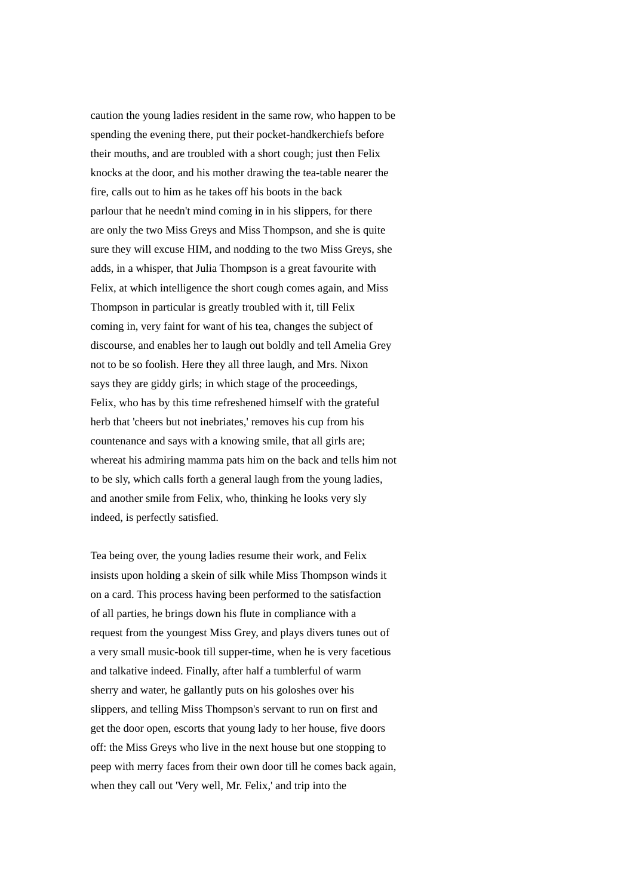caution the young ladies resident in the same row, who happen to be spending the evening there, put their pocket-handkerchiefs before their mouths, and are troubled with a short cough; just then Felix knocks at the door, and his mother drawing the tea-table nearer the fire, calls out to him as he takes off his boots in the back parlour that he needn't mind coming in in his slippers, for there are only the two Miss Greys and Miss Thompson, and she is quite sure they will excuse HIM, and nodding to the two Miss Greys, she adds, in a whisper, that Julia Thompson is a great favourite with Felix, at which intelligence the short cough comes again, and Miss Thompson in particular is greatly troubled with it, till Felix coming in, very faint for want of his tea, changes the subject of discourse, and enables her to laugh out boldly and tell Amelia Grey not to be so foolish. Here they all three laugh, and Mrs. Nixon says they are giddy girls; in which stage of the proceedings, Felix, who has by this time refreshened himself with the grateful herb that 'cheers but not inebriates,' removes his cup from his countenance and says with a knowing smile, that all girls are; whereat his admiring mamma pats him on the back and tells him not to be sly, which calls forth a general laugh from the young ladies, and another smile from Felix, who, thinking he looks very sly indeed, is perfectly satisfied.

Tea being over, the young ladies resume their work, and Felix insists upon holding a skein of silk while Miss Thompson winds it on a card. This process having been performed to the satisfaction of all parties, he brings down his flute in compliance with a request from the youngest Miss Grey, and plays divers tunes out of a very small music-book till supper-time, when he is very facetious and talkative indeed. Finally, after half a tumblerful of warm sherry and water, he gallantly puts on his goloshes over his slippers, and telling Miss Thompson's servant to run on first and get the door open, escorts that young lady to her house, five doors off: the Miss Greys who live in the next house but one stopping to peep with merry faces from their own door till he comes back again, when they call out 'Very well, Mr. Felix,' and trip into the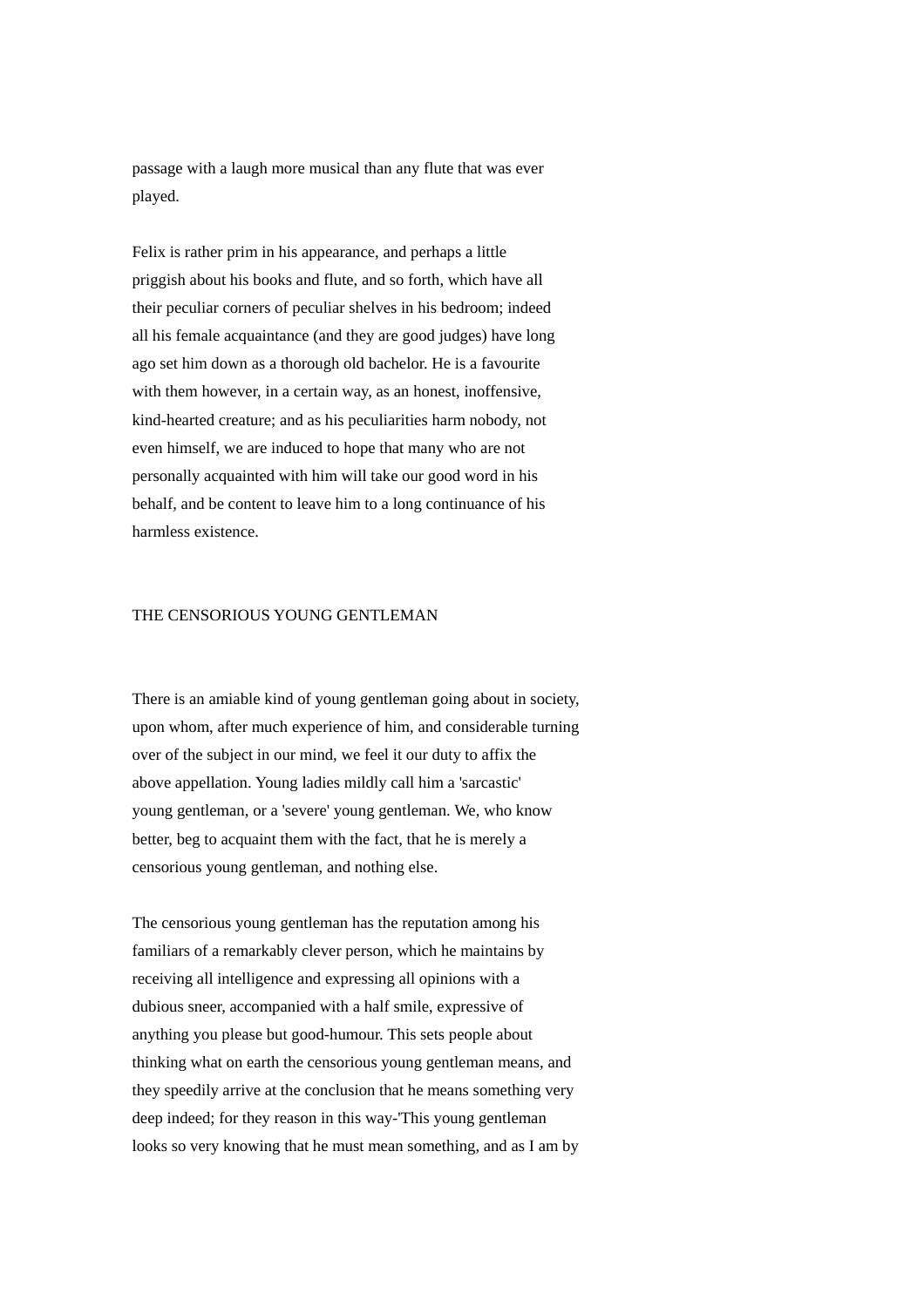passage with a laugh more musical than any flute that was ever played.

Felix is rather prim in his appearance, and perhaps a little priggish about his books and flute, and so forth, which have all their peculiar corners of peculiar shelves in his bedroom; indeed all his female acquaintance (and they are good judges) have long ago set him down as a thorough old bachelor. He is a favourite with them however, in a certain way, as an honest, inoffensive, kind-hearted creature; and as his peculiarities harm nobody, not even himself, we are induced to hope that many who are not personally acquainted with him will take our good word in his behalf, and be content to leave him to a long continuance of his harmless existence.

## THE CENSORIOUS YOUNG GENTLEMAN

There is an amiable kind of young gentleman going about in society, upon whom, after much experience of him, and considerable turning over of the subject in our mind, we feel it our duty to affix the above appellation. Young ladies mildly call him a 'sarcastic' young gentleman, or a 'severe' young gentleman. We, who know better, beg to acquaint them with the fact, that he is merely a censorious young gentleman, and nothing else.

The censorious young gentleman has the reputation among his familiars of a remarkably clever person, which he maintains by receiving all intelligence and expressing all opinions with a dubious sneer, accompanied with a half smile, expressive of anything you please but good-humour. This sets people about thinking what on earth the censorious young gentleman means, and they speedily arrive at the conclusion that he means something very deep indeed; for they reason in this way-'This young gentleman looks so very knowing that he must mean something, and as I am by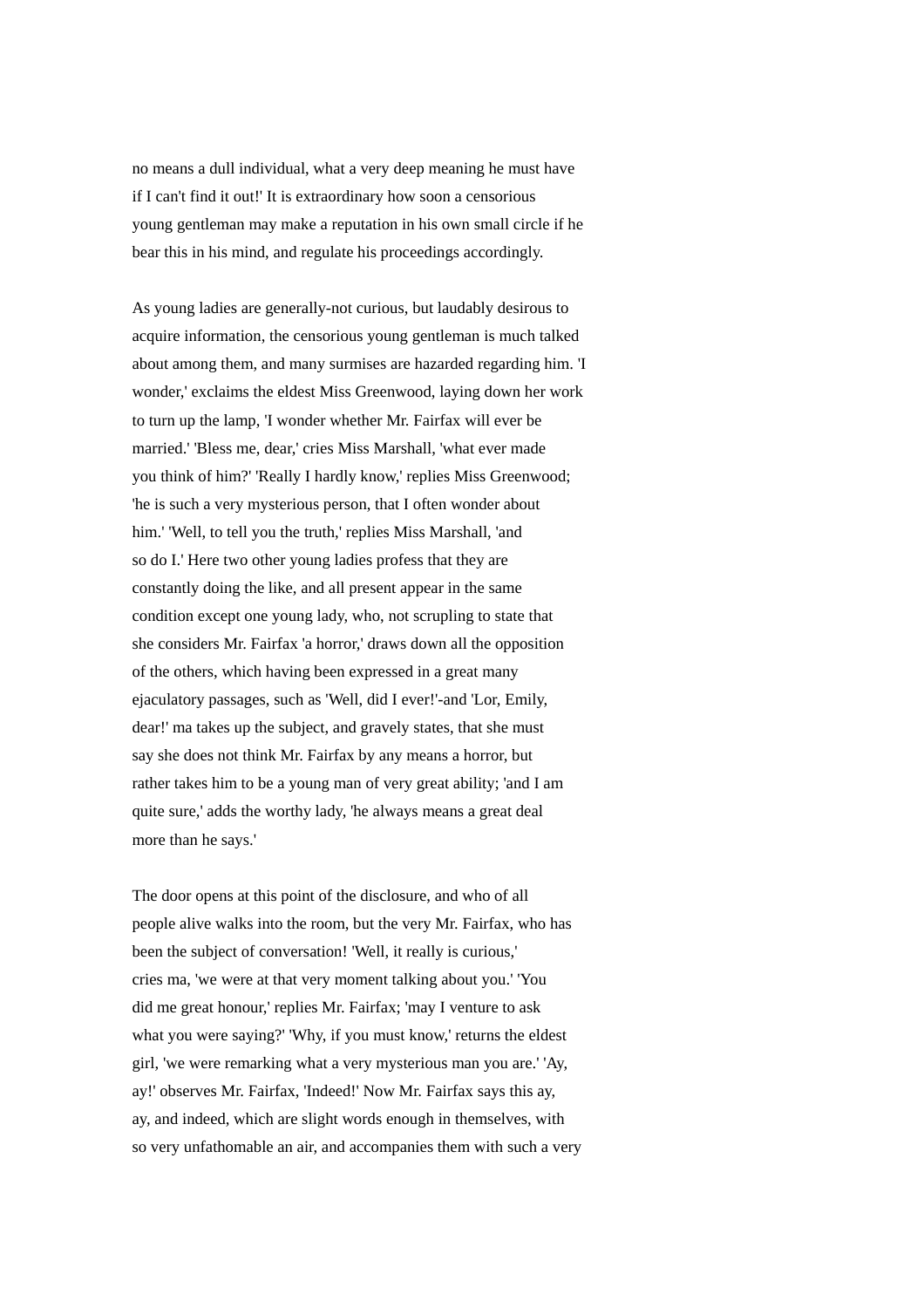no means a dull individual, what a very deep meaning he must have if I can't find it out!' It is extraordinary how soon a censorious young gentleman may make a reputation in his own small circle if he bear this in his mind, and regulate his proceedings accordingly.

As young ladies are generally-not curious, but laudably desirous to acquire information, the censorious young gentleman is much talked about among them, and many surmises are hazarded regarding him. 'I wonder,' exclaims the eldest Miss Greenwood, laying down her work to turn up the lamp, 'I wonder whether Mr. Fairfax will ever be married.' 'Bless me, dear,' cries Miss Marshall, 'what ever made you think of him?' 'Really I hardly know,' replies Miss Greenwood; 'he is such a very mysterious person, that I often wonder about him.' 'Well, to tell you the truth,' replies Miss Marshall, 'and so do I.' Here two other young ladies profess that they are constantly doing the like, and all present appear in the same condition except one young lady, who, not scrupling to state that she considers Mr. Fairfax 'a horror,' draws down all the opposition of the others, which having been expressed in a great many ejaculatory passages, such as 'Well, did I ever!'-and 'Lor, Emily, dear!' ma takes up the subject, and gravely states, that she must say she does not think Mr. Fairfax by any means a horror, but rather takes him to be a young man of very great ability; 'and I am quite sure,' adds the worthy lady, 'he always means a great deal more than he says.'

The door opens at this point of the disclosure, and who of all people alive walks into the room, but the very Mr. Fairfax, who has been the subject of conversation! 'Well, it really is curious,' cries ma, 'we were at that very moment talking about you.' 'You did me great honour,' replies Mr. Fairfax; 'may I venture to ask what you were saying?' 'Why, if you must know,' returns the eldest girl, 'we were remarking what a very mysterious man you are.' 'Ay, ay!' observes Mr. Fairfax, 'Indeed!' Now Mr. Fairfax says this ay, ay, and indeed, which are slight words enough in themselves, with so very unfathomable an air, and accompanies them with such a very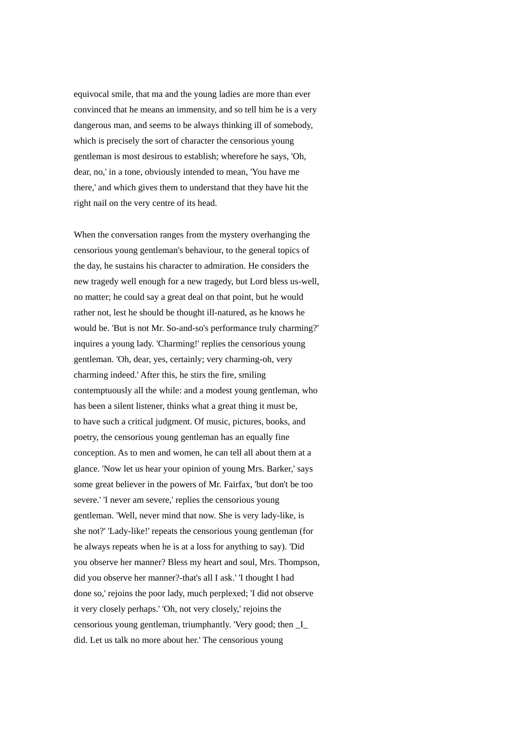equivocal smile, that ma and the young ladies are more than ever convinced that he means an immensity, and so tell him he is a very dangerous man, and seems to be always thinking ill of somebody, which is precisely the sort of character the censorious young gentleman is most desirous to establish; wherefore he says, 'Oh, dear, no,' in a tone, obviously intended to mean, 'You have me there,' and which gives them to understand that they have hit the right nail on the very centre of its head.

When the conversation ranges from the mystery overhanging the censorious young gentleman's behaviour, to the general topics of the day, he sustains his character to admiration. He considers the new tragedy well enough for a new tragedy, but Lord bless us-well, no matter; he could say a great deal on that point, but he would rather not, lest he should be thought ill-natured, as he knows he would be. 'But is not Mr. So-and-so's performance truly charming?' inquires a young lady. 'Charming!' replies the censorious young gentleman. 'Oh, dear, yes, certainly; very charming-oh, very charming indeed.' After this, he stirs the fire, smiling contemptuously all the while: and a modest young gentleman, who has been a silent listener, thinks what a great thing it must be, to have such a critical judgment. Of music, pictures, books, and poetry, the censorious young gentleman has an equally fine conception. As to men and women, he can tell all about them at a glance. 'Now let us hear your opinion of young Mrs. Barker,' says some great believer in the powers of Mr. Fairfax, 'but don't be too severe.' 'I never am severe,' replies the censorious young gentleman. 'Well, never mind that now. She is very lady-like, is she not?' 'Lady-like!' repeats the censorious young gentleman (for he always repeats when he is at a loss for anything to say). 'Did you observe her manner? Bless my heart and soul, Mrs. Thompson, did you observe her manner?-that's all I ask.' 'I thought I had done so,' rejoins the poor lady, much perplexed; 'I did not observe it very closely perhaps.' 'Oh, not very closely,' rejoins the censorious young gentleman, triumphantly. 'Very good; then _I_ did. Let us talk no more about her.' The censorious young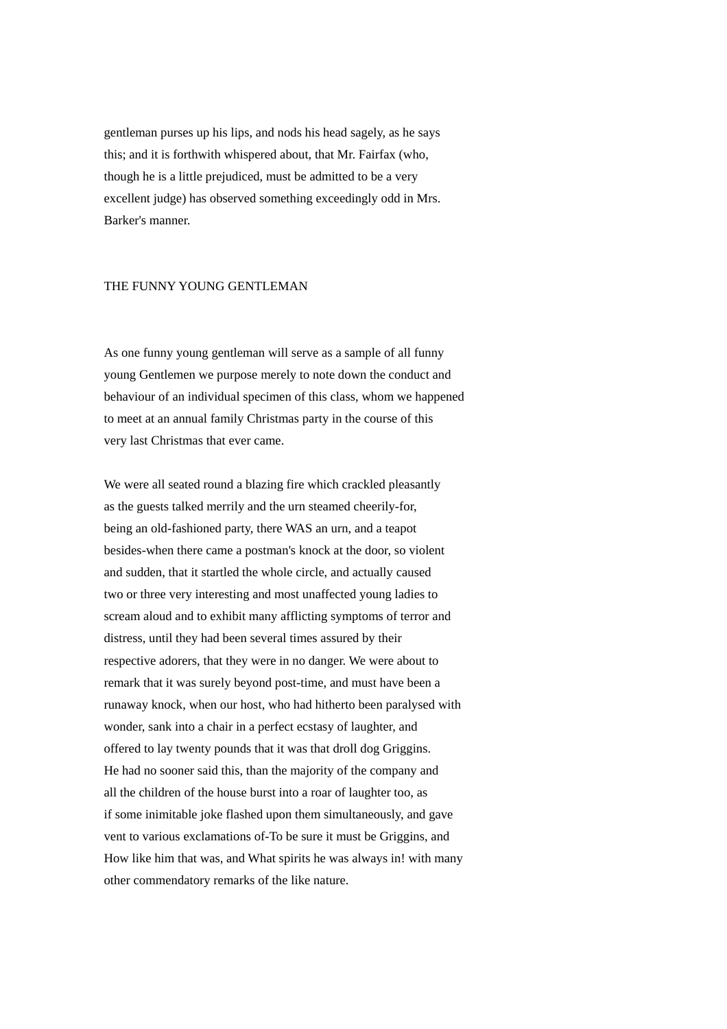gentleman purses up his lips, and nods his head sagely, as he says this; and it is forthwith whispered about, that Mr. Fairfax (who, though he is a little prejudiced, must be admitted to be a very excellent judge) has observed something exceedingly odd in Mrs. Barker's manner.

## THE FUNNY YOUNG GENTLEMAN

As one funny young gentleman will serve as a sample of all funny young Gentlemen we purpose merely to note down the conduct and behaviour of an individual specimen of this class, whom we happened to meet at an annual family Christmas party in the course of this very last Christmas that ever came.

We were all seated round a blazing fire which crackled pleasantly as the guests talked merrily and the urn steamed cheerily-for, being an old-fashioned party, there WAS an urn, and a teapot besides-when there came a postman's knock at the door, so violent and sudden, that it startled the whole circle, and actually caused two or three very interesting and most unaffected young ladies to scream aloud and to exhibit many afflicting symptoms of terror and distress, until they had been several times assured by their respective adorers, that they were in no danger. We were about to remark that it was surely beyond post-time, and must have been a runaway knock, when our host, who had hitherto been paralysed with wonder, sank into a chair in a perfect ecstasy of laughter, and offered to lay twenty pounds that it was that droll dog Griggins. He had no sooner said this, than the majority of the company and all the children of the house burst into a roar of laughter too, as if some inimitable joke flashed upon them simultaneously, and gave vent to various exclamations of-To be sure it must be Griggins, and How like him that was, and What spirits he was always in! with many other commendatory remarks of the like nature.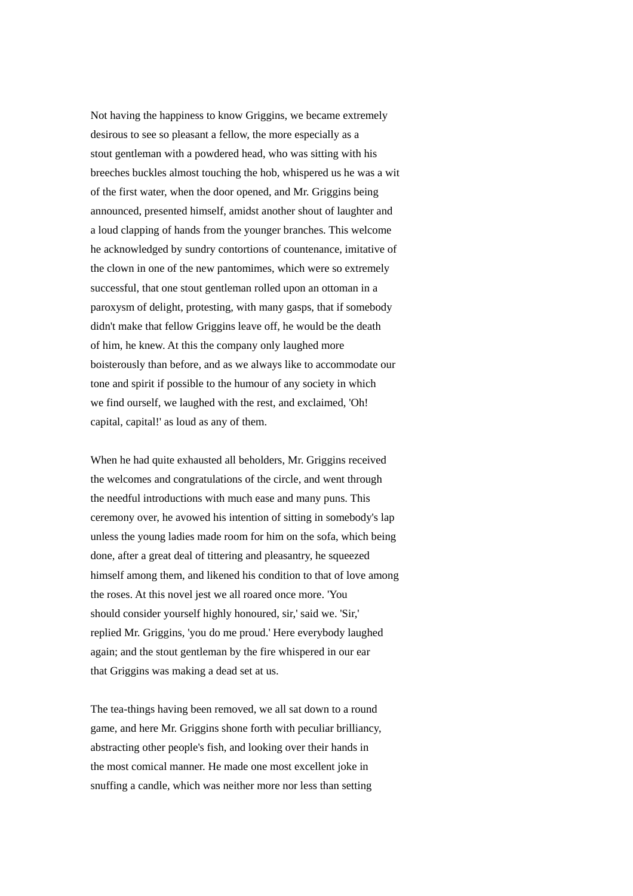Not having the happiness to know Griggins, we became extremely desirous to see so pleasant a fellow, the more especially as a stout gentleman with a powdered head, who was sitting with his breeches buckles almost touching the hob, whispered us he was a wit of the first water, when the door opened, and Mr. Griggins being announced, presented himself, amidst another shout of laughter and a loud clapping of hands from the younger branches. This welcome he acknowledged by sundry contortions of countenance, imitative of the clown in one of the new pantomimes, which were so extremely successful, that one stout gentleman rolled upon an ottoman in a paroxysm of delight, protesting, with many gasps, that if somebody didn't make that fellow Griggins leave off, he would be the death of him, he knew. At this the company only laughed more boisterously than before, and as we always like to accommodate our tone and spirit if possible to the humour of any society in which we find ourself, we laughed with the rest, and exclaimed, 'Oh! capital, capital!' as loud as any of them.

When he had quite exhausted all beholders, Mr. Griggins received the welcomes and congratulations of the circle, and went through the needful introductions with much ease and many puns. This ceremony over, he avowed his intention of sitting in somebody's lap unless the young ladies made room for him on the sofa, which being done, after a great deal of tittering and pleasantry, he squeezed himself among them, and likened his condition to that of love among the roses. At this novel jest we all roared once more. 'You should consider yourself highly honoured, sir,' said we. 'Sir,' replied Mr. Griggins, 'you do me proud.' Here everybody laughed again; and the stout gentleman by the fire whispered in our ear that Griggins was making a dead set at us.

The tea-things having been removed, we all sat down to a round game, and here Mr. Griggins shone forth with peculiar brilliancy, abstracting other people's fish, and looking over their hands in the most comical manner. He made one most excellent joke in snuffing a candle, which was neither more nor less than setting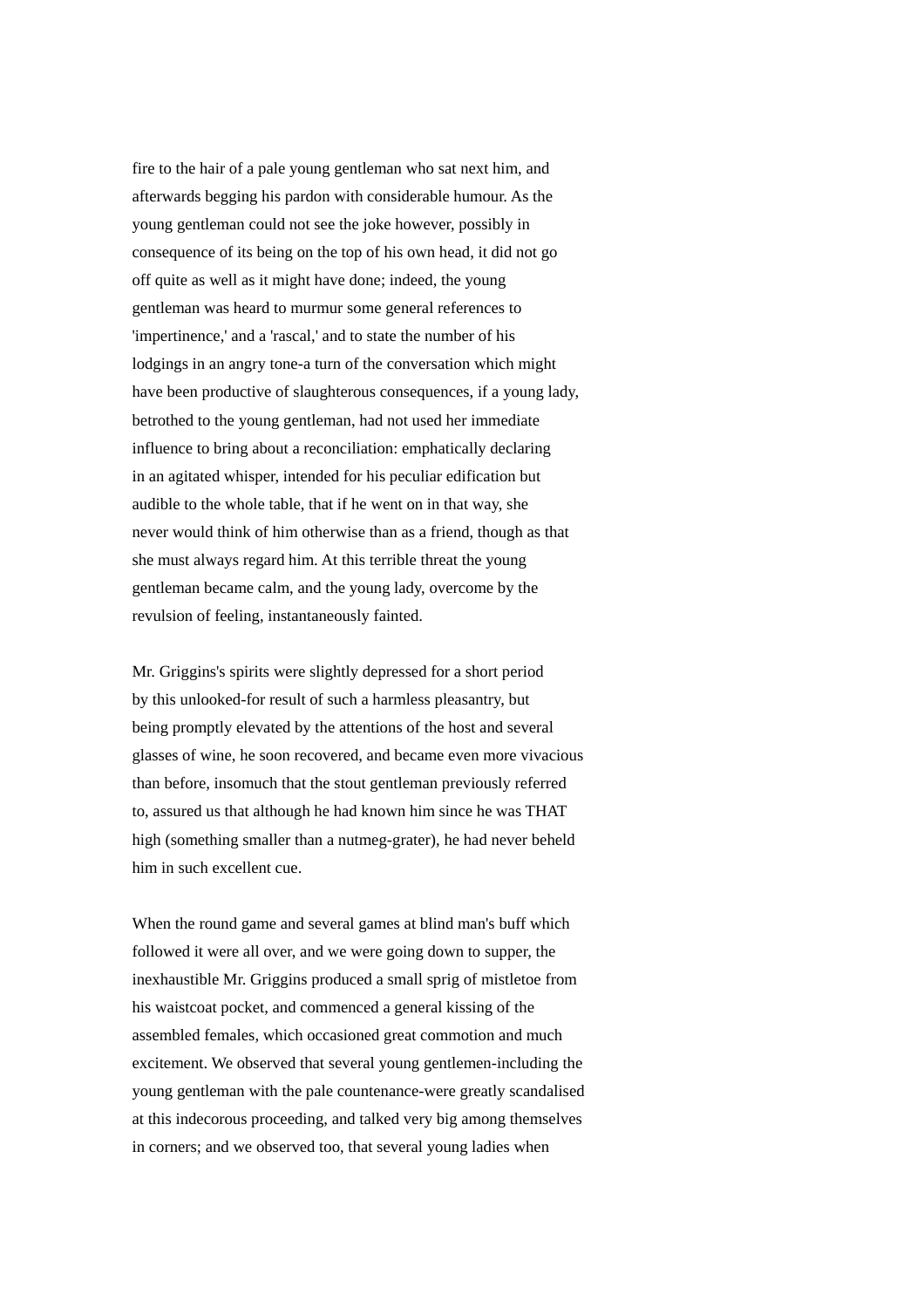fire to the hair of a pale young gentleman who sat next him, and afterwards begging his pardon with considerable humour. As the young gentleman could not see the joke however, possibly in consequence of its being on the top of his own head, it did not go off quite as well as it might have done; indeed, the young gentleman was heard to murmur some general references to 'impertinence,' and a 'rascal,' and to state the number of his lodgings in an angry tone-a turn of the conversation which might have been productive of slaughterous consequences, if a young lady, betrothed to the young gentleman, had not used her immediate influence to bring about a reconciliation: emphatically declaring in an agitated whisper, intended for his peculiar edification but audible to the whole table, that if he went on in that way, she never would think of him otherwise than as a friend, though as that she must always regard him. At this terrible threat the young gentleman became calm, and the young lady, overcome by the revulsion of feeling, instantaneously fainted.

Mr. Griggins's spirits were slightly depressed for a short period by this unlooked-for result of such a harmless pleasantry, but being promptly elevated by the attentions of the host and several glasses of wine, he soon recovered, and became even more vivacious than before, insomuch that the stout gentleman previously referred to, assured us that although he had known him since he was THAT high (something smaller than a nutmeg-grater), he had never beheld him in such excellent cue.

When the round game and several games at blind man's buff which followed it were all over, and we were going down to supper, the inexhaustible Mr. Griggins produced a small sprig of mistletoe from his waistcoat pocket, and commenced a general kissing of the assembled females, which occasioned great commotion and much excitement. We observed that several young gentlemen-including the young gentleman with the pale countenance-were greatly scandalised at this indecorous proceeding, and talked very big among themselves in corners; and we observed too, that several young ladies when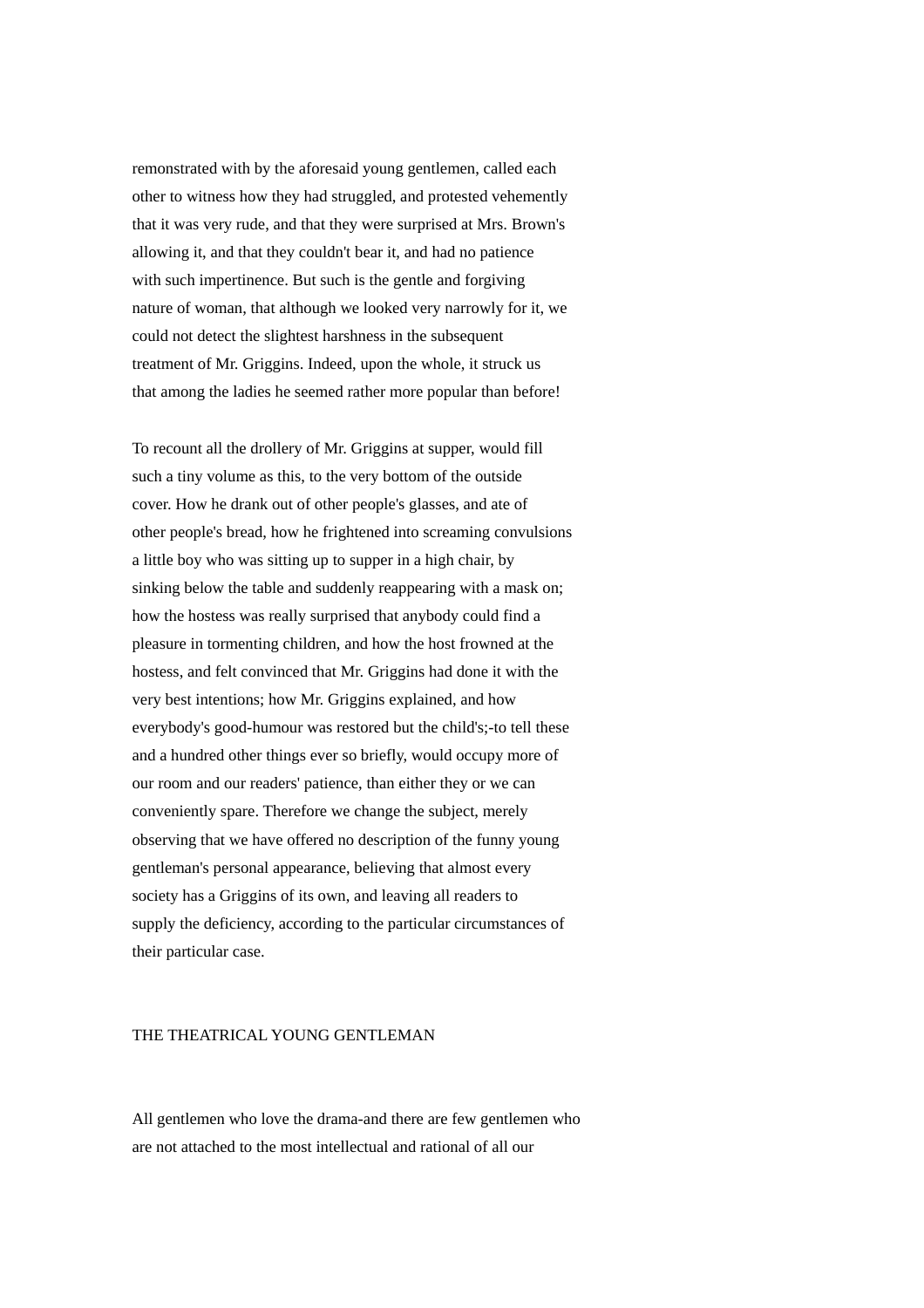remonstrated with by the aforesaid young gentlemen, called each other to witness how they had struggled, and protested vehemently that it was very rude, and that they were surprised at Mrs. Brown's allowing it, and that they couldn't bear it, and had no patience with such impertinence. But such is the gentle and forgiving nature of woman, that although we looked very narrowly for it, we could not detect the slightest harshness in the subsequent treatment of Mr. Griggins. Indeed, upon the whole, it struck us that among the ladies he seemed rather more popular than before!

To recount all the drollery of Mr. Griggins at supper, would fill such a tiny volume as this, to the very bottom of the outside cover. How he drank out of other people's glasses, and ate of other people's bread, how he frightened into screaming convulsions a little boy who was sitting up to supper in a high chair, by sinking below the table and suddenly reappearing with a mask on; how the hostess was really surprised that anybody could find a pleasure in tormenting children, and how the host frowned at the hostess, and felt convinced that Mr. Griggins had done it with the very best intentions; how Mr. Griggins explained, and how everybody's good-humour was restored but the child's;-to tell these and a hundred other things ever so briefly, would occupy more of our room and our readers' patience, than either they or we can conveniently spare. Therefore we change the subject, merely observing that we have offered no description of the funny young gentleman's personal appearance, believing that almost every society has a Griggins of its own, and leaving all readers to supply the deficiency, according to the particular circumstances of their particular case.

## THE THEATRICAL YOUNG GENTLEMAN

All gentlemen who love the drama-and there are few gentlemen who are not attached to the most intellectual and rational of all our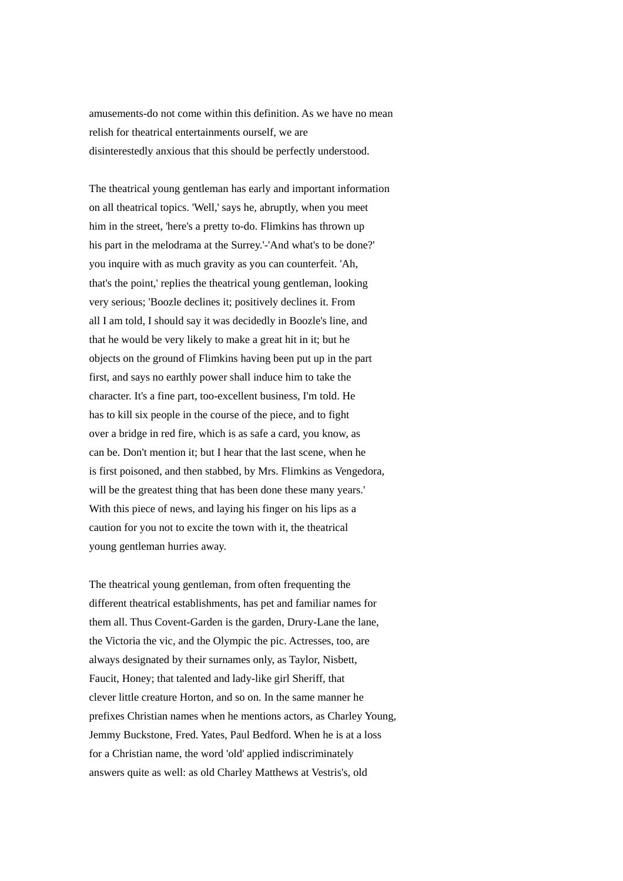amusements-do not come within this definition. As we have no mean relish for theatrical entertainments ourself, we are disinterestedly anxious that this should be perfectly understood.

The theatrical young gentleman has early and important information on all theatrical topics. 'Well,' says he, abruptly, when you meet him in the street, 'here's a pretty to-do. Flimkins has thrown up his part in the melodrama at the Surrey.'-'And what's to be done?' you inquire with as much gravity as you can counterfeit. 'Ah, that's the point,' replies the theatrical young gentleman, looking very serious; 'Boozle declines it; positively declines it. From all I am told, I should say it was decidedly in Boozle's line, and that he would be very likely to make a great hit in it; but he objects on the ground of Flimkins having been put up in the part first, and says no earthly power shall induce him to take the character. It's a fine part, too-excellent business, I'm told. He has to kill six people in the course of the piece, and to fight over a bridge in red fire, which is as safe a card, you know, as can be. Don't mention it; but I hear that the last scene, when he is first poisoned, and then stabbed, by Mrs. Flimkins as Vengedora, will be the greatest thing that has been done these many years.' With this piece of news, and laying his finger on his lips as a caution for you not to excite the town with it, the theatrical young gentleman hurries away.

The theatrical young gentleman, from often frequenting the different theatrical establishments, has pet and familiar names for them all. Thus Covent-Garden is the garden, Drury-Lane the lane, the Victoria the vic, and the Olympic the pic. Actresses, too, are always designated by their surnames only, as Taylor, Nisbett, Faucit, Honey; that talented and lady-like girl Sheriff, that clever little creature Horton, and so on. In the same manner he prefixes Christian names when he mentions actors, as Charley Young, Jemmy Buckstone, Fred. Yates, Paul Bedford. When he is at a loss for a Christian name, the word 'old' applied indiscriminately answers quite as well: as old Charley Matthews at Vestris's, old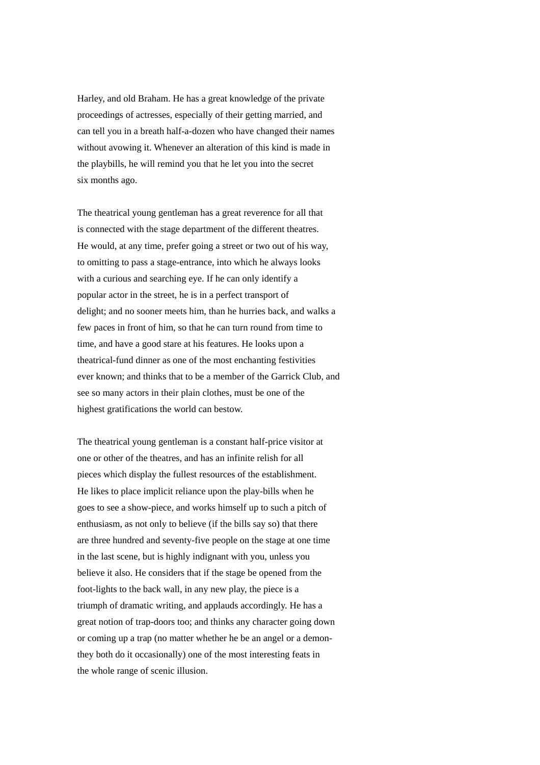Harley, and old Braham. He has a great knowledge of the private proceedings of actresses, especially of their getting married, and can tell you in a breath half-a-dozen who have changed their names without avowing it. Whenever an alteration of this kind is made in the playbills, he will remind you that he let you into the secret six months ago.

The theatrical young gentleman has a great reverence for all that is connected with the stage department of the different theatres. He would, at any time, prefer going a street or two out of his way, to omitting to pass a stage-entrance, into which he always looks with a curious and searching eye. If he can only identify a popular actor in the street, he is in a perfect transport of delight; and no sooner meets him, than he hurries back, and walks a few paces in front of him, so that he can turn round from time to time, and have a good stare at his features. He looks upon a theatrical-fund dinner as one of the most enchanting festivities ever known; and thinks that to be a member of the Garrick Club, and see so many actors in their plain clothes, must be one of the highest gratifications the world can bestow.

The theatrical young gentleman is a constant half-price visitor at one or other of the theatres, and has an infinite relish for all pieces which display the fullest resources of the establishment. He likes to place implicit reliance upon the play-bills when he goes to see a show-piece, and works himself up to such a pitch of enthusiasm, as not only to believe (if the bills say so) that there are three hundred and seventy-five people on the stage at one time in the last scene, but is highly indignant with you, unless you believe it also. He considers that if the stage be opened from the foot-lights to the back wall, in any new play, the piece is a triumph of dramatic writing, and applauds accordingly. He has a great notion of trap-doors too; and thinks any character going down or coming up a trap (no matter whether he be an angel or a demon-they both do it occasionally) one of the most interesting feats in the whole range of scenic illusion.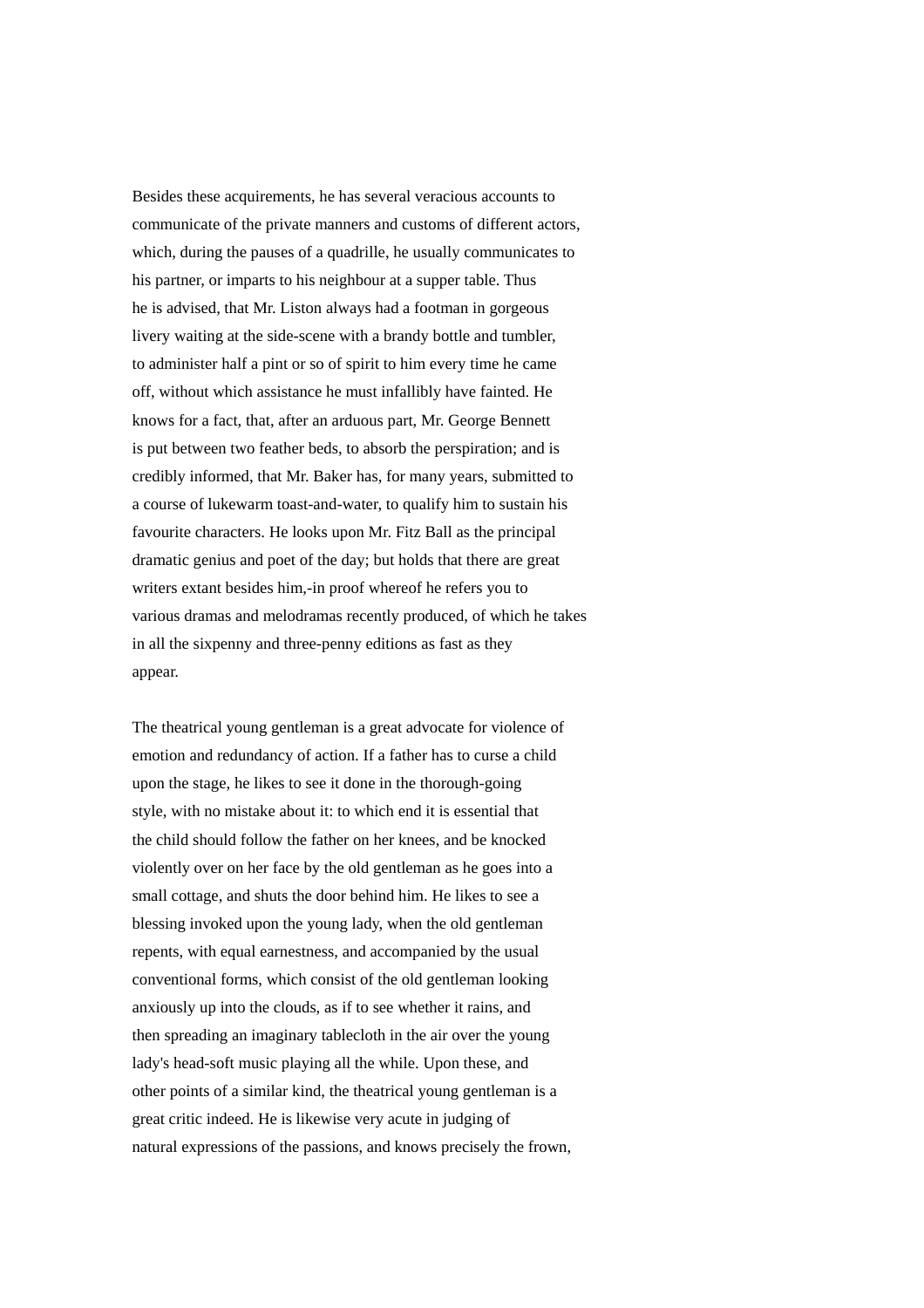Besides these acquirements, he has several veracious accounts to communicate of the private manners and customs of different actors, which, during the pauses of a quadrille, he usually communicates to his partner, or imparts to his neighbour at a supper table. Thus he is advised, that Mr. Liston always had a footman in gorgeous livery waiting at the side-scene with a brandy bottle and tumbler, to administer half a pint or so of spirit to him every time he came off, without which assistance he must infallibly have fainted. He knows for a fact, that, after an arduous part, Mr. George Bennett is put between two feather beds, to absorb the perspiration; and is credibly informed, that Mr. Baker has, for many years, submitted to a course of lukewarm toast-and-water, to qualify him to sustain his favourite characters. He looks upon Mr. Fitz Ball as the principal dramatic genius and poet of the day; but holds that there are great writers extant besides him,-in proof whereof he refers you to various dramas and melodramas recently produced, of which he takes in all the sixpenny and three-penny editions as fast as they appear.

The theatrical young gentleman is a great advocate for violence of emotion and redundancy of action. If a father has to curse a child upon the stage, he likes to see it done in the thorough-going style, with no mistake about it: to which end it is essential that the child should follow the father on her knees, and be knocked violently over on her face by the old gentleman as he goes into a small cottage, and shuts the door behind him. He likes to see a blessing invoked upon the young lady, when the old gentleman repents, with equal earnestness, and accompanied by the usual conventional forms, which consist of the old gentleman looking anxiously up into the clouds, as if to see whether it rains, and then spreading an imaginary tablecloth in the air over the young lady's head-soft music playing all the while. Upon these, and other points of a similar kind, the theatrical young gentleman is a great critic indeed. He is likewise very acute in judging of natural expressions of the passions, and knows precisely the frown,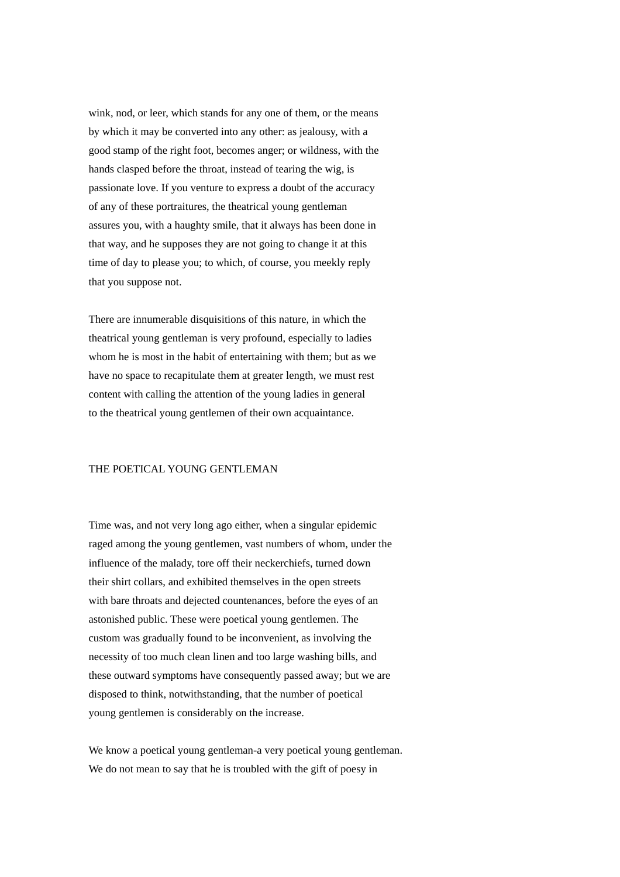wink, nod, or leer, which stands for any one of them, or the means by which it may be converted into any other: as jealousy, with a good stamp of the right foot, becomes anger; or wildness, with the hands clasped before the throat, instead of tearing the wig, is passionate love. If you venture to express a doubt of the accuracy of any of these portraitures, the theatrical young gentleman assures you, with a haughty smile, that it always has been done in that way, and he supposes they are not going to change it at this time of day to please you; to which, of course, you meekly reply that you suppose not.

There are innumerable disquisitions of this nature, in which the theatrical young gentleman is very profound, especially to ladies whom he is most in the habit of entertaining with them; but as we have no space to recapitulate them at greater length, we must rest content with calling the attention of the young ladies in general to the theatrical young gentlemen of their own acquaintance.

## THE POETICAL YOUNG GENTLEMAN

Time was, and not very long ago either, when a singular epidemic raged among the young gentlemen, vast numbers of whom, under the influence of the malady, tore off their neckerchiefs, turned down their shirt collars, and exhibited themselves in the open streets with bare throats and dejected countenances, before the eyes of an astonished public. These were poetical young gentlemen. The custom was gradually found to be inconvenient, as involving the necessity of too much clean linen and too large washing bills, and these outward symptoms have consequently passed away; but we are disposed to think, notwithstanding, that the number of poetical young gentlemen is considerably on the increase.

We know a poetical young gentleman-a very poetical young gentleman. We do not mean to say that he is troubled with the gift of poesy in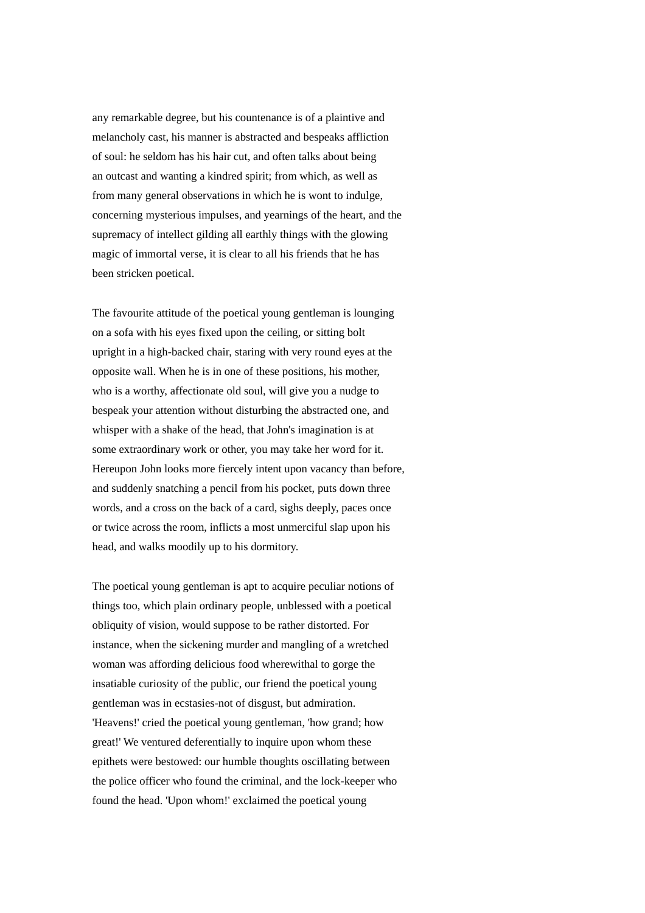any remarkable degree, but his countenance is of a plaintive and melancholy cast, his manner is abstracted and bespeaks affliction of soul: he seldom has his hair cut, and often talks about being an outcast and wanting a kindred spirit; from which, as well as from many general observations in which he is wont to indulge, concerning mysterious impulses, and yearnings of the heart, and the supremacy of intellect gilding all earthly things with the glowing magic of immortal verse, it is clear to all his friends that he has been stricken poetical.

The favourite attitude of the poetical young gentleman is lounging on a sofa with his eyes fixed upon the ceiling, or sitting bolt upright in a high-backed chair, staring with very round eyes at the opposite wall. When he is in one of these positions, his mother, who is a worthy, affectionate old soul, will give you a nudge to bespeak your attention without disturbing the abstracted one, and whisper with a shake of the head, that John's imagination is at some extraordinary work or other, you may take her word for it. Hereupon John looks more fiercely intent upon vacancy than before, and suddenly snatching a pencil from his pocket, puts down three words, and a cross on the back of a card, sighs deeply, paces once or twice across the room, inflicts a most unmerciful slap upon his head, and walks moodily up to his dormitory.

The poetical young gentleman is apt to acquire peculiar notions of things too, which plain ordinary people, unblessed with a poetical obliquity of vision, would suppose to be rather distorted. For instance, when the sickening murder and mangling of a wretched woman was affording delicious food wherewithal to gorge the insatiable curiosity of the public, our friend the poetical young gentleman was in ecstasies-not of disgust, but admiration. 'Heavens!' cried the poetical young gentleman, 'how grand; how great!' We ventured deferentially to inquire upon whom these epithets were bestowed: our humble thoughts oscillating between the police officer who found the criminal, and the lock-keeper who found the head. 'Upon whom!' exclaimed the poetical young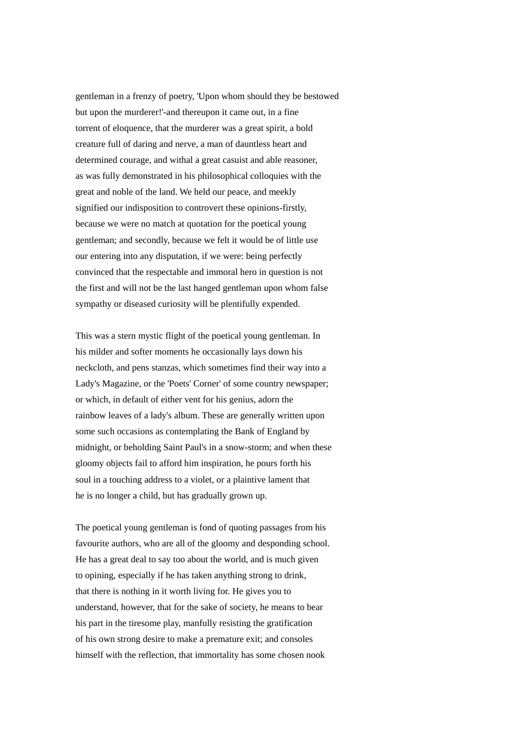gentleman in a frenzy of poetry, 'Upon whom should they be bestowed but upon the murderer!'-and thereupon it came out, in a fine torrent of eloquence, that the murderer was a great spirit, a bold creature full of daring and nerve, a man of dauntless heart and determined courage, and withal a great casuist and able reasoner, as was fully demonstrated in his philosophical colloquies with the great and noble of the land. We held our peace, and meekly signified our indisposition to controvert these opinions-firstly, because we were no match at quotation for the poetical young gentleman; and secondly, because we felt it would be of little use our entering into any disputation, if we were: being perfectly convinced that the respectable and immoral hero in question is not the first and will not be the last hanged gentleman upon whom false sympathy or diseased curiosity will be plentifully expended.

This was a stern mystic flight of the poetical young gentleman. In his milder and softer moments he occasionally lays down his neckcloth, and pens stanzas, which sometimes find their way into a Lady's Magazine, or the 'Poets' Corner' of some country newspaper; or which, in default of either vent for his genius, adorn the rainbow leaves of a lady's album. These are generally written upon some such occasions as contemplating the Bank of England by midnight, or beholding Saint Paul's in a snow-storm; and when these gloomy objects fail to afford him inspiration, he pours forth his soul in a touching address to a violet, or a plaintive lament that he is no longer a child, but has gradually grown up.

The poetical young gentleman is fond of quoting passages from his favourite authors, who are all of the gloomy and desponding school. He has a great deal to say too about the world, and is much given to opining, especially if he has taken anything strong to drink, that there is nothing in it worth living for. He gives you to understand, however, that for the sake of society, he means to bear his part in the tiresome play, manfully resisting the gratification of his own strong desire to make a premature exit; and consoles himself with the reflection, that immortality has some chosen nook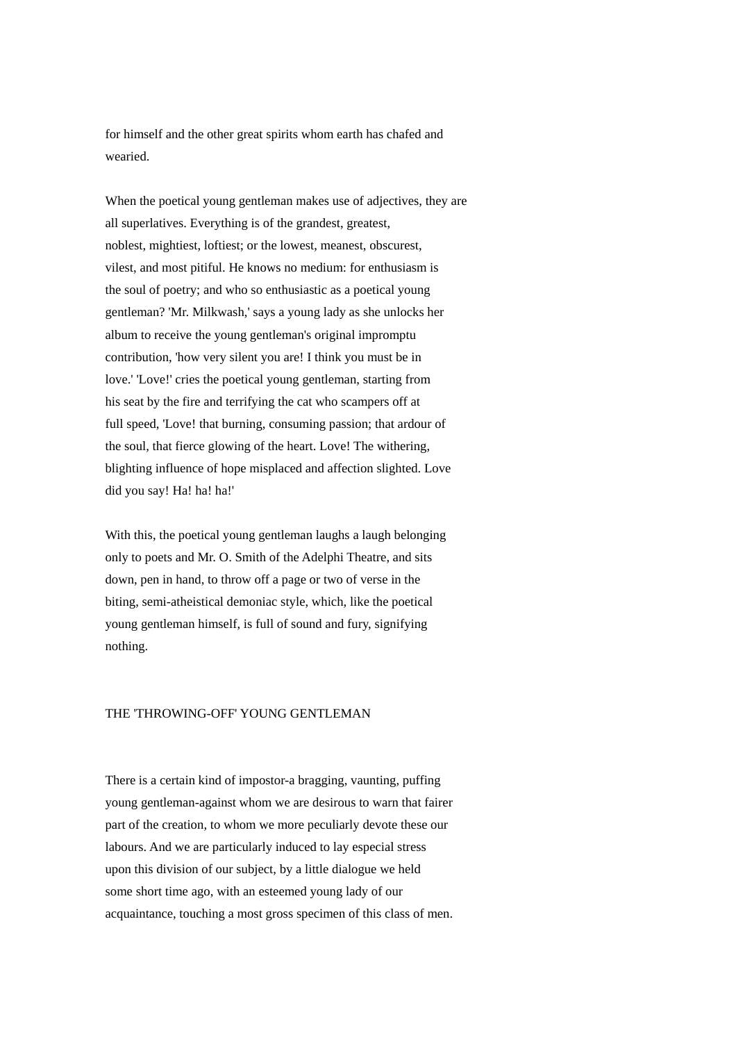for himself and the other great spirits whom earth has chafed and wearied.

When the poetical young gentleman makes use of adjectives, they are all superlatives. Everything is of the grandest, greatest, noblest, mightiest, loftiest; or the lowest, meanest, obscurest, vilest, and most pitiful. He knows no medium: for enthusiasm is the soul of poetry; and who so enthusiastic as a poetical young gentleman? 'Mr. Milkwash,' says a young lady as she unlocks her album to receive the young gentleman's original impromptu contribution, 'how very silent you are! I think you must be in love.' 'Love!' cries the poetical young gentleman, starting from his seat by the fire and terrifying the cat who scampers off at full speed, 'Love! that burning, consuming passion; that ardour of the soul, that fierce glowing of the heart. Love! The withering, blighting influence of hope misplaced and affection slighted. Love did you say! Ha! ha! ha!'

With this, the poetical young gentleman laughs a laugh belonging only to poets and Mr. O. Smith of the Adelphi Theatre, and sits down, pen in hand, to throw off a page or two of verse in the biting, semi-atheistical demoniac style, which, like the poetical young gentleman himself, is full of sound and fury, signifying nothing.

## THE 'THROWING-OFF' YOUNG GENTLEMAN

There is a certain kind of impostor-a bragging, vaunting, puffing young gentleman-against whom we are desirous to warn that fairer part of the creation, to whom we more peculiarly devote these our labours. And we are particularly induced to lay especial stress upon this division of our subject, by a little dialogue we held some short time ago, with an esteemed young lady of our acquaintance, touching a most gross specimen of this class of men.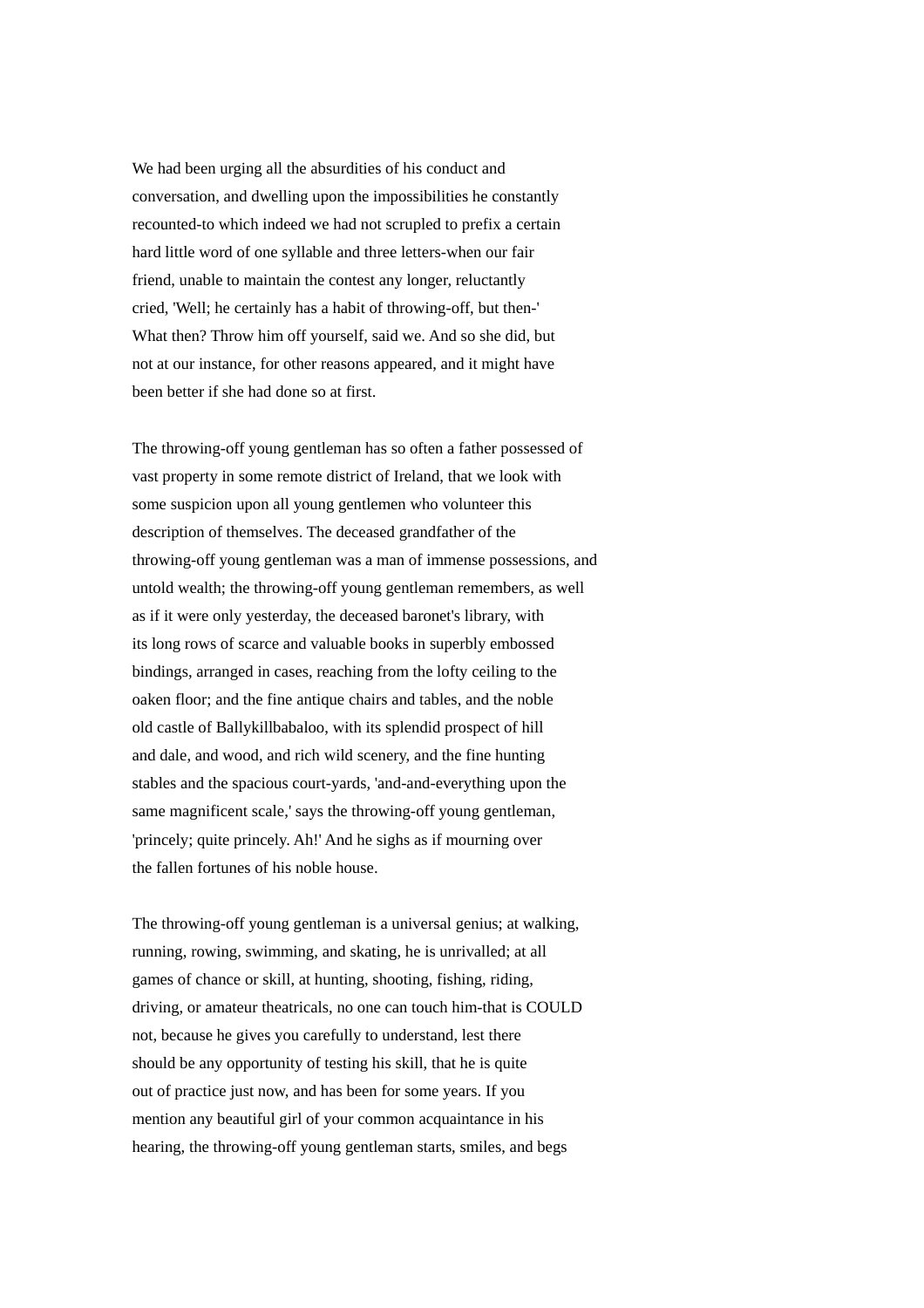We had been urging all the absurdities of his conduct and conversation, and dwelling upon the impossibilities he constantly recounted-to which indeed we had not scrupled to prefix a certain hard little word of one syllable and three letters-when our fair friend, unable to maintain the contest any longer, reluctantly cried, 'Well; he certainly has a habit of throwing-off, but then-' What then? Throw him off yourself, said we. And so she did, but not at our instance, for other reasons appeared, and it might have been better if she had done so at first.

The throwing-off young gentleman has so often a father possessed of vast property in some remote district of Ireland, that we look with some suspicion upon all young gentlemen who volunteer this description of themselves. The deceased grandfather of the throwing-off young gentleman was a man of immense possessions, and untold wealth; the throwing-off young gentleman remembers, as well as if it were only yesterday, the deceased baronet's library, with its long rows of scarce and valuable books in superbly embossed bindings, arranged in cases, reaching from the lofty ceiling to the oaken floor; and the fine antique chairs and tables, and the noble old castle of Ballykillbabaloo, with its splendid prospect of hill and dale, and wood, and rich wild scenery, and the fine hunting stables and the spacious court-yards, 'and-and-everything upon the same magnificent scale,' says the throwing-off young gentleman, 'princely; quite princely. Ah!' And he sighs as if mourning over the fallen fortunes of his noble house.

The throwing-off young gentleman is a universal genius; at walking, running, rowing, swimming, and skating, he is unrivalled; at all games of chance or skill, at hunting, shooting, fishing, riding, driving, or amateur theatricals, no one can touch him-that is COULD not, because he gives you carefully to understand, lest there should be any opportunity of testing his skill, that he is quite out of practice just now, and has been for some years. If you mention any beautiful girl of your common acquaintance in his hearing, the throwing-off young gentleman starts, smiles, and begs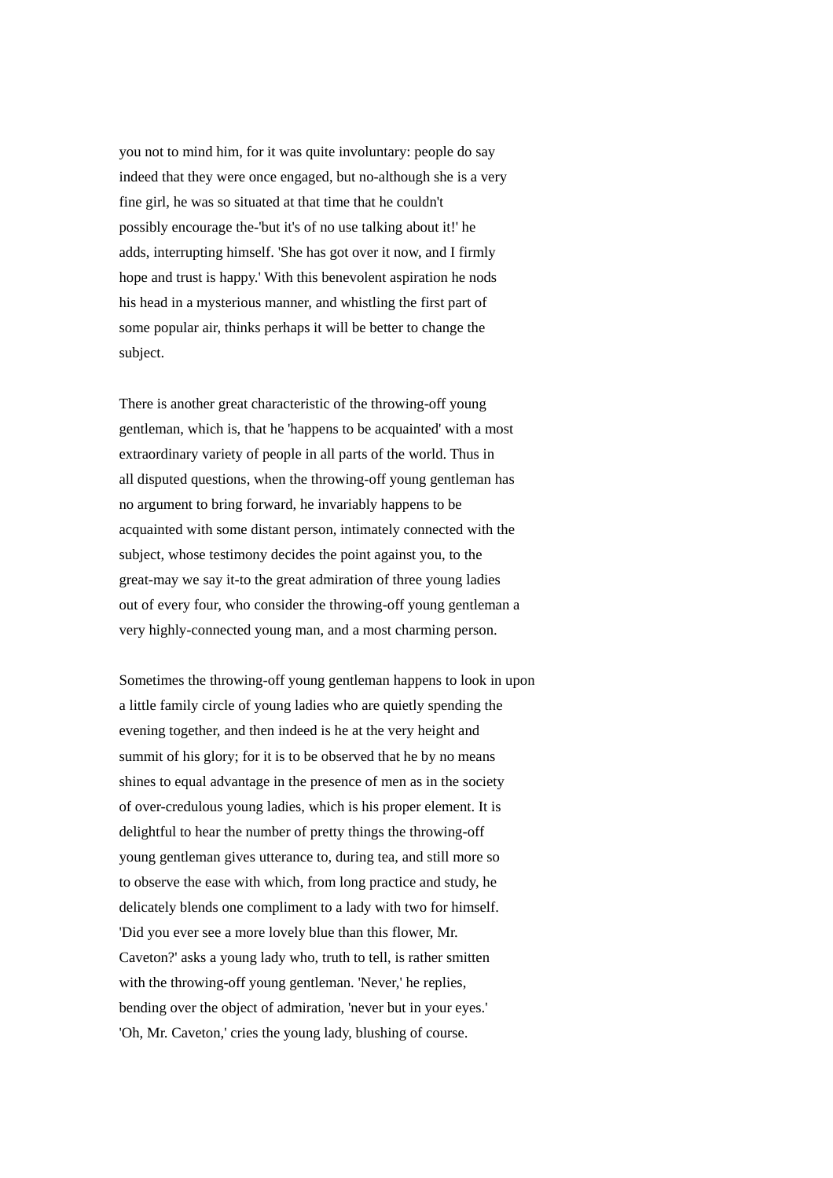you not to mind him, for it was quite involuntary: people do say indeed that they were once engaged, but no-although she is a very fine girl, he was so situated at that time that he couldn't possibly encourage the-'but it's of no use talking about it!' he adds, interrupting himself. 'She has got over it now, and I firmly hope and trust is happy.' With this benevolent aspiration he nods his head in a mysterious manner, and whistling the first part of some popular air, thinks perhaps it will be better to change the subject.

There is another great characteristic of the throwing-off young gentleman, which is, that he 'happens to be acquainted' with a most extraordinary variety of people in all parts of the world. Thus in all disputed questions, when the throwing-off young gentleman has no argument to bring forward, he invariably happens to be acquainted with some distant person, intimately connected with the subject, whose testimony decides the point against you, to the great-may we say it-to the great admiration of three young ladies out of every four, who consider the throwing-off young gentleman a very highly-connected young man, and a most charming person.

Sometimes the throwing-off young gentleman happens to look in upon a little family circle of young ladies who are quietly spending the evening together, and then indeed is he at the very height and summit of his glory; for it is to be observed that he by no means shines to equal advantage in the presence of men as in the society of over-credulous young ladies, which is his proper element. It is delightful to hear the number of pretty things the throwing-off young gentleman gives utterance to, during tea, and still more so to observe the ease with which, from long practice and study, he delicately blends one compliment to a lady with two for himself. 'Did you ever see a more lovely blue than this flower, Mr. Caveton?' asks a young lady who, truth to tell, is rather smitten with the throwing-off young gentleman. 'Never,' he replies, bending over the object of admiration, 'never but in your eyes.' 'Oh, Mr. Caveton,' cries the young lady, blushing of course.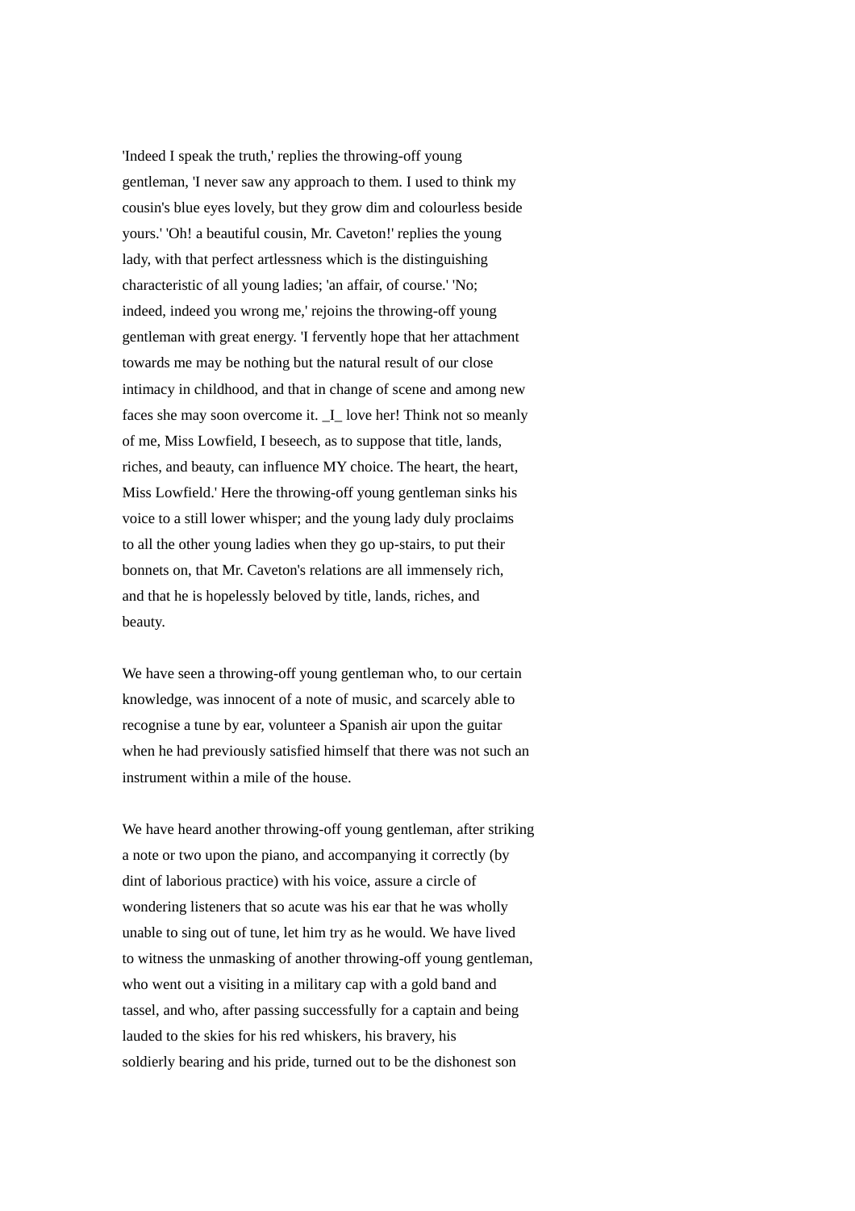'Indeed I speak the truth,' replies the throwing-off young gentleman, 'I never saw any approach to them. I used to think my cousin's blue eyes lovely, but they grow dim and colourless beside yours.' 'Oh! a beautiful cousin, Mr. Caveton!' replies the young lady, with that perfect artlessness which is the distinguishing characteristic of all young ladies; 'an affair, of course.' 'No; indeed, indeed you wrong me,' rejoins the throwing-off young gentleman with great energy. 'I fervently hope that her attachment towards me may be nothing but the natural result of our close intimacy in childhood, and that in change of scene and among new faces she may soon overcome it. _I_ love her! Think not so meanly of me, Miss Lowfield, I beseech, as to suppose that title, lands, riches, and beauty, can influence MY choice. The heart, the heart, Miss Lowfield.' Here the throwing-off young gentleman sinks his voice to a still lower whisper; and the young lady duly proclaims to all the other young ladies when they go up-stairs, to put their bonnets on, that Mr. Caveton's relations are all immensely rich, and that he is hopelessly beloved by title, lands, riches, and beauty.

We have seen a throwing-off young gentleman who, to our certain knowledge, was innocent of a note of music, and scarcely able to recognise a tune by ear, volunteer a Spanish air upon the guitar when he had previously satisfied himself that there was not such an instrument within a mile of the house.

We have heard another throwing-off young gentleman, after striking a note or two upon the piano, and accompanying it correctly (by dint of laborious practice) with his voice, assure a circle of wondering listeners that so acute was his ear that he was wholly unable to sing out of tune, let him try as he would. We have lived to witness the unmasking of another throwing-off young gentleman, who went out a visiting in a military cap with a gold band and tassel, and who, after passing successfully for a captain and being lauded to the skies for his red whiskers, his bravery, his soldierly bearing and his pride, turned out to be the dishonest son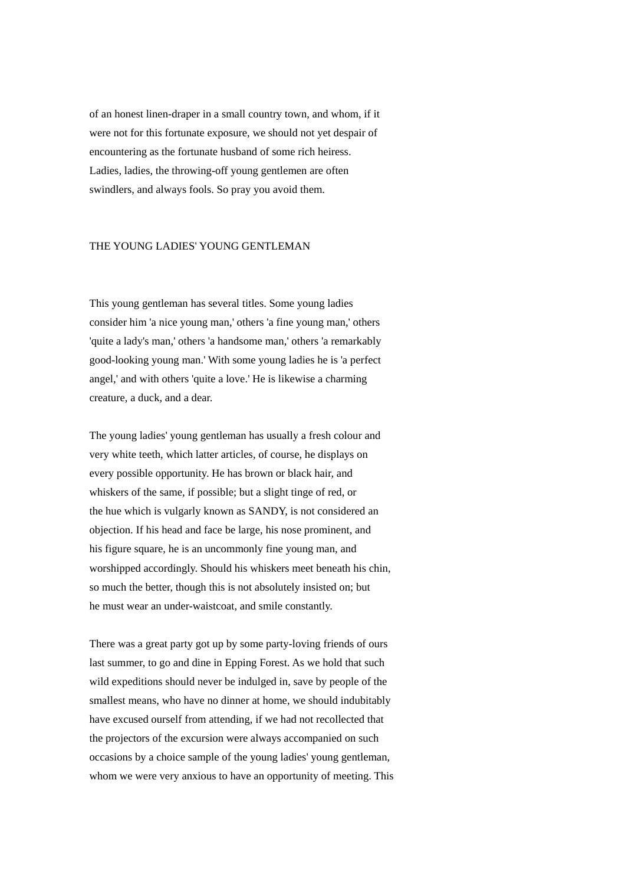of an honest linen-draper in a small country town, and whom, if it were not for this fortunate exposure, we should not yet despair of encountering as the fortunate husband of some rich heiress. Ladies, ladies, the throwing-off young gentlemen are often swindlers, and always fools. So pray you avoid them.

## THE YOUNG LADIES' YOUNG GENTLEMAN

This young gentleman has several titles. Some young ladies consider him 'a nice young man,' others 'a fine young man,' others 'quite a lady's man,' others 'a handsome man,' others 'a remarkably good-looking young man.' With some young ladies he is 'a perfect angel,' and with others 'quite a love.' He is likewise a charming creature, a duck, and a dear.

The young ladies' young gentleman has usually a fresh colour and very white teeth, which latter articles, of course, he displays on every possible opportunity. He has brown or black hair, and whiskers of the same, if possible; but a slight tinge of red, or the hue which is vulgarly known as SANDY, is not considered an objection. If his head and face be large, his nose prominent, and his figure square, he is an uncommonly fine young man, and worshipped accordingly. Should his whiskers meet beneath his chin, so much the better, though this is not absolutely insisted on; but he must wear an under-waistcoat, and smile constantly.

There was a great party got up by some party-loving friends of ours last summer, to go and dine in Epping Forest. As we hold that such wild expeditions should never be indulged in, save by people of the smallest means, who have no dinner at home, we should indubitably have excused ourself from attending, if we had not recollected that the projectors of the excursion were always accompanied on such occasions by a choice sample of the young ladies' young gentleman, whom we were very anxious to have an opportunity of meeting. This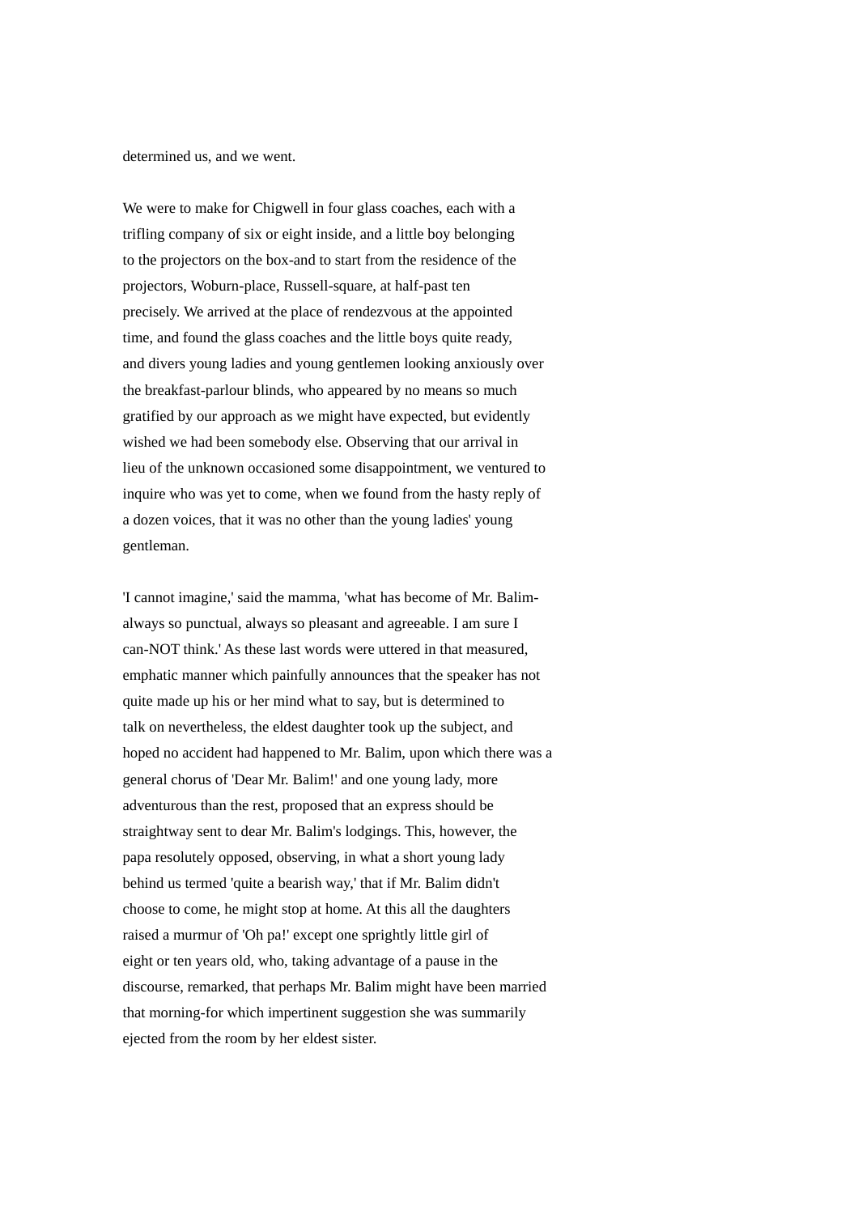determined us, and we went.

We were to make for Chigwell in four glass coaches, each with a trifling company of six or eight inside, and a little boy belonging to the projectors on the box-and to start from the residence of the projectors, Woburn-place, Russell-square, at half-past ten precisely. We arrived at the place of rendezvous at the appointed time, and found the glass coaches and the little boys quite ready, and divers young ladies and young gentlemen looking anxiously over the breakfast-parlour blinds, who appeared by no means so much gratified by our approach as we might have expected, but evidently wished we had been somebody else. Observing that our arrival in lieu of the unknown occasioned some disappointment, we ventured to inquire who was yet to come, when we found from the hasty reply of a dozen voices, that it was no other than the young ladies' young gentleman.

'I cannot imagine,' said the mamma, 'what has become of Mr. Balim- always so punctual, always so pleasant and agreeable. I am sure I can-NOT think.' As these last words were uttered in that measured, emphatic manner which painfully announces that the speaker has not quite made up his or her mind what to say, but is determined to talk on nevertheless, the eldest daughter took up the subject, and hoped no accident had happened to Mr. Balim, upon which there was a general chorus of 'Dear Mr. Balim!' and one young lady, more adventurous than the rest, proposed that an express should be straightway sent to dear Mr. Balim's lodgings. This, however, the papa resolutely opposed, observing, in what a short young lady behind us termed 'quite a bearish way,' that if Mr. Balim didn't choose to come, he might stop at home. At this all the daughters raised a murmur of 'Oh pa!' except one sprightly little girl of eight or ten years old, who, taking advantage of a pause in the discourse, remarked, that perhaps Mr. Balim might have been married that morning-for which impertinent suggestion she was summarily ejected from the room by her eldest sister.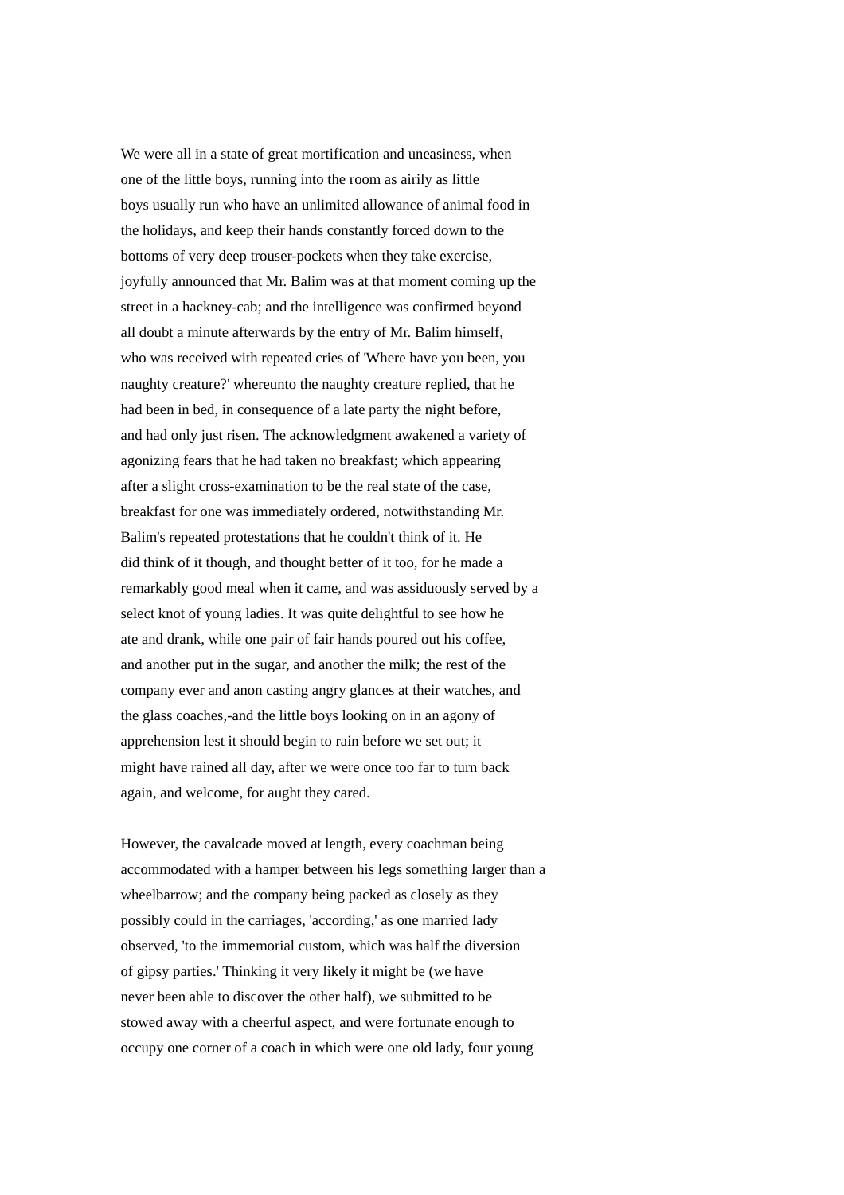We were all in a state of great mortification and uneasiness, when one of the little boys, running into the room as airily as little boys usually run who have an unlimited allowance of animal food in the holidays, and keep their hands constantly forced down to the bottoms of very deep trouser-pockets when they take exercise, joyfully announced that Mr. Balim was at that moment coming up the street in a hackney-cab; and the intelligence was confirmed beyond all doubt a minute afterwards by the entry of Mr. Balim himself, who was received with repeated cries of 'Where have you been, you naughty creature?' whereunto the naughty creature replied, that he had been in bed, in consequence of a late party the night before, and had only just risen. The acknowledgment awakened a variety of agonizing fears that he had taken no breakfast; which appearing after a slight cross-examination to be the real state of the case, breakfast for one was immediately ordered, notwithstanding Mr. Balim's repeated protestations that he couldn't think of it. He did think of it though, and thought better of it too, for he made a remarkably good meal when it came, and was assiduously served by a select knot of young ladies. It was quite delightful to see how he ate and drank, while one pair of fair hands poured out his coffee, and another put in the sugar, and another the milk; the rest of the company ever and anon casting angry glances at their watches, and the glass coaches,-and the little boys looking on in an agony of apprehension lest it should begin to rain before we set out; it might have rained all day, after we were once too far to turn back again, and welcome, for aught they cared.

However, the cavalcade moved at length, every coachman being accommodated with a hamper between his legs something larger than a wheelbarrow; and the company being packed as closely as they possibly could in the carriages, 'according,' as one married lady observed, 'to the immemorial custom, which was half the diversion of gipsy parties.' Thinking it very likely it might be (we have never been able to discover the other half), we submitted to be stowed away with a cheerful aspect, and were fortunate enough to occupy one corner of a coach in which were one old lady, four young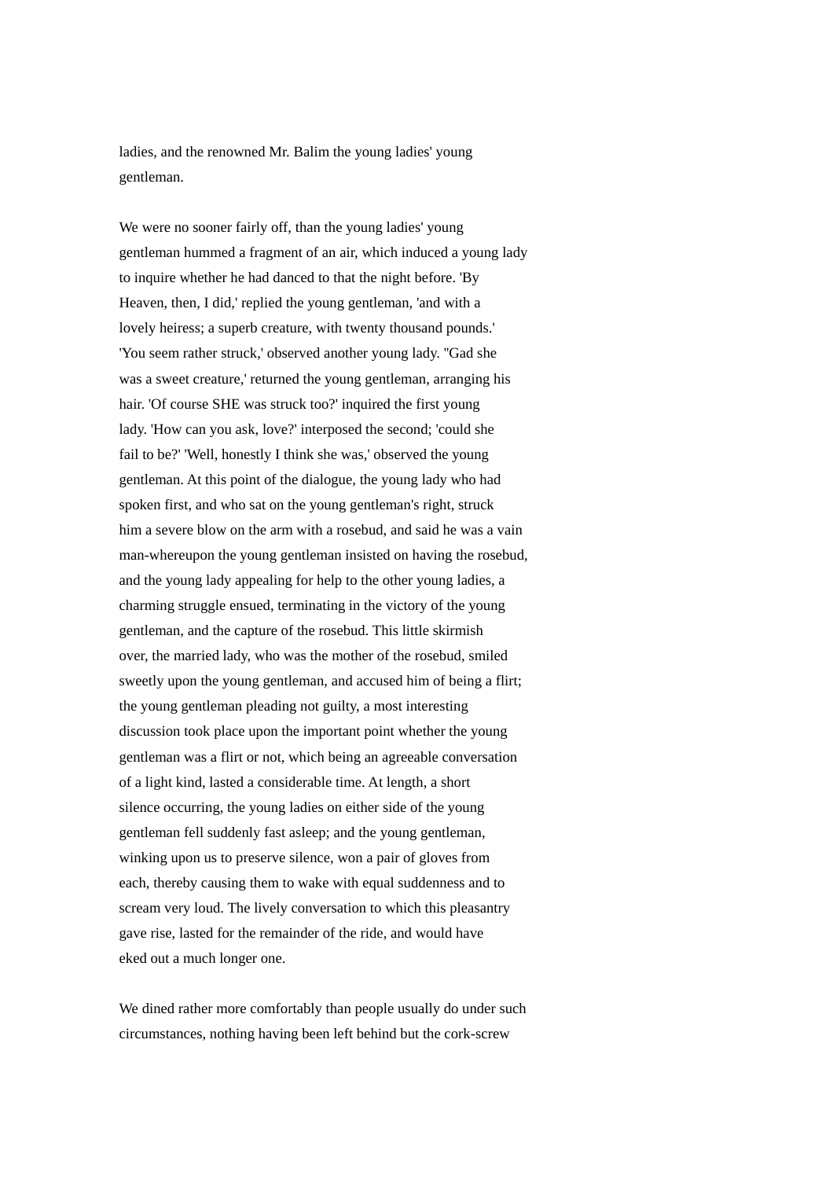ladies, and the renowned Mr. Balim the young ladies' young gentleman.

We were no sooner fairly off, than the young ladies' young gentleman hummed a fragment of an air, which induced a young lady to inquire whether he had danced to that the night before. 'By Heaven, then, I did,' replied the young gentleman, 'and with a lovely heiress; a superb creature, with twenty thousand pounds.' 'You seem rather struck,' observed another young lady. "Gad she was a sweet creature,' returned the young gentleman, arranging his hair. 'Of course SHE was struck too?' inquired the first young lady. 'How can you ask, love?' interposed the second; 'could she fail to be?' 'Well, honestly I think she was,' observed the young gentleman. At this point of the dialogue, the young lady who had spoken first, and who sat on the young gentleman's right, struck him a severe blow on the arm with a rosebud, and said he was a vain man-whereupon the young gentleman insisted on having the rosebud, and the young lady appealing for help to the other young ladies, a charming struggle ensued, terminating in the victory of the young gentleman, and the capture of the rosebud. This little skirmish over, the married lady, who was the mother of the rosebud, smiled sweetly upon the young gentleman, and accused him of being a flirt; the young gentleman pleading not guilty, a most interesting discussion took place upon the important point whether the young gentleman was a flirt or not, which being an agreeable conversation of a light kind, lasted a considerable time. At length, a short silence occurring, the young ladies on either side of the young gentleman fell suddenly fast asleep; and the young gentleman, winking upon us to preserve silence, won a pair of gloves from each, thereby causing them to wake with equal suddenness and to scream very loud. The lively conversation to which this pleasantry gave rise, lasted for the remainder of the ride, and would have eked out a much longer one.

We dined rather more comfortably than people usually do under such circumstances, nothing having been left behind but the cork-screw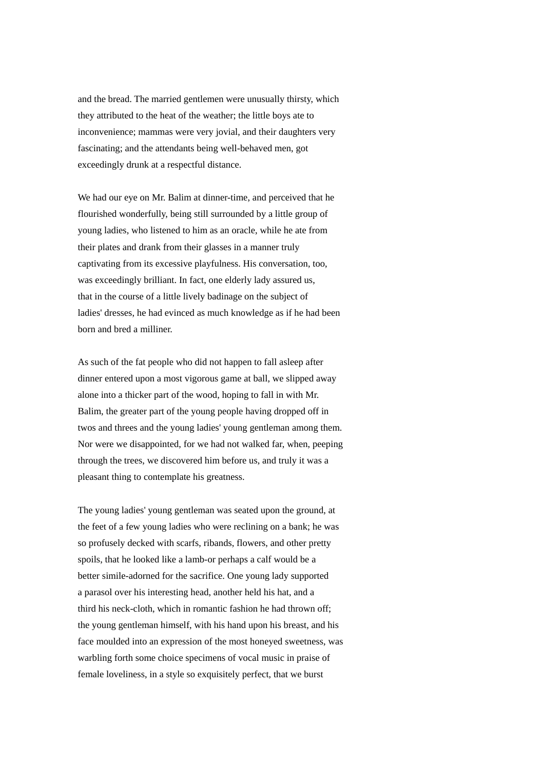and the bread. The married gentlemen were unusually thirsty, which they attributed to the heat of the weather; the little boys ate to inconvenience; mammas were very jovial, and their daughters very fascinating; and the attendants being well-behaved men, got exceedingly drunk at a respectful distance.

We had our eye on Mr. Balim at dinner-time, and perceived that he flourished wonderfully, being still surrounded by a little group of young ladies, who listened to him as an oracle, while he ate from their plates and drank from their glasses in a manner truly captivating from its excessive playfulness. His conversation, too, was exceedingly brilliant. In fact, one elderly lady assured us, that in the course of a little lively badinage on the subject of ladies' dresses, he had evinced as much knowledge as if he had been born and bred a milliner.

As such of the fat people who did not happen to fall asleep after dinner entered upon a most vigorous game at ball, we slipped away alone into a thicker part of the wood, hoping to fall in with Mr. Balim, the greater part of the young people having dropped off in twos and threes and the young ladies' young gentleman among them. Nor were we disappointed, for we had not walked far, when, peeping through the trees, we discovered him before us, and truly it was a pleasant thing to contemplate his greatness.

The young ladies' young gentleman was seated upon the ground, at the feet of a few young ladies who were reclining on a bank; he was so profusely decked with scarfs, ribands, flowers, and other pretty spoils, that he looked like a lamb-or perhaps a calf would be a better simile-adorned for the sacrifice. One young lady supported a parasol over his interesting head, another held his hat, and a third his neck-cloth, which in romantic fashion he had thrown off; the young gentleman himself, with his hand upon his breast, and his face moulded into an expression of the most honeyed sweetness, was warbling forth some choice specimens of vocal music in praise of female loveliness, in a style so exquisitely perfect, that we burst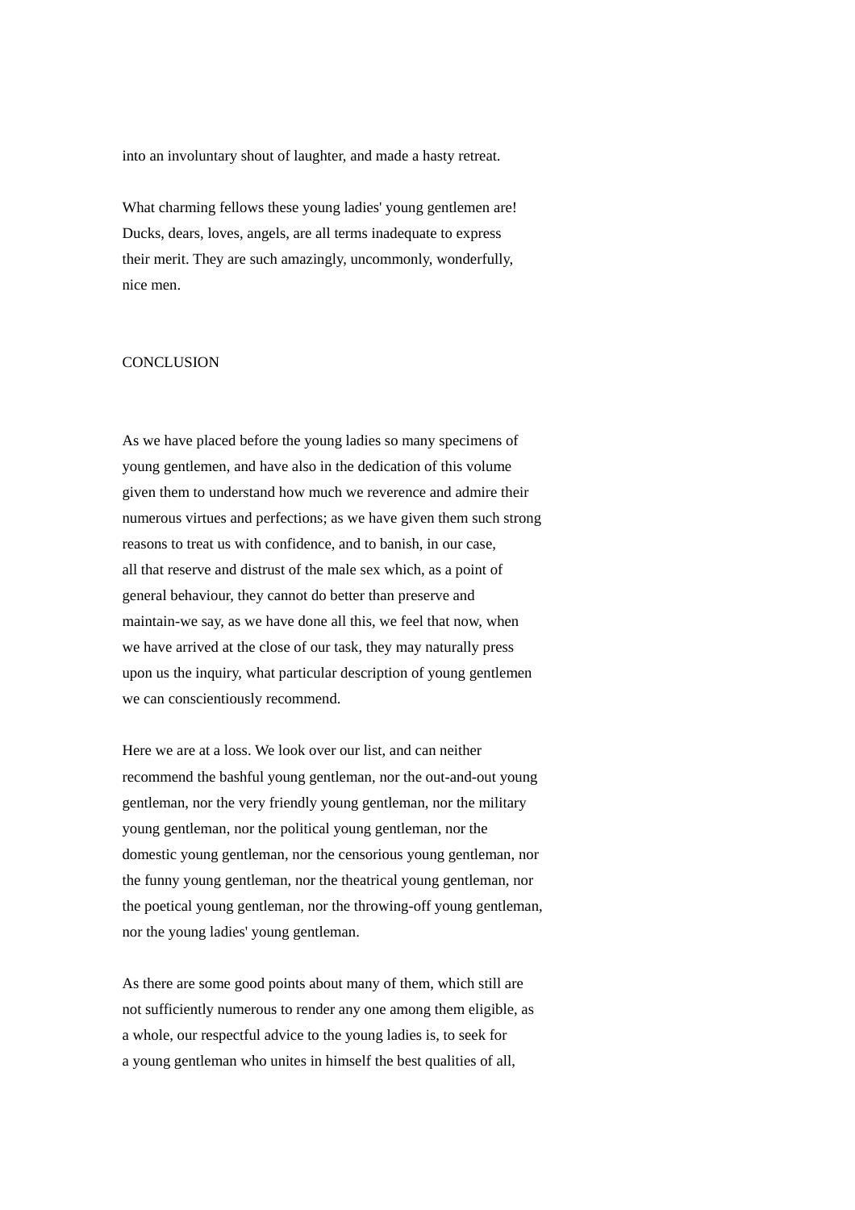into an involuntary shout of laughter, and made a hasty retreat.

What charming fellows these young ladies' young gentlemen are! Ducks, dears, loves, angels, are all terms inadequate to express their merit. They are such amazingly, uncommonly, wonderfully, nice men.

## CONCLUSION

As we have placed before the young ladies so many specimens of young gentlemen, and have also in the dedication of this volume given them to understand how much we reverence and admire their numerous virtues and perfections; as we have given them such strong reasons to treat us with confidence, and to banish, in our case, all that reserve and distrust of the male sex which, as a point of general behaviour, they cannot do better than preserve and maintain-we say, as we have done all this, we feel that now, when we have arrived at the close of our task, they may naturally press upon us the inquiry, what particular description of young gentlemen we can conscientiously recommend.

Here we are at a loss. We look over our list, and can neither recommend the bashful young gentleman, nor the out-and-out young gentleman, nor the very friendly young gentleman, nor the military young gentleman, nor the political young gentleman, nor the domestic young gentleman, nor the censorious young gentleman, nor the funny young gentleman, nor the theatrical young gentleman, nor the poetical young gentleman, nor the throwing-off young gentleman, nor the young ladies' young gentleman.

As there are some good points about many of them, which still are not sufficiently numerous to render any one among them eligible, as a whole, our respectful advice to the young ladies is, to seek for a young gentleman who unites in himself the best qualities of all,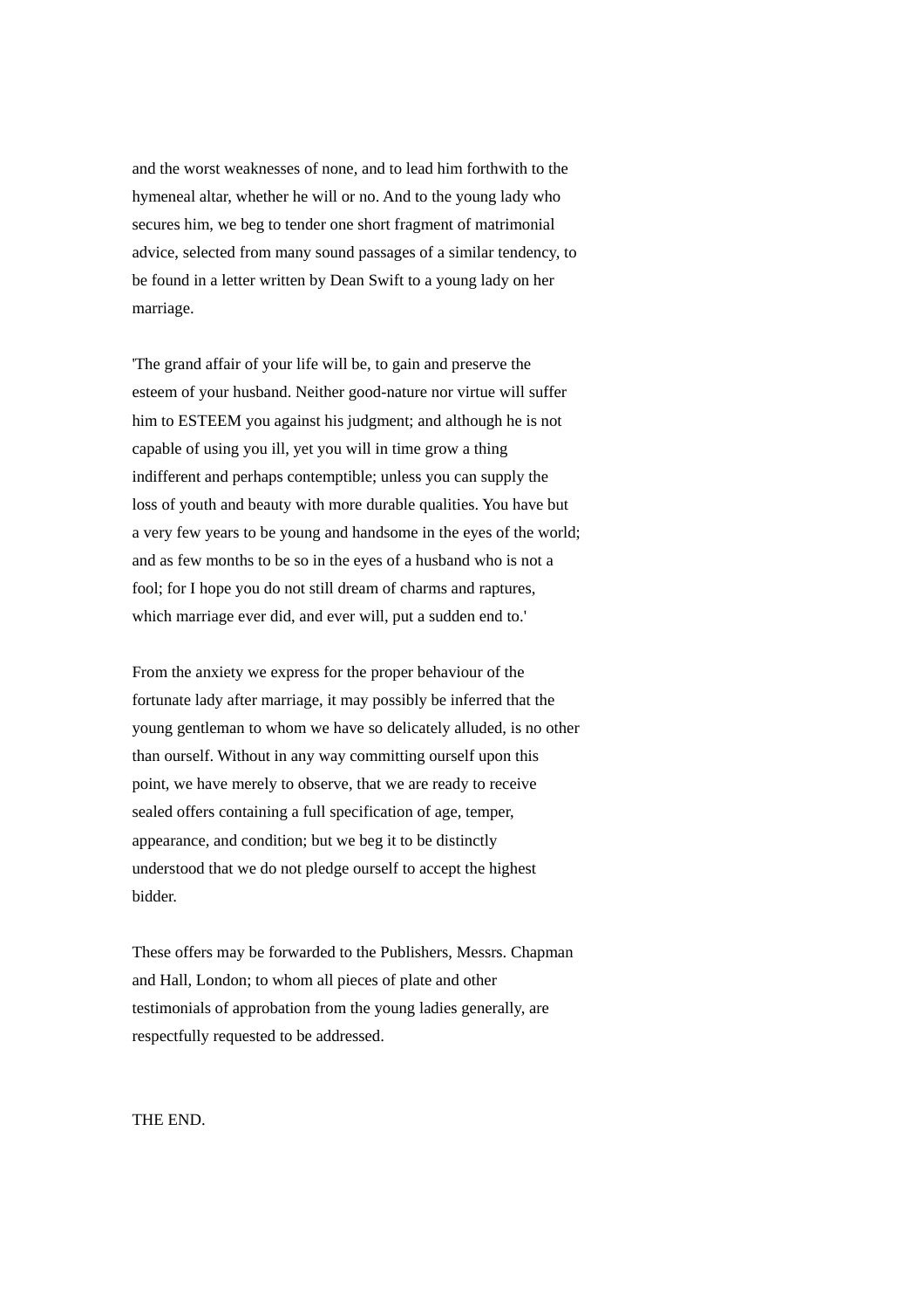and the worst weaknesses of none, and to lead him forthwith to the hymeneal altar, whether he will or no. And to the young lady who secures him, we beg to tender one short fragment of matrimonial advice, selected from many sound passages of a similar tendency, to be found in a letter written by Dean Swift to a young lady on her marriage.

'The grand affair of your life will be, to gain and preserve the esteem of your husband. Neither good-nature nor virtue will suffer him to ESTEEM you against his judgment; and although he is not capable of using you ill, yet you will in time grow a thing indifferent and perhaps contemptible; unless you can supply the loss of youth and beauty with more durable qualities. You have but a very few years to be young and handsome in the eyes of the world; and as few months to be so in the eyes of a husband who is not a fool; for I hope you do not still dream of charms and raptures, which marriage ever did, and ever will, put a sudden end to.'

From the anxiety we express for the proper behaviour of the fortunate lady after marriage, it may possibly be inferred that the young gentleman to whom we have so delicately alluded, is no other than ourself. Without in any way committing ourself upon this point, we have merely to observe, that we are ready to receive sealed offers containing a full specification of age, temper, appearance, and condition; but we beg it to be distinctly understood that we do not pledge ourself to accept the highest bidder.

These offers may be forwarded to the Publishers, Messrs. Chapman and Hall, London; to whom all pieces of plate and other testimonials of approbation from the young ladies generally, are respectfully requested to be addressed.

THE END.